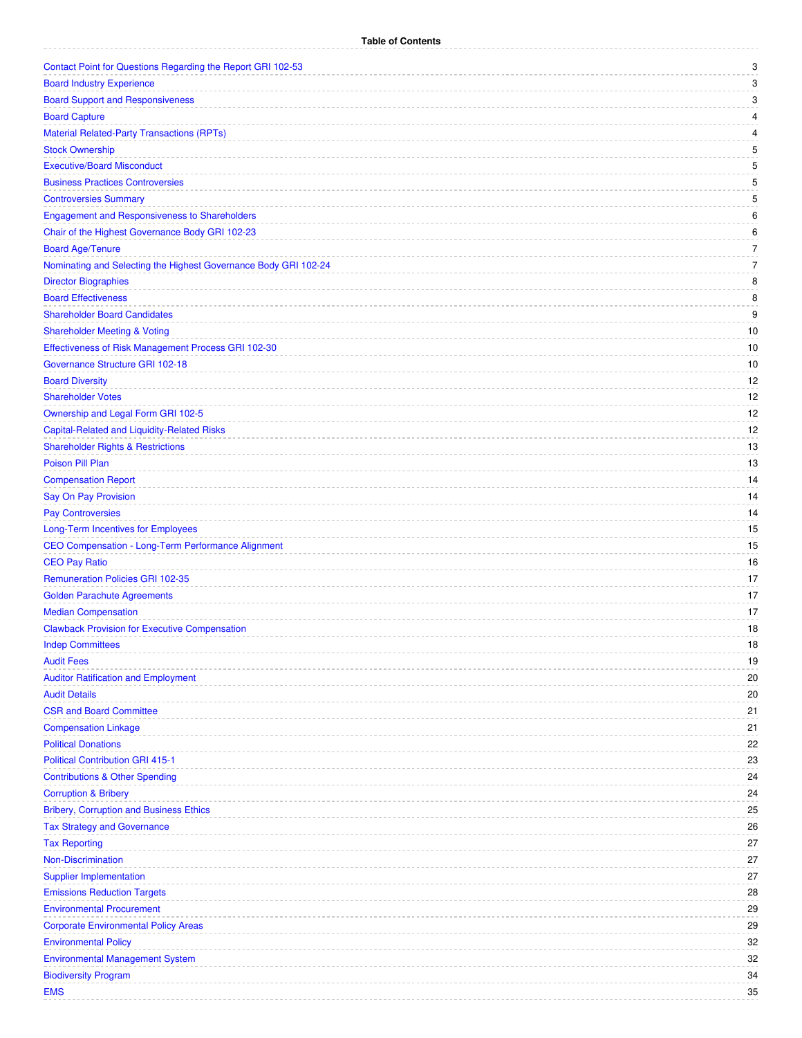# Table of Contents

| | |
|---|---|
| Contact Point for Questions Regarding the Report GRI 102-53 | 3 |
| Board Industry Experience | 3 |
| Board Support and Responsiveness | 3 |
| Board Capture | 4 |
| Material Related-Party Transactions (RPTs) | 4 |
| Stock Ownership | 5 |
| Executive/Board Misconduct | 5 |
| Business Practices Controversies | 5 |
| Controversies Summary | 5 |
| Engagement and Responsiveness to Shareholders | 6 |
| Chair of the Highest Governance Body GRI 102-23 | 6 |
| Board Age/Tenure | 7 |
| Nominating and Selecting the Highest Governance Body GRI 102-24 | 7 |
| Director Biographies | 8 |
| Board Effectiveness | 8 |
| Shareholder Board Candidates | 9 |
| Shareholder Meeting & Voting | 10 |
| Effectiveness of Risk Management Process GRI 102-30 | 10 |
| Governance Structure GRI 102-18 | 10 |
| Board Diversity | 12 |
| Shareholder Votes | 12 |
| Ownership and Legal Form GRI 102-5 | 12 |
| Capital-Related and Liquidity-Related Risks | 12 |
| Shareholder Rights & Restrictions | 13 |
| Poison Pill Plan | 13 |
| Compensation Report | 14 |
| Say On Pay Provision | 14 |
| Pay Controversies | 14 |
| Long-Term Incentives for Employees | 15 |
| CEO Compensation - Long-Term Performance Alignment | 15 |
| CEO Pay Ratio | 16 |
| Remuneration Policies GRI 102-35 | 17 |
| Golden Parachute Agreements | 17 |
| Median Compensation | 17 |
| Clawback Provision for Executive Compensation | 18 |
| Indep Committees | 18 |
| Audit Fees | 19 |
| Auditor Ratification and Employment | 20 |
| Audit Details | 20 |
| CSR and Board Committee | 21 |
| Compensation Linkage | 21 |
| Political Donations | 22 |
| Political Contribution GRI 415-1 | 23 |
| Contributions & Other Spending | 24 |
| Corruption & Bribery | 24 |
| Bribery, Corruption and Business Ethics | 25 |
| Tax Strategy and Governance | 26 |
| Tax Reporting | 27 |
| Non-Discrimination | 27 |
| Supplier Implementation | 27 |
| Emissions Reduction Targets | 28 |
| Environmental Procurement | 29 |
| Corporate Environmental Policy Areas | 29 |
| Environmental Policy | 32 |
| Environmental Management System | 32 |
| Biodiversity Program | 34 |
| EMS | 35 |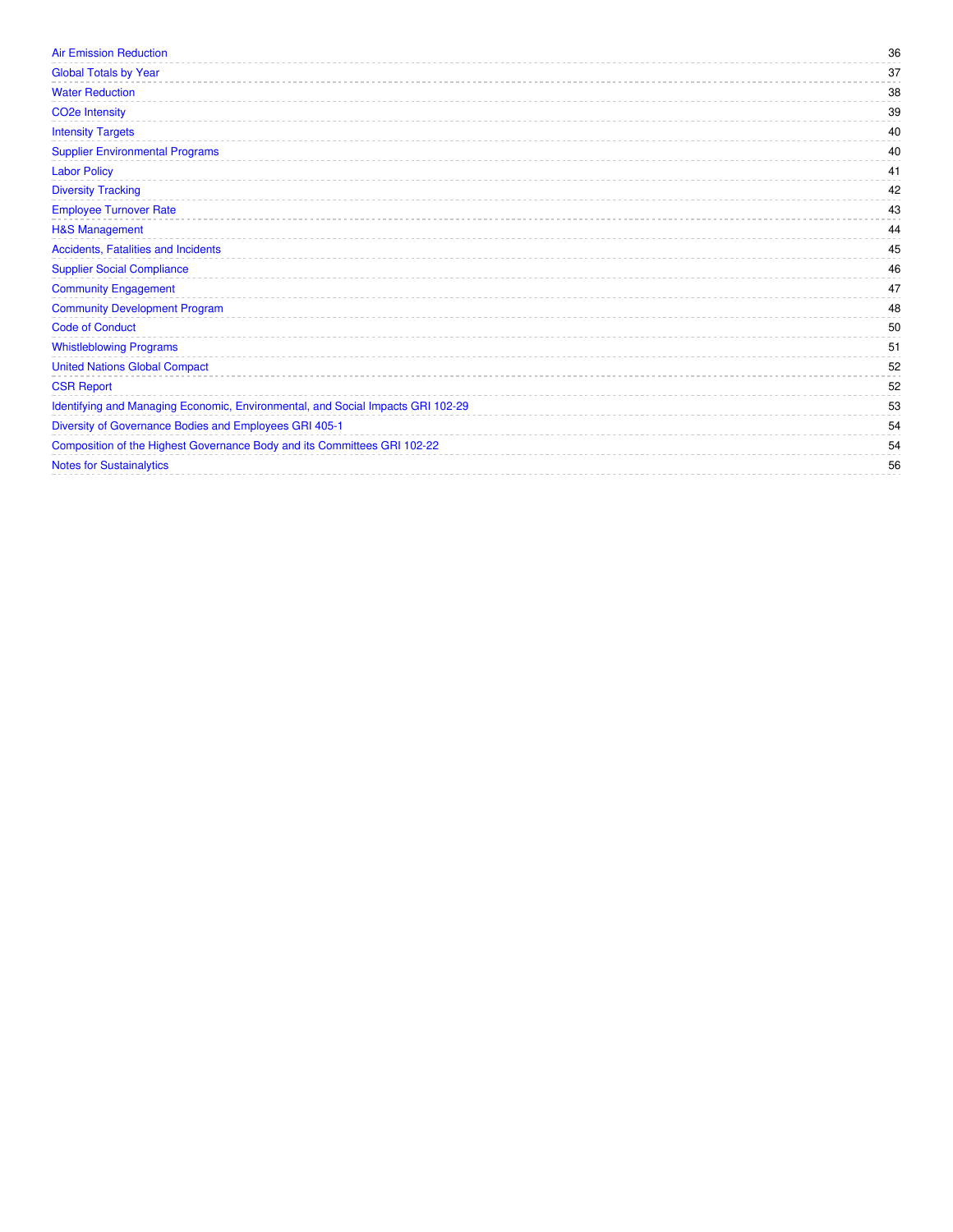| | |
|---|---|
| Air Emission Reduction | 36 |
| Global Totals by Year | 37 |
| Water Reduction | 38 |
| CO2e Intensity | 39 |
| Intensity Targets | 40 |
| Supplier Environmental Programs | 40 |
| Labor Policy | 41 |
| Diversity Tracking | 42 |
| Employee Turnover Rate | 43 |
| H&S Management | 44 |
| Accidents, Fatalities and Incidents | 45 |
| Supplier Social Compliance | 46 |
| Community Engagement | 47 |
| Community Development Program | 48 |
| Code of Conduct | 50 |
| Whistleblowing Programs | 51 |
| United Nations Global Compact | 52 |
| CSR Report | 52 |
| Identifying and Managing Economic, Environmental, and Social Impacts GRI 102-29 | 53 |
| Diversity of Governance Bodies and Employees GRI 405-1 | 54 |
| Composition of the Highest Governance Body and its Committees GRI 102-22 | 54 |
| Notes for Sustainalytics | 56 |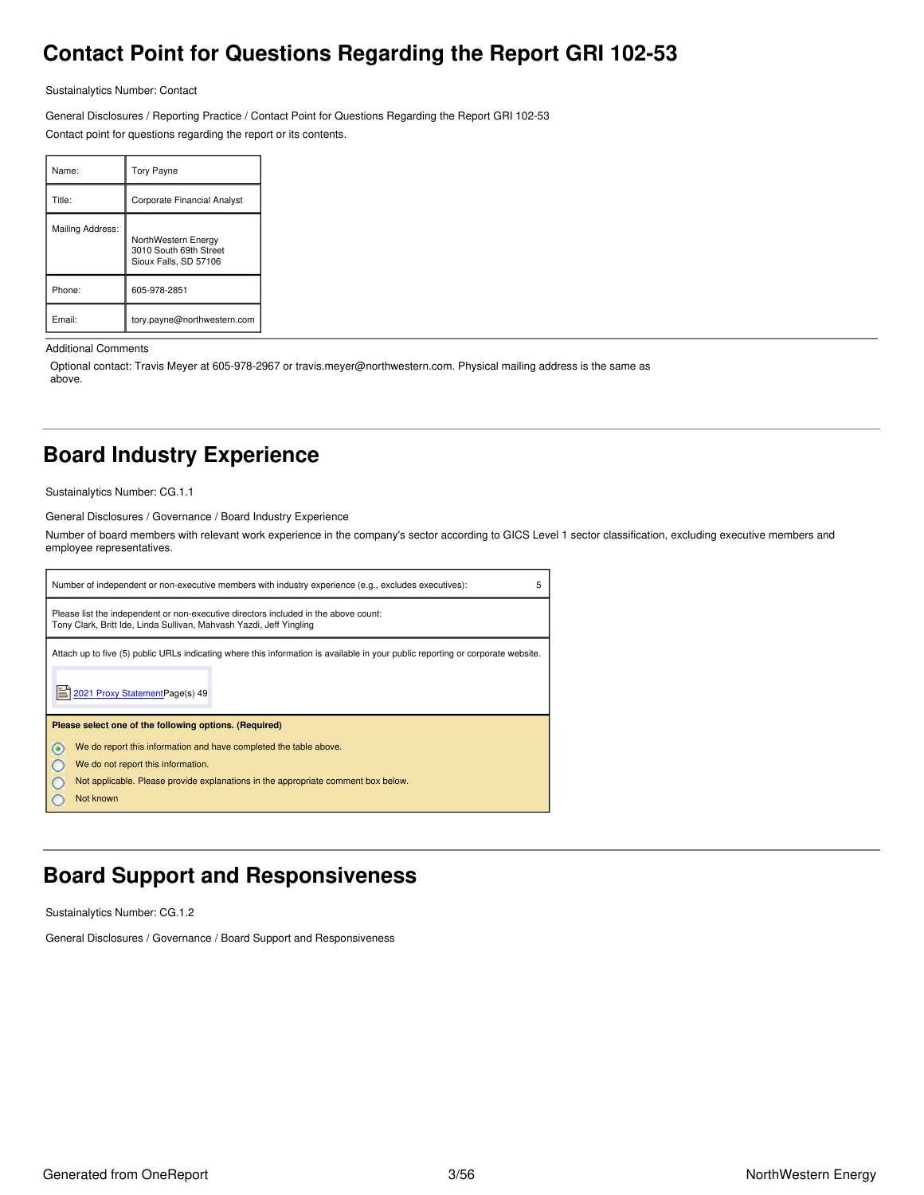# Contact Point for Questions Regarding the Report GRI 102-53

Sustainalytics Number: Contact

General Disclosures / Reporting Practice / Contact Point for Questions Regarding the Report GRI 102-53

Contact point for questions regarding the report or its contents.

| Name: | Tory Payne |
|---|---|
| Title: | Corporate Financial Analyst |
| Mailing Address: | NorthWestern Energy<br>3010 South 69th Street<br>Sioux Falls, SD 57106 |
| Phone: | 605-978-2851 |
| Email: | tory.payne@northwestern.com |

Additional Comments

Optional contact: Travis Meyer at 605-978-2967 or travis.meyer@northwestern.com. Physical mailing address is the same as above.

# Board Industry Experience

Sustainalytics Number: CG.1.1

General Disclosures / Governance / Board Industry Experience

Number of board members with relevant work experience in the company's sector according to GICS Level 1 sector classification, excluding executive members and employee representatives.

| Number of independent or non-executive members with industry experience (e.g., excludes executives): | 5 |
|---|---|
| Please list the independent or non-executive directors included in the above count:<br>Tony Clark, Britt Ide, Linda Sullivan, Mahvash Yazdi, Jeff Yingling | |
| Attach up to five (5) public URLs indicating where this information is available in your public reporting or corporate website.<br>2021 Proxy Statement Page(s) 49 | |

**Please select one of the following options. (Required)**

- (●) We do report this information and have completed the table above.
- ( ) We do not report this information.
- ( ) Not applicable. Please provide explanations in the appropriate comment box below.
- ( ) Not known

# Board Support and Responsiveness

Sustainalytics Number: CG.1.2

General Disclosures / Governance / Board Support and Responsiveness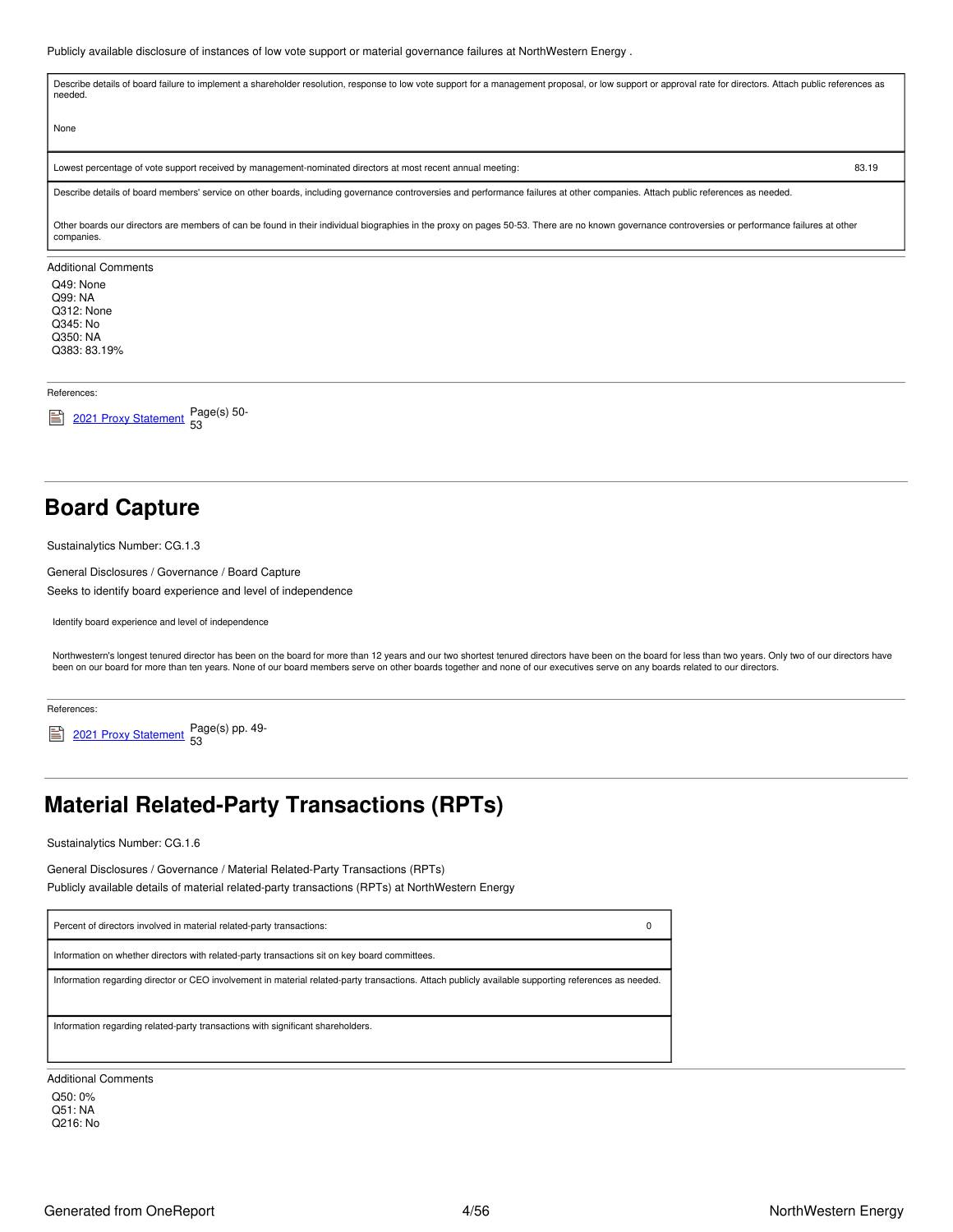Publicly available disclosure of instances of low vote support or material governance failures at NorthWestern Energy .

| | |
|---|---|
| Describe details of board failure to implement a shareholder resolution, response to low vote support for a management proposal, or low support or approval rate for directors. Attach public references as needed.<br><br>None | |
| Lowest percentage of vote support received by management-nominated directors at most recent annual meeting: | 83.19 |
| Describe details of board members' service on other boards, including governance controversies and performance failures at other companies. Attach public references as needed.<br><br>Other boards our directors are members of can be found in their individual biographies in the proxy on pages 50-53. There are no known governance controversies or performance failures at other companies. | |

Additional Comments

Q49: None
Q99: NA
Q312: None
Q345: No
Q350: NA
Q383: 83.19%

References:

2021 Proxy Statement Page(s) 50-53

## Board Capture

Sustainalytics Number: CG.1.3

General Disclosures / Governance / Board Capture

Seeks to identify board experience and level of independence

Identify board experience and level of independence

Northwestern's longest tenured director has been on the board for more than 12 years and our two shortest tenured directors have been on the board for less than two years. Only two of our directors have been on our board for more than ten years. None of our board members serve on other boards together and none of our executives serve on any boards related to our directors.

References:

2021 Proxy Statement Page(s) pp. 49-53

## Material Related-Party Transactions (RPTs)

Sustainalytics Number: CG.1.6

General Disclosures / Governance / Material Related-Party Transactions (RPTs)

Publicly available details of material related-party transactions (RPTs) at NorthWestern Energy

| | |
|---|---|
| Percent of directors involved in material related-party transactions: | 0 |
| Information on whether directors with related-party transactions sit on key board committees. | |
| Information regarding director or CEO involvement in material related-party transactions. Attach publicly available supporting references as needed. | |
| Information regarding related-party transactions with significant shareholders. | |

Additional Comments

Q50: 0%
Q51: NA
Q216: No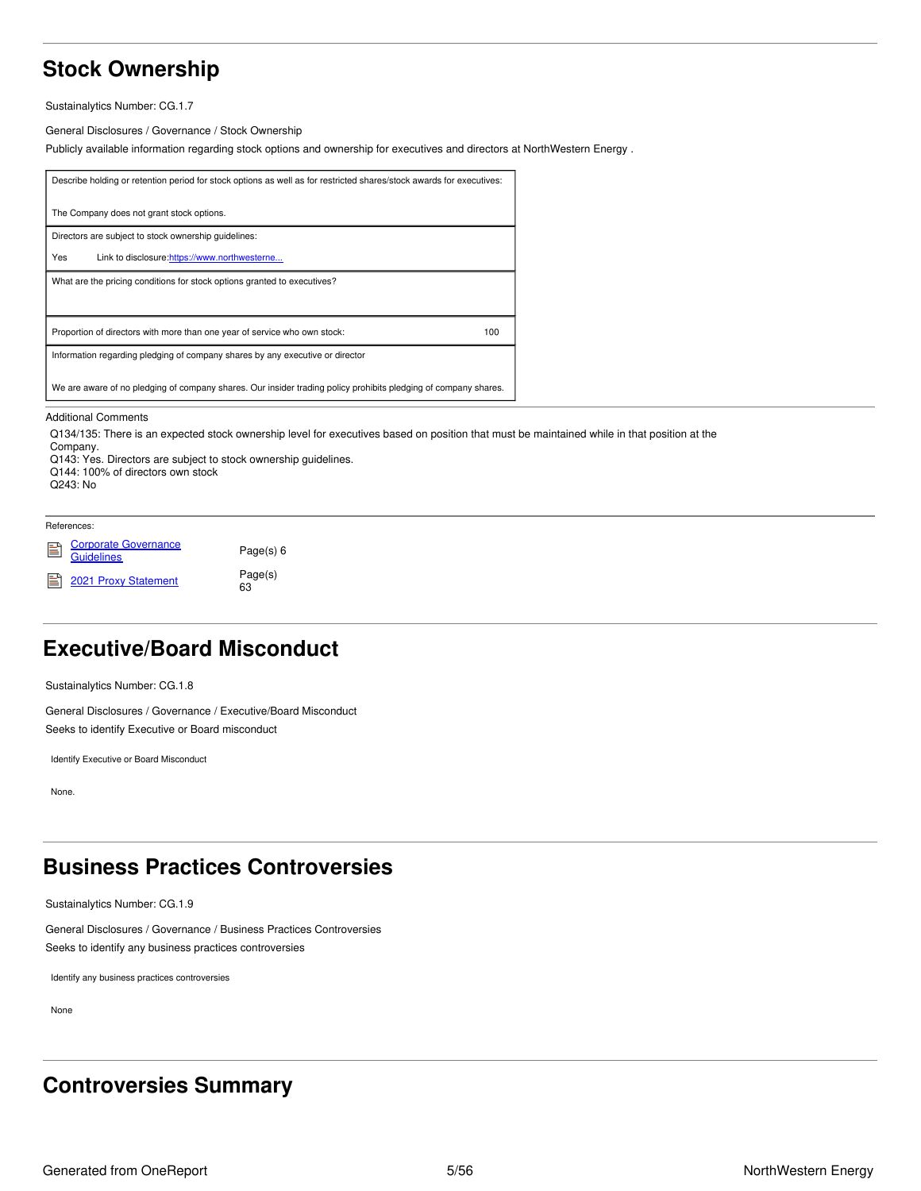## Stock Ownership

Sustainalytics Number: CG.1.7

General Disclosures / Governance / Stock Ownership

Publicly available information regarding stock options and ownership for executives and directors at NorthWestern Energy .

| | |
|---|---|
| Describe holding or retention period for stock options as well as for restricted shares/stock awards for executives:<br><br>The Company does not grant stock options. | |
| Directors are subject to stock ownership guidelines:<br><br>Yes Link to disclosure:[https://www.northwesterne...](https://www.northwesterne...) | |
| What are the pricing conditions for stock options granted to executives? | |
| Proportion of directors with more than one year of service who own stock: | 100 |
| Information regarding pledging of company shares by any executive or director<br><br>We are aware of no pledging of company shares. Our insider trading policy prohibits pledging of company shares. | |

Additional Comments

Q134/135: There is an expected stock ownership level for executives based on position that must be maintained while in that position at the Company.
Q143: Yes. Directors are subject to stock ownership guidelines.
Q144: 100% of directors own stock
Q243: No

References:

| | |
|---|---|
| Corporate Governance Guidelines | Page(s) 6 |
| 2021 Proxy Statement | Page(s) 63 |

## Executive/Board Misconduct

Sustainalytics Number: CG.1.8

General Disclosures / Governance / Executive/Board Misconduct

Seeks to identify Executive or Board misconduct

Identify Executive or Board Misconduct

None.

## Business Practices Controversies

Sustainalytics Number: CG.1.9

General Disclosures / Governance / Business Practices Controversies

Seeks to identify any business practices controversies

Identify any business practices controversies

None

## Controversies Summary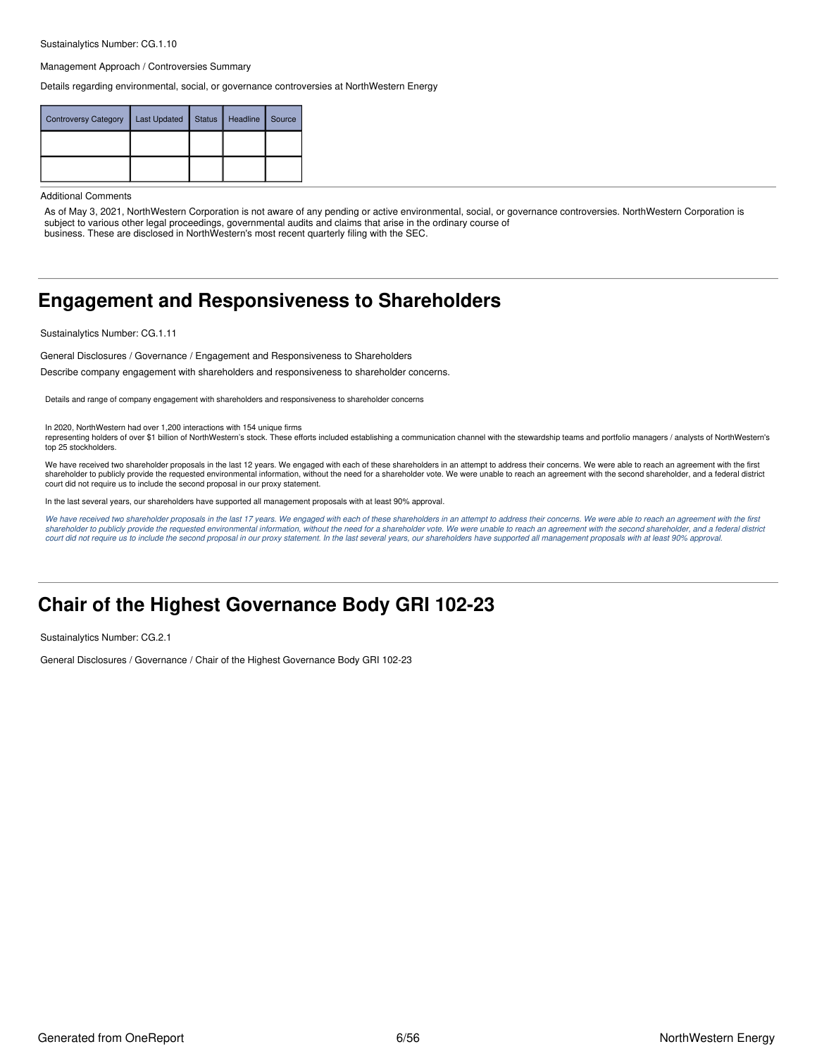Sustainalytics Number: CG.1.10

Management Approach / Controversies Summary

Details regarding environmental, social, or governance controversies at NorthWestern Energy

| Controversy Category | Last Updated | Status | Headline | Source |
|---|---|---|---|---|
| | | | | |
| | | | | |

Additional Comments

As of May 3, 2021, NorthWestern Corporation is not aware of any pending or active environmental, social, or governance controversies. NorthWestern Corporation is subject to various other legal proceedings, governmental audits and claims that arise in the ordinary course of business. These are disclosed in NorthWestern's most recent quarterly filing with the SEC.

## Engagement and Responsiveness to Shareholders

Sustainalytics Number: CG.1.11

General Disclosures / Governance / Engagement and Responsiveness to Shareholders

Describe company engagement with shareholders and responsiveness to shareholder concerns.

Details and range of company engagement with shareholders and responsiveness to shareholder concerns

In 2020, NorthWestern had over 1,200 interactions with 154 unique firms representing holders of over $1 billion of NorthWestern's stock. These efforts included establishing a communication channel with the stewardship teams and portfolio managers / analysts of NorthWestern's top 25 stockholders.

We have received two shareholder proposals in the last 12 years. We engaged with each of these shareholders in an attempt to address their concerns. We were able to reach an agreement with the first shareholder to publicly provide the requested environmental information, without the need for a shareholder vote. We were unable to reach an agreement with the second shareholder, and a federal district court did not require us to include the second proposal in our proxy statement.

In the last several years, our shareholders have supported all management proposals with at least 90% approval.

*We have received two shareholder proposals in the last 17 years. We engaged with each of these shareholders in an attempt to address their concerns. We were able to reach an agreement with the first shareholder to publicly provide the requested environmental information, without the need for a shareholder vote. We were unable to reach an agreement with the second shareholder, and a federal district court did not require us to include the second proposal in our proxy statement. In the last several years, our shareholders have supported all management proposals with at least 90% approval.*

## Chair of the Highest Governance Body GRI 102-23

Sustainalytics Number: CG.2.1

General Disclosures / Governance / Chair of the Highest Governance Body GRI 102-23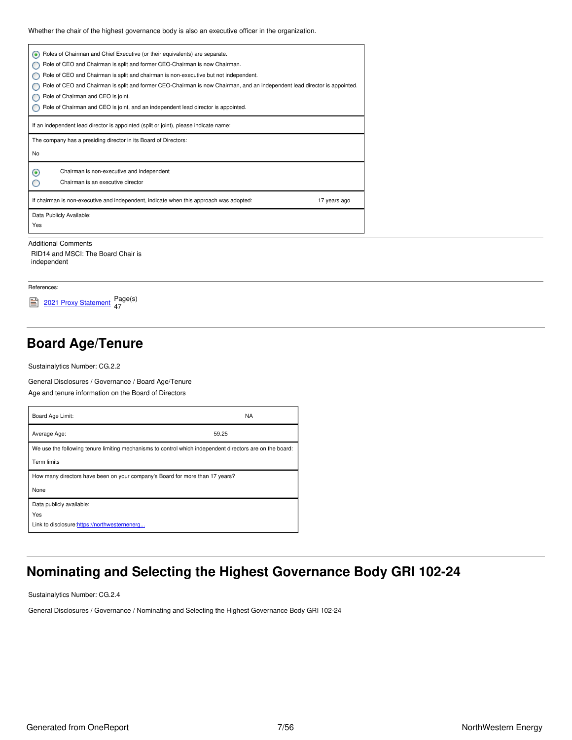Whether the chair of the highest governance body is also an executive officer in the organization.

- (selected) Roles of Chairman and Chief Executive (or their equivalents) are separate.
- Role of CEO and Chairman is split and former CEO-Chairman is now Chairman.
- Role of CEO and Chairman is split and chairman is non-executive but not independent.
- Role of CEO and Chairman is split and former CEO-Chairman is now Chairman, and an independent lead director is appointed.
- Role of Chairman and CEO is joint.
- Role of Chairman and CEO is joint, and an independent lead director is appointed.

If an independent lead director is appointed (split or joint), please indicate name:

The company has a presiding director in its Board of Directors:

No

- (selected) Chairman is non-executive and independent
- Chairman is an executive director

| | |
|---|---|
| If chairman is non-executive and independent, indicate when this approach was adopted: | 17 years ago |

Data Publicly Available:

Yes

Additional Comments

RID14 and MSCI: The Board Chair is independent

References:

2021 Proxy Statement Page(s) 47

## Board Age/Tenure

Sustainalytics Number: CG.2.2

General Disclosures / Governance / Board Age/Tenure

Age and tenure information on the Board of Directors

| | |
|---|---|
| Board Age Limit: | NA |
| Average Age: | 59.25 |

We use the following tenure limiting mechanisms to control which independent directors are on the board:

Term limits

How many directors have been on your company's Board for more than 17 years?

None

Data publicly available:

Yes

Link to disclosure: https://northwesternenerg...

## Nominating and Selecting the Highest Governance Body GRI 102-24

Sustainalytics Number: CG.2.4

General Disclosures / Governance / Nominating and Selecting the Highest Governance Body GRI 102-24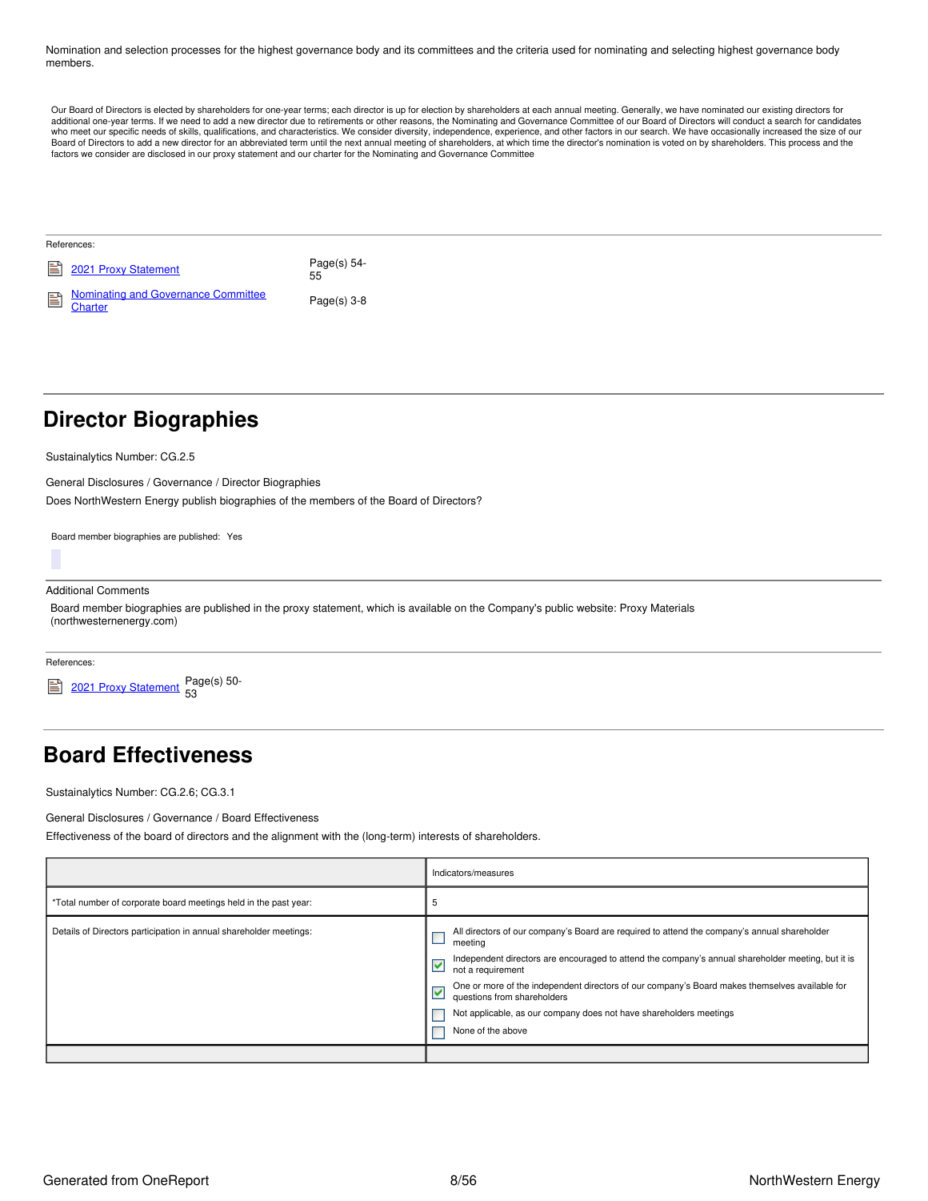Nomination and selection processes for the highest governance body and its committees and the criteria used for nominating and selecting highest governance body members.

Our Board of Directors is elected by shareholders for one-year terms; each director is up for election by shareholders at each annual meeting. Generally, we have nominated our existing directors for additional one-year terms. If we need to add a new director due to retirements or other reasons, the Nominating and Governance Committee of our Board of Directors will conduct a search for candidates who meet our specific needs of skills, qualifications, and characteristics. We consider diversity, independence, experience, and other factors in our search. We have occasionally increased the size of our Board of Directors to add a new director for an abbreviated term until the next annual meeting of shareholders, at which time the director's nomination is voted on by shareholders. This process and the factors we consider are disclosed in our proxy statement and our charter for the Nominating and Governance Committee

References:

| | |
|---|---|
| 2021 Proxy Statement | Page(s) 54-55 |
| Nominating and Governance Committee Charter | Page(s) 3-8 |

## Director Biographies

Sustainalytics Number: CG.2.5

General Disclosures / Governance / Director Biographies

Does NorthWestern Energy publish biographies of the members of the Board of Directors?

Board member biographies are published: Yes

Additional Comments

Board member biographies are published in the proxy statement, which is available on the Company's public website: Proxy Materials (northwesternenergy.com)

References:

| | |
|---|---|
| 2021 Proxy Statement | Page(s) 50-53 |

## Board Effectiveness

Sustainalytics Number: CG.2.6; CG.3.1

General Disclosures / Governance / Board Effectiveness

Effectiveness of the board of directors and the alignment with the (long-term) interests of shareholders.

| | Indicators/measures |
|---|---|
| *Total number of corporate board meetings held in the past year: | 5 |
| Details of Directors participation in annual shareholder meetings: | ☐ All directors of our company's Board are required to attend the company's annual shareholder meeting<br>☑ Independent directors are encouraged to attend the company's annual shareholder meeting, but it is not a requirement<br>☑ One or more of the independent directors of our company's Board makes themselves available for questions from shareholders<br>☐ Not applicable, as our company does not have shareholders meetings<br>☐ None of the above |
| | |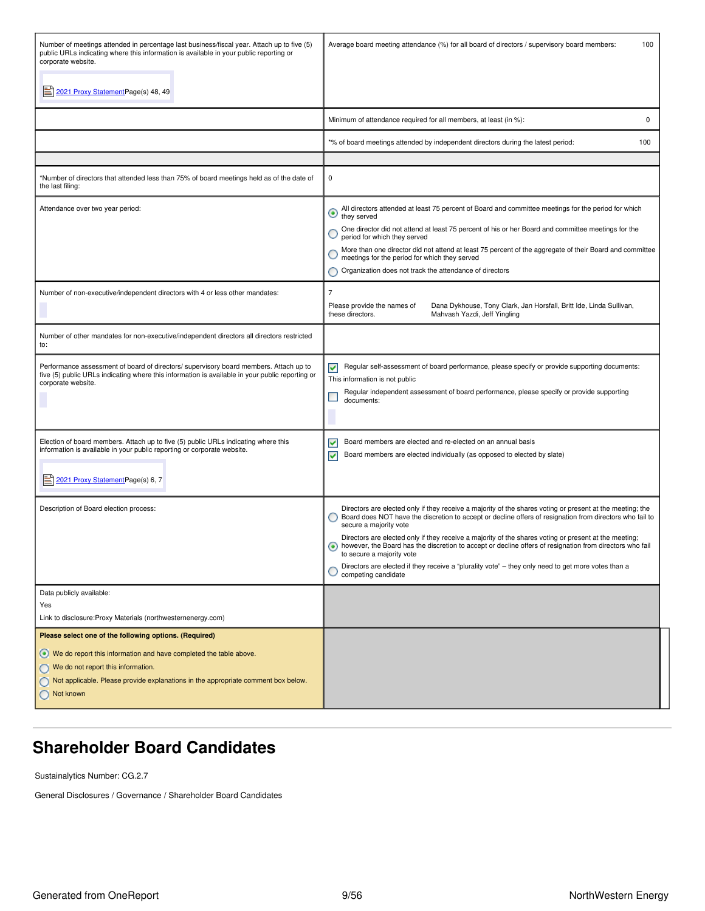| | |
|---|---|
| Number of meetings attended in percentage last business/fiscal year. Attach up to five (5) public URLs indicating where this information is available in your public reporting or corporate website. 2021 Proxy Statement Page(s) 48, 49 | Average board meeting attendance (%) for all board of directors / supervisory board members: 100 |
| | Minimum of attendance required for all members, at least (in %): 0 |
| | *% of board meetings attended by independent directors during the latest period: 100 |
| | |
| *Number of directors that attended less than 75% of board meetings held as of the date of the last filing: | 0 |
| Attendance over two year period: | (selected) All directors attended at least 75 percent of Board and committee meetings for the period for which they served<br>( ) One director did not attend at least 75 percent of his or her Board and committee meetings for the period for which they served<br>( ) More than one director did not attend at least 75 percent of the aggregate of their Board and committee meetings for the period for which they served<br>( ) Organization does not track the attendance of directors |
| Number of non-executive/independent directors with 4 or less other mandates: | 7<br>Please provide the names of these directors. Dana Dykhouse, Tony Clark, Jan Horsfall, Britt Ide, Linda Sullivan, Mahvash Yazdi, Jeff Yingling |
| Number of other mandates for non-executive/independent directors all directors restricted to: | |
| Performance assessment of board of directors/ supervisory board members. Attach up to five (5) public URLs indicating where this information is available in your public reporting or corporate website. | [x] Regular self-assessment of board performance, please specify or provide supporting documents:<br>This information is not public<br>[ ] Regular independent assessment of board performance, please specify or provide supporting documents: |
| Election of board members. Attach up to five (5) public URLs indicating where this information is available in your public reporting or corporate website. 2021 Proxy Statement Page(s) 6, 7 | [x] Board members are elected and re-elected on an annual basis<br>[x] Board members are elected individually (as opposed to elected by slate) |
| Description of Board election process: | ( ) Directors are elected only if they receive a majority of the shares voting or present at the meeting; the Board does NOT have the discretion to accept or decline offers of resignation from directors who fail to secure a majority vote<br>(selected) Directors are elected only if they receive a majority of the shares voting or present at the meeting; however, the Board has the discretion to accept or decline offers of resignation from directors who fail to secure a majority vote<br>( ) Directors are elected if they receive a "plurality vote" – they only need to get more votes than a competing candidate |
| Data publicly available:<br>Yes<br>Link to disclosure:Proxy Materials (northwesternenergy.com) | |
| **Please select one of the following options. (Required)**<br>(selected) We do report this information and have completed the table above.<br>( ) We do not report this information.<br>( ) Not applicable. Please provide explanations in the appropriate comment box below.<br>( ) Not known | |

## Shareholder Board Candidates

Sustainalytics Number: CG.2.7

General Disclosures / Governance / Shareholder Board Candidates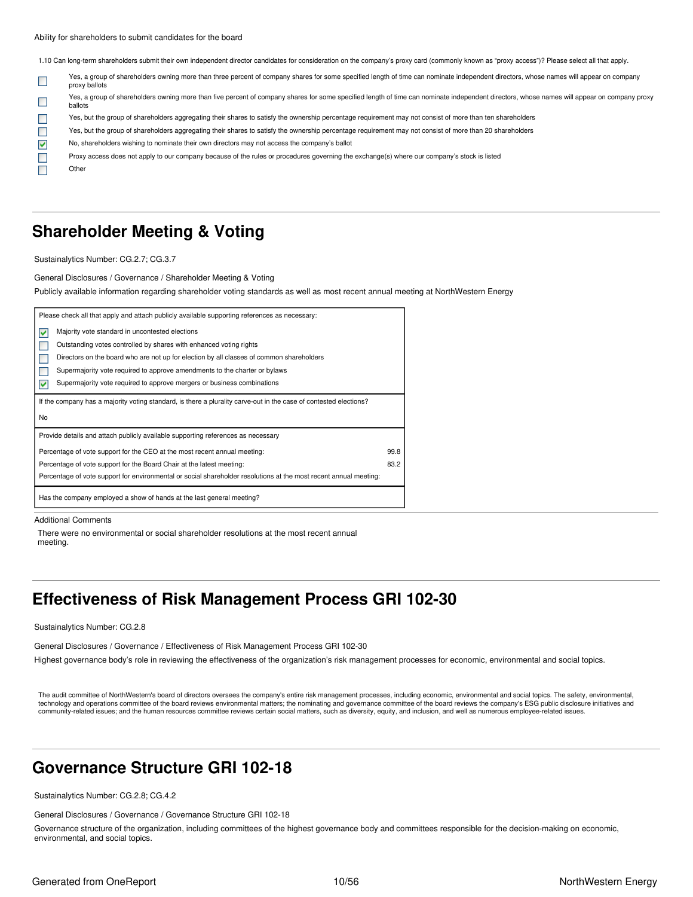Ability for shareholders to submit candidates for the board

1.10 Can long-term shareholders submit their own independent director candidates for consideration on the company's proxy card (commonly known as "proxy access")? Please select all that apply.

- [ ] Yes, a group of shareholders owning more than three percent of company shares for some specified length of time can nominate independent directors, whose names will appear on company proxy ballots
- [ ] Yes, a group of shareholders owning more than five percent of company shares for some specified length of time can nominate independent directors, whose names will appear on company proxy ballots
- [ ] Yes, but the group of shareholders aggregating their shares to satisfy the ownership percentage requirement may not consist of more than ten shareholders
- [ ] Yes, but the group of shareholders aggregating their shares to satisfy the ownership percentage requirement may not consist of more than 20 shareholders
- [x] No, shareholders wishing to nominate their own directors may not access the company's ballot
- [ ] Proxy access does not apply to our company because of the rules or procedures governing the exchange(s) where our company's stock is listed
- [ ] Other

## Shareholder Meeting & Voting

Sustainalytics Number: CG.2.7; CG.3.7

General Disclosures / Governance / Shareholder Meeting & Voting

Publicly available information regarding shareholder voting standards as well as most recent annual meeting at NorthWestern Energy

Please check all that apply and attach publicly available supporting references as necessary:

- [x] Majority vote standard in uncontested elections
- [ ] Outstanding votes controlled by shares with enhanced voting rights
- [ ] Directors on the board who are not up for election by all classes of common shareholders
- [ ] Supermajority vote required to approve amendments to the charter or bylaws
- [x] Supermajority vote required to approve mergers or business combinations

If the company has a majority voting standard, is there a plurality carve-out in the case of contested elections?

No

Provide details and attach publicly available supporting references as necessary

| | |
|---|---|
| Percentage of vote support for the CEO at the most recent annual meeting: | 99.8 |
| Percentage of vote support for the Board Chair at the latest meeting: | 83.2 |
| Percentage of vote support for environmental or social shareholder resolutions at the most recent annual meeting: | |

Has the company employed a show of hands at the last general meeting?

Additional Comments

There were no environmental or social shareholder resolutions at the most recent annual meeting.

## Effectiveness of Risk Management Process GRI 102-30

Sustainalytics Number: CG.2.8

General Disclosures / Governance / Effectiveness of Risk Management Process GRI 102-30

Highest governance body's role in reviewing the effectiveness of the organization's risk management processes for economic, environmental and social topics.

The audit committee of NorthWestern's board of directors oversees the company's entire risk management processes, including economic, environmental and social topics. The safety, environmental, technology and operations committee of the board reviews environmental matters; the nominating and governance committee of the board reviews the company's ESG public disclosure initiatives and community-related issues; and the human resources committee reviews certain social matters, such as diversity, equity, and inclusion, and well as numerous employee-related issues.

## Governance Structure GRI 102-18

Sustainalytics Number: CG.2.8; CG.4.2

General Disclosures / Governance / Governance Structure GRI 102-18

Governance structure of the organization, including committees of the highest governance body and committees responsible for the decision-making on economic, environmental, and social topics.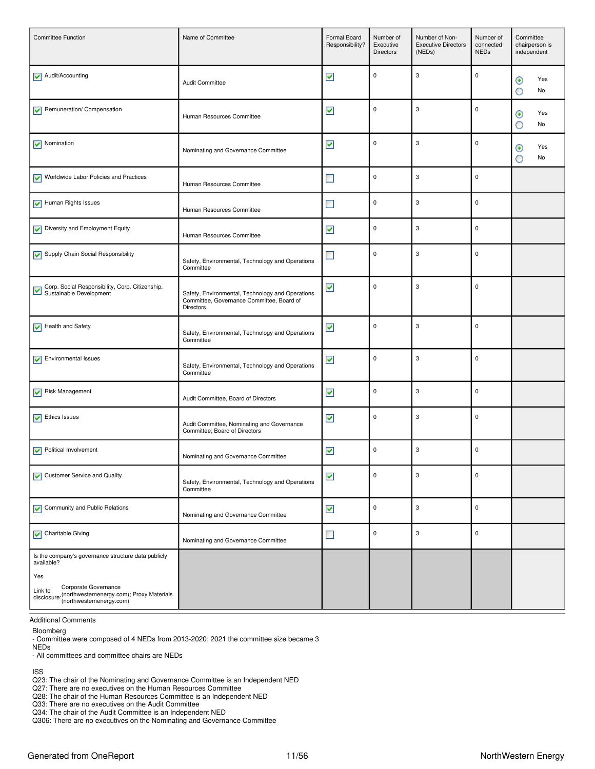| Committee Function | Name of Committee | Formal Board Responsibility? | Number of Executive Directors | Number of Non-Executive Directors (NEDs) | Number of connected NEDs | Committee chairperson is independent |
|---|---|---|---|---|---|---|
| ☑ Audit/Accounting | Audit Committee | ☑ | 0 | 3 | 0 | ◉ Yes ○ No |
| ☑ Remuneration/ Compensation | Human Resources Committee | ☑ | 0 | 3 | 0 | ◉ Yes ○ No |
| ☑ Nomination | Nominating and Governance Committee | ☑ | 0 | 3 | 0 | ◉ Yes ○ No |
| ☑ Worldwide Labor Policies and Practices | Human Resources Committee | ☐ | 0 | 3 | 0 | |
| ☑ Human Rights Issues | Human Resources Committee | ☐ | 0 | 3 | 0 | |
| ☑ Diversity and Employment Equity | Human Resources Committee | ☑ | 0 | 3 | 0 | |
| ☑ Supply Chain Social Responsibility | Safety, Environmental, Technology and Operations Committee | ☐ | 0 | 3 | 0 | |
| ☑ Corp. Social Responsibility, Corp. Citizenship, Sustainable Development | Safety, Environmental, Technology and Operations Committee, Governance Committee, Board of Directors | ☑ | 0 | 3 | 0 | |
| ☑ Health and Safety | Safety, Environmental, Technology and Operations Committee | ☑ | 0 | 3 | 0 | |
| ☑ Environmental Issues | Safety, Environmental, Technology and Operations Committee | ☑ | 0 | 3 | 0 | |
| ☑ Risk Management | Audit Committee, Board of Directors | ☑ | 0 | 3 | 0 | |
| ☑ Ethics Issues | Audit Committee, Nominating and Governance Committee; Board of Directors | ☑ | 0 | 3 | 0 | |
| ☑ Political Involvement | Nominating and Governance Committee | ☑ | 0 | 3 | 0 | |
| ☑ Customer Service and Quality | Safety, Environmental, Technology and Operations Committee | ☑ | 0 | 3 | 0 | |
| ☑ Community and Public Relations | Nominating and Governance Committee | ☑ | 0 | 3 | 0 | |
| ☑ Charitable Giving | Nominating and Governance Committee | ☐ | 0 | 3 | 0 | |
| Is the company's governance structure data publicly available? Yes. Link to disclosure: Corporate Governance (northwesternenergy.com); Proxy Materials (northwesternenergy.com) | | | | | | |

Additional Comments

Bloomberg
- Committee were composed of 4 NEDs from 2013-2020; 2021 the committee size became 3 NEDs
- All committees and committee chairs are NEDs

ISS
Q23: The chair of the Nominating and Governance Committee is an Independent NED
Q27: There are no executives on the Human Resources Committee
Q28: The chair of the Human Resources Committee is an Independent NED
Q33: There are no executives on the Audit Committee
Q34: The chair of the Audit Committee is an Independent NED
Q306: There are no executives on the Nominating and Governance Committee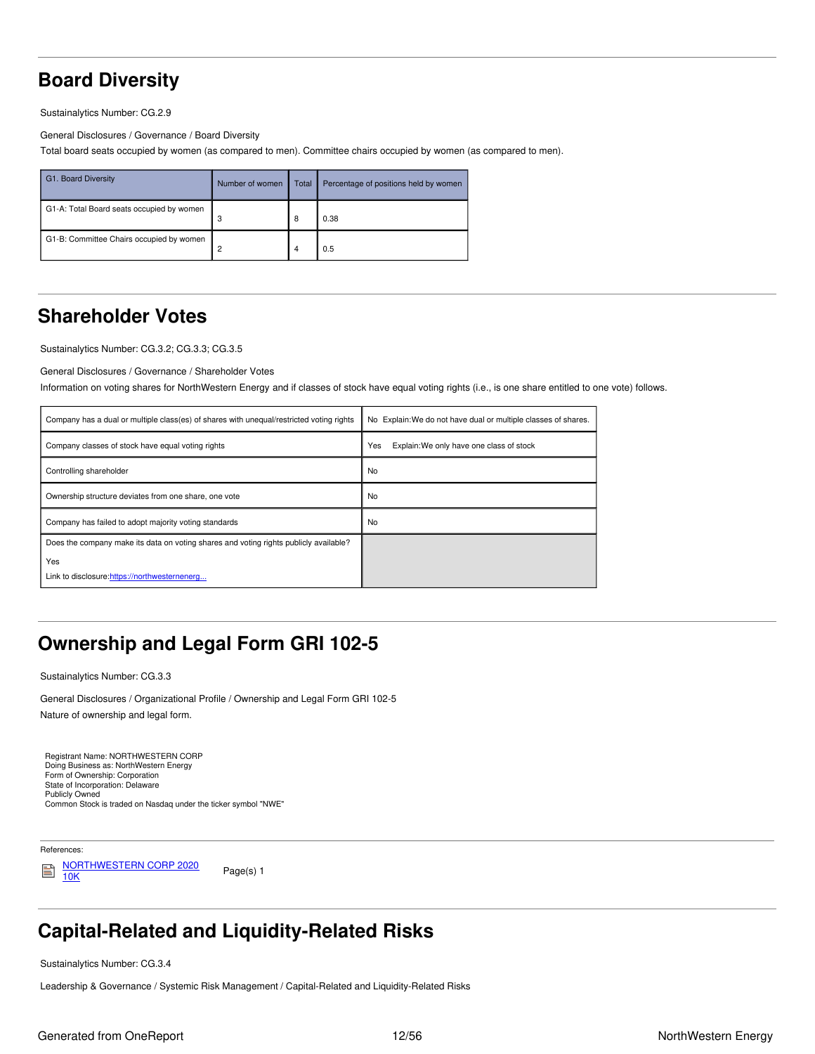## Board Diversity

Sustainalytics Number: CG.2.9

General Disclosures / Governance / Board Diversity

Total board seats occupied by women (as compared to men). Committee chairs occupied by women (as compared to men).

| G1. Board Diversity | Number of women | Total | Percentage of positions held by women |
|---|---|---|---|
| G1-A: Total Board seats occupied by women | 3 | 8 | 0.38 |
| G1-B: Committee Chairs occupied by women | 2 | 4 | 0.5 |

## Shareholder Votes

Sustainalytics Number: CG.3.2; CG.3.3; CG.3.5

General Disclosures / Governance / Shareholder Votes

Information on voting shares for NorthWestern Energy and if classes of stock have equal voting rights (i.e., is one share entitled to one vote) follows.

| | |
|---|---|
| Company has a dual or multiple class(es) of shares with unequal/restricted voting rights | No Explain:We do not have dual or multiple classes of shares. |
| Company classes of stock have equal voting rights | Yes Explain:We only have one class of stock |
| Controlling shareholder | No |
| Ownership structure deviates from one share, one vote | No |
| Company has failed to adopt majority voting standards | No |
| Does the company make its data on voting shares and voting rights publicly available? Yes Link to disclosure:https://northwesternenerg... | |

## Ownership and Legal Form GRI 102-5

Sustainalytics Number: CG.3.3

General Disclosures / Organizational Profile / Ownership and Legal Form GRI 102-5

Nature of ownership and legal form.

Registrant Name: NORTHWESTERN CORP
Doing Business as: NorthWestern Energy
Form of Ownership: Corporation
State of Incorporation: Delaware
Publicly Owned
Common Stock is traded on Nasdaq under the ticker symbol "NWE"

References:

NORTHWESTERN CORP 2020 10K — Page(s) 1

## Capital-Related and Liquidity-Related Risks

Sustainalytics Number: CG.3.4

Leadership & Governance / Systemic Risk Management / Capital-Related and Liquidity-Related Risks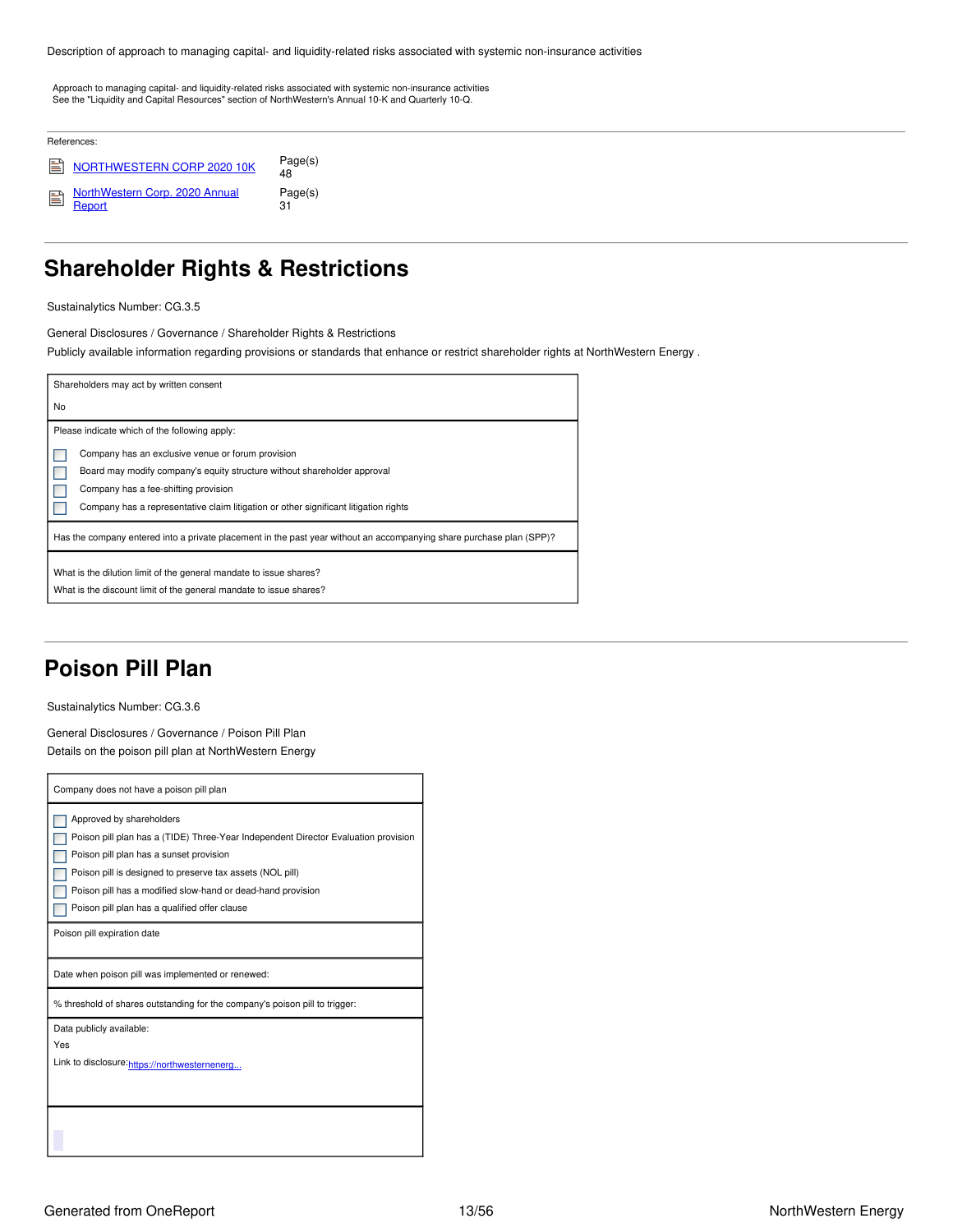Description of approach to managing capital- and liquidity-related risks associated with systemic non-insurance activities

Approach to managing capital- and liquidity-related risks associated with systemic non-insurance activities
See the "Liquidity and Capital Resources" section of NorthWestern's Annual 10-K and Quarterly 10-Q.

References:

| | |
|---|---|
| NORTHWESTERN CORP 2020 10K | Page(s) 48 |
| NorthWestern Corp. 2020 Annual Report | Page(s) 31 |

## Shareholder Rights & Restrictions

Sustainalytics Number: CG.3.5

General Disclosures / Governance / Shareholder Rights & Restrictions

Publicly available information regarding provisions or standards that enhance or restrict shareholder rights at NorthWestern Energy .

Shareholders may act by written consent

No

Please indicate which of the following apply:

- [ ] Company has an exclusive venue or forum provision
- [ ] Board may modify company's equity structure without shareholder approval
- [ ] Company has a fee-shifting provision
- [ ] Company has a representative claim litigation or other significant litigation rights

Has the company entered into a private placement in the past year without an accompanying share purchase plan (SPP)?

What is the dilution limit of the general mandate to issue shares?

What is the discount limit of the general mandate to issue shares?

## Poison Pill Plan

Sustainalytics Number: CG.3.6

General Disclosures / Governance / Poison Pill Plan

Details on the poison pill plan at NorthWestern Energy

Company does not have a poison pill plan

- [ ] Approved by shareholders
- [ ] Poison pill plan has a (TIDE) Three-Year Independent Director Evaluation provision
- [ ] Poison pill plan has a sunset provision
- [ ] Poison pill is designed to preserve tax assets (NOL pill)
- [ ] Poison pill has a modified slow-hand or dead-hand provision
- [ ] Poison pill plan has a qualified offer clause

Poison pill expiration date

Date when poison pill was implemented or renewed:

% threshold of shares outstanding for the company's poison pill to trigger:

Data publicly available:

Yes

Link to disclosure: https://northwesternenerg...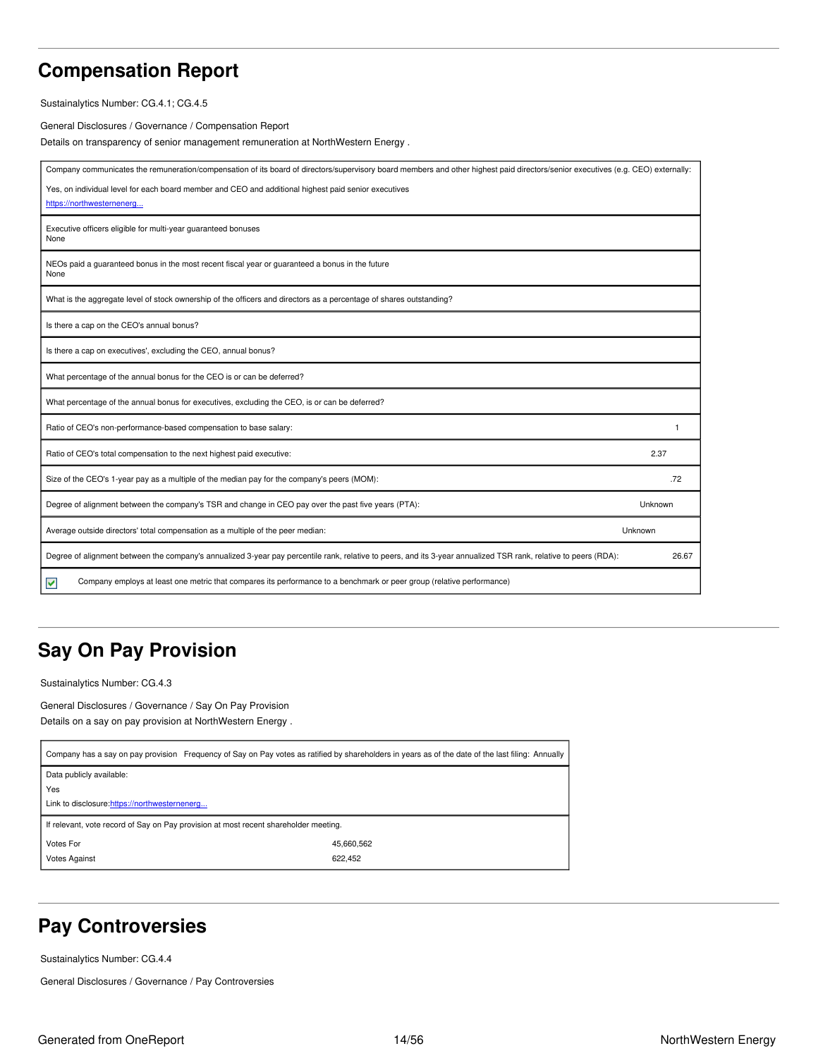## Compensation Report

Sustainalytics Number: CG.4.1; CG.4.5

General Disclosures / Governance / Compensation Report

Details on transparency of senior management remuneration at NorthWestern Energy .

| | |
|---|---|
| Company communicates the remuneration/compensation of its board of directors/supervisory board members and other highest paid directors/senior executives (e.g. CEO) externally:<br>Yes, on individual level for each board member and CEO and additional highest paid senior executives<br>https://northwesternenerg... | |
| Executive officers eligible for multi-year guaranteed bonuses<br>None | |
| NEOs paid a guaranteed bonus in the most recent fiscal year or guaranteed a bonus in the future<br>None | |
| What is the aggregate level of stock ownership of the officers and directors as a percentage of shares outstanding? | |
| Is there a cap on the CEO's annual bonus? | |
| Is there a cap on executives', excluding the CEO, annual bonus? | |
| What percentage of the annual bonus for the CEO is or can be deferred? | |
| What percentage of the annual bonus for executives, excluding the CEO, is or can be deferred? | |
| Ratio of CEO's non-performance-based compensation to base salary: | 1 |
| Ratio of CEO's total compensation to the next highest paid executive: | 2.37 |
| Size of the CEO's 1-year pay as a multiple of the median pay for the company's peers (MOM): | .72 |
| Degree of alignment between the company's TSR and change in CEO pay over the past five years (PTA): | Unknown |
| Average outside directors' total compensation as a multiple of the peer median: | Unknown |
| Degree of alignment between the company's annualized 3-year pay percentile rank, relative to peers, and its 3-year annualized TSR rank, relative to peers (RDA): | 26.67 |
| ☑ Company employs at least one metric that compares its performance to a benchmark or peer group (relative performance) | |

## Say On Pay Provision

Sustainalytics Number: CG.4.3

General Disclosures / Governance / Say On Pay Provision

Details on a say on pay provision at NorthWestern Energy .

Company has a say on pay provision   Frequency of Say on Pay votes as ratified by shareholders in years as of the date of the last filing: Annually

Data publicly available:

Yes

Link to disclosure:https://northwesternenerg...

If relevant, vote record of Say on Pay provision at most recent shareholder meeting.

| | |
|---|---|
| Votes For | 45,660,562 |
| Votes Against | 622,452 |

## Pay Controversies

Sustainalytics Number: CG.4.4

General Disclosures / Governance / Pay Controversies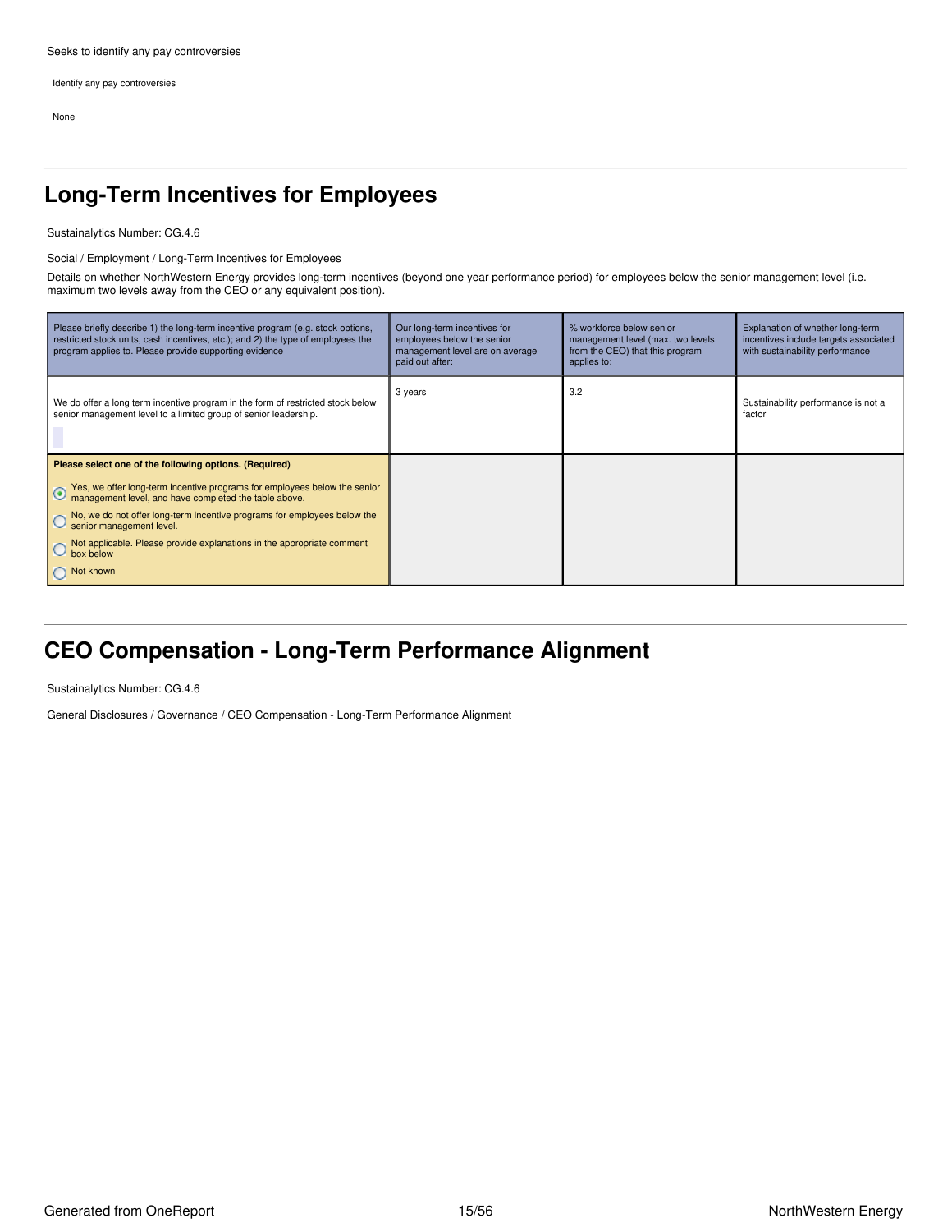Seeks to identify any pay controversies

Identify any pay controversies

None

## Long-Term Incentives for Employees

Sustainalytics Number: CG.4.6

Social / Employment / Long-Term Incentives for Employees

Details on whether NorthWestern Energy provides long-term incentives (beyond one year performance period) for employees below the senior management level (i.e. maximum two levels away from the CEO or any equivalent position).

| Please briefly describe 1) the long-term incentive program (e.g. stock options, restricted stock units, cash incentives, etc.); and 2) the type of employees the program applies to. Please provide supporting evidence | Our long-term incentives for employees below the senior management level are on average paid out after: | % workforce below senior management level (max. two levels from the CEO) that this program applies to: | Explanation of whether long-term incentives include targets associated with sustainability performance |
|---|---|---|---|
| We do offer a long term incentive program in the form of restricted stock below senior management level to a limited group of senior leadership. | 3 years | 3.2 | Sustainability performance is not a factor |
| **Please select one of the following options. (Required)**<br>(●) Yes, we offer long-term incentive programs for employees below the senior management level, and have completed the table above.<br>( ) No, we do not offer long-term incentive programs for employees below the senior management level.<br>( ) Not applicable. Please provide explanations in the appropriate comment box below<br>( ) Not known | | | |

## CEO Compensation - Long-Term Performance Alignment

Sustainalytics Number: CG.4.6

General Disclosures / Governance / CEO Compensation - Long-Term Performance Alignment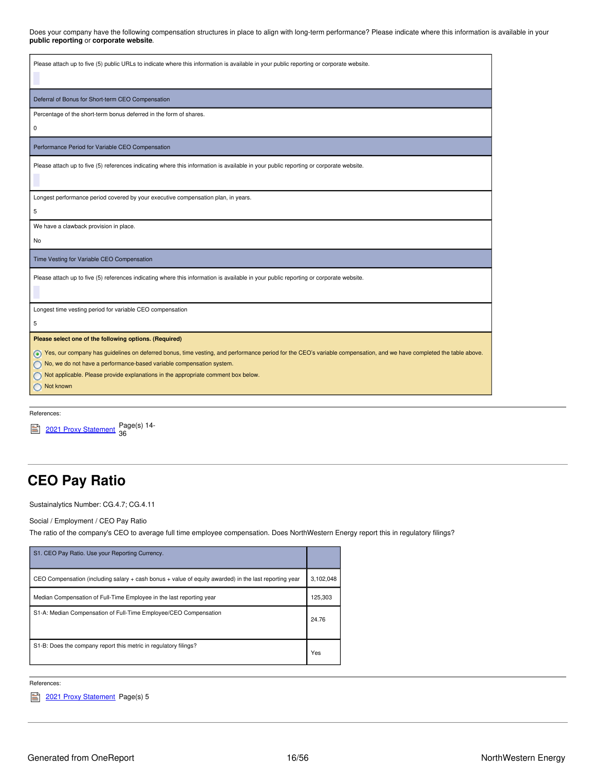Does your company have the following compensation structures in place to align with long-term performance? Please indicate where this information is available in your **public reporting** or **corporate website**.

Please attach up to five (5) public URLs to indicate where this information is available in your public reporting or corporate website.

**Deferral of Bonus for Short-term CEO Compensation**

Percentage of the short-term bonus deferred in the form of shares.

0

**Performance Period for Variable CEO Compensation**

Please attach up to five (5) references indicating where this information is available in your public reporting or corporate website.

Longest performance period covered by your executive compensation plan, in years.

5

We have a clawback provision in place.

No

**Time Vesting for Variable CEO Compensation**

Please attach up to five (5) references indicating where this information is available in your public reporting or corporate website.

Longest time vesting period for variable CEO compensation

5

**Please select one of the following options. (Required)**

- (selected) Yes, our company has guidelines on deferred bonus, time vesting, and performance period for the CEO's variable compensation, and we have completed the table above.
- No, we do not have a performance-based variable compensation system.
- Not applicable. Please provide explanations in the appropriate comment box below.
- Not known

References:

2021 Proxy Statement Page(s) 14-36

# CEO Pay Ratio

Sustainalytics Number: CG.4.7; CG.4.11

Social / Employment / CEO Pay Ratio

The ratio of the company's CEO to average full time employee compensation. Does NorthWestern Energy report this in regulatory filings?

| S1. CEO Pay Ratio. Use your Reporting Currency. | |
|---|---|
| CEO Compensation (including salary + cash bonus + value of equity awarded) in the last reporting year | 3,102,048 |
| Median Compensation of Full-Time Employee in the last reporting year | 125,303 |
| S1-A: Median Compensation of Full-Time Employee/CEO Compensation | 24.76 |
| S1-B: Does the company report this metric in regulatory filings? | Yes |

References:

2021 Proxy Statement Page(s) 5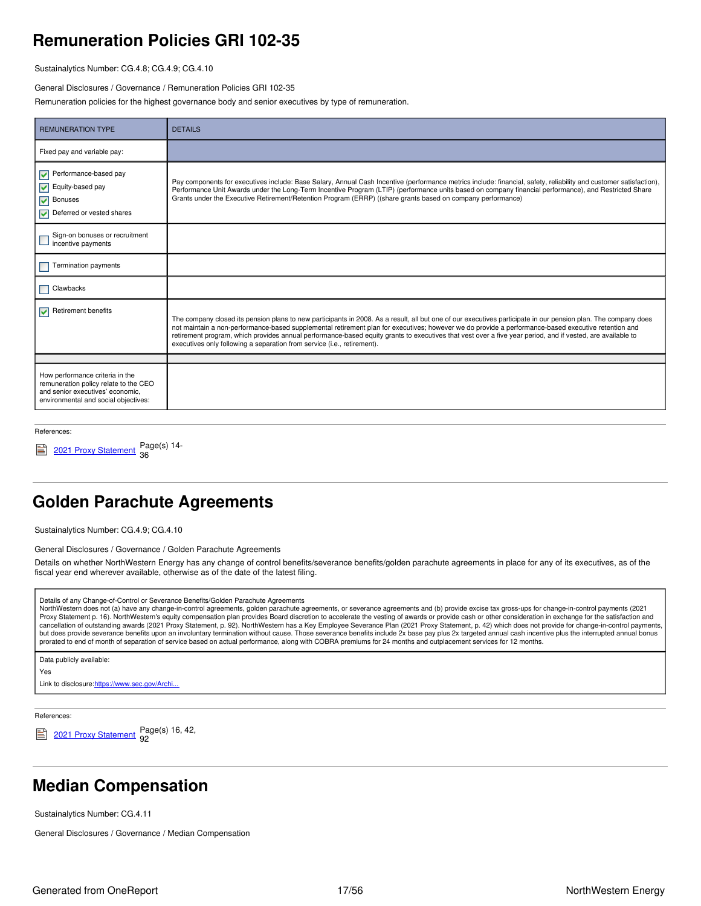# Remuneration Policies GRI 102-35

Sustainalytics Number: CG.4.8; CG.4.9; CG.4.10

General Disclosures / Governance / Remuneration Policies GRI 102-35

Remuneration policies for the highest governance body and senior executives by type of remuneration.

| REMUNERATION TYPE | DETAILS |
| --- | --- |
| Fixed pay and variable pay: | |
| ☑ Performance-based pay<br>☑ Equity-based pay<br>☑ Bonuses<br>☑ Deferred or vested shares | Pay components for executives include: Base Salary, Annual Cash Incentive (performance metrics include: financial, safety, reliability and customer satisfaction), Performance Unit Awards under the Long-Term Incentive Program (LTIP) (performance units based on company financial performance), and Restricted Share Grants under the Executive Retirement/Retention Program (ERRP) ((share grants based on company performance) |
| ☐ Sign-on bonuses or recruitment incentive payments | |
| ☐ Termination payments | |
| ☐ Clawbacks | |
| ☑ Retirement benefits | The company closed its pension plans to new participants in 2008. As a result, all but one of our executives participate in our pension plan. The company does not maintain a non-performance-based supplemental retirement plan for executives; however we do provide a performance-based executive retention and retirement program, which provides annual performance-based equity grants to executives that vest over a five year period, and if vested, are available to executives only following a separation from service (i.e., retirement). |
| | |
| How performance criteria in the remuneration policy relate to the CEO and senior executives' economic, environmental and social objectives: | |

References:

2021 Proxy Statement Page(s) 14-36

# Golden Parachute Agreements

Sustainalytics Number: CG.4.9; CG.4.10

General Disclosures / Governance / Golden Parachute Agreements

Details on whether NorthWestern Energy has any change of control benefits/severance benefits/golden parachute agreements in place for any of its executives, as of the fiscal year end wherever available, otherwise as of the date of the latest filing.

Details of any Change-of-Control or Severance Benefits/Golden Parachute Agreements
NorthWestern does not (a) have any change-in-control agreements, golden parachute agreements, or severance agreements and (b) provide excise tax gross-ups for change-in-control payments (2021 Proxy Statement p. 16). NorthWestern's equity compensation plan provides Board discretion to accelerate the vesting of awards or provide cash or other consideration in exchange for the satisfaction and cancellation of outstanding awards (2021 Proxy Statement, p. 92). NorthWestern has a Key Employee Severance Plan (2021 Proxy Statement, p. 42) which does not provide for change-in-control payments, but does provide severance benefits upon an involuntary termination without cause. Those severance benefits include 2x base pay plus 2x targeted annual cash incentive plus the interrupted annual bonus prorated to end of month of separation of service based on actual performance, along with COBRA premiums for 24 months and outplacement services for 12 months.

Data publicly available:

Yes

Link to disclosure: https://www.sec.gov/Archi...

References:

2021 Proxy Statement Page(s) 16, 42, 92

# Median Compensation

Sustainalytics Number: CG.4.11

General Disclosures / Governance / Median Compensation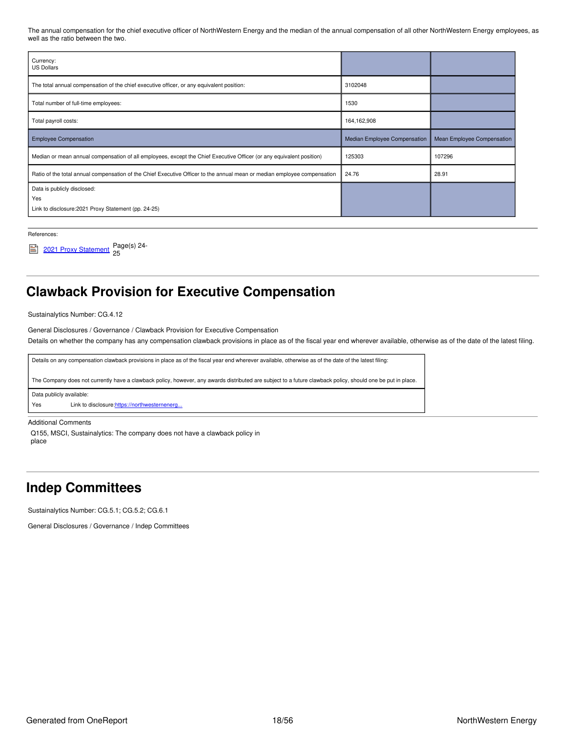The annual compensation for the chief executive officer of NorthWestern Energy and the median of the annual compensation of all other NorthWestern Energy employees, as well as the ratio between the two.

| Currency: US Dollars | | |
|---|---|---|
| The total annual compensation of the chief executive officer, or any equivalent position: | 3102048 | |
| Total number of full-time employees: | 1530 | |
| Total payroll costs: | 164,162,908 | |
| Employee Compensation | Median Employee Compensation | Mean Employee Compensation |
| Median or mean annual compensation of all employees, except the Chief Executive Officer (or any equivalent position) | 125303 | 107296 |
| Ratio of the total annual compensation of the Chief Executive Officer to the annual mean or median employee compensation | 24.76 | 28.91 |
| Data is publicly disclosed: Yes Link to disclosure:2021 Proxy Statement (pp. 24-25) | | |

References:

2021 Proxy Statement Page(s) 24-25

## Clawback Provision for Executive Compensation

Sustainalytics Number: CG.4.12

General Disclosures / Governance / Clawback Provision for Executive Compensation

Details on whether the company has any compensation clawback provisions in place as of the fiscal year end wherever available, otherwise as of the date of the latest filing.

| |
|---|
| Details on any compensation clawback provisions in place as of the fiscal year end wherever available, otherwise as of the date of the latest filing:<br><br>The Company does not currently have a clawback policy, however, any awards distributed are subject to a future clawback policy, should one be put in place. |
| Data publicly available:<br>Yes Link to disclosure:https://northwesternenerg... |

Additional Comments

Q155, MSCI, Sustainalytics: The company does not have a clawback policy in place

## Indep Committees

Sustainalytics Number: CG.5.1; CG.5.2; CG.6.1

General Disclosures / Governance / Indep Committees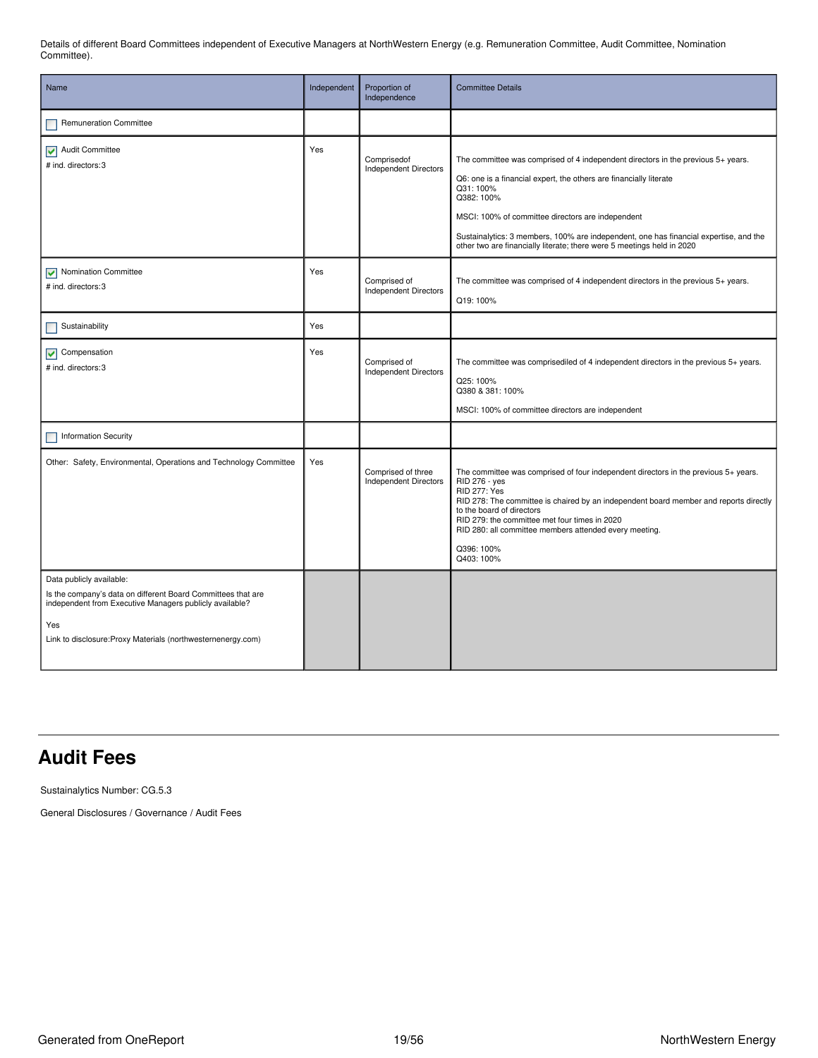Details of different Board Committees independent of Executive Managers at NorthWestern Energy (e.g. Remuneration Committee, Audit Committee, Nomination Committee).

| Name | Independent | Proportion of Independence | Committee Details |
|---|---|---|---|
| ☐ Remuneration Committee | | | |
| ☑ Audit Committee<br># ind. directors:3 | Yes | Comprisedof Independent Directors | The committee was comprised of 4 independent directors in the previous 5+ years.<br><br>Q6: one is a financial expert, the others are financially literate<br>Q31: 100%<br>Q382: 100%<br><br>MSCI: 100% of committee directors are independent<br><br>Sustainalytics: 3 members, 100% are independent, one has financial expertise, and the other two are financially literate; there were 5 meetings held in 2020 |
| ☑ Nomination Committee<br># ind. directors:3 | Yes | Comprised of Independent Directors | The committee was comprised of 4 independent directors in the previous 5+ years.<br><br>Q19: 100% |
| ☐ Sustainability | Yes | | |
| ☑ Compensation<br># ind. directors:3 | Yes | Comprised of Independent Directors | The committee was comprisediled of 4 independent directors in the previous 5+ years.<br><br>Q25: 100%<br>Q380 & 381: 100%<br><br>MSCI: 100% of committee directors are independent |
| ☐ Information Security | | | |
| Other: Safety, Environmental, Operations and Technology Committee | Yes | Comprised of three Independent Directors | The committee was comprised of four independent directors in the previous 5+ years.<br>RID 276 - yes<br>RID 277: Yes<br>RID 278: The committee is chaired by an independent board member and reports directly to the board of directors<br>RID 279: the committee met four times in 2020<br>RID 280: all committee members attended every meeting.<br><br>Q396: 100%<br>Q403: 100% |
| Data publicly available:<br>Is the company's data on different Board Committees that are independent from Executive Managers publicly available?<br><br>Yes<br><br>Link to disclosure:Proxy Materials (northwesternenergy.com) | | | |

## Audit Fees

Sustainalytics Number: CG.5.3

General Disclosures / Governance / Audit Fees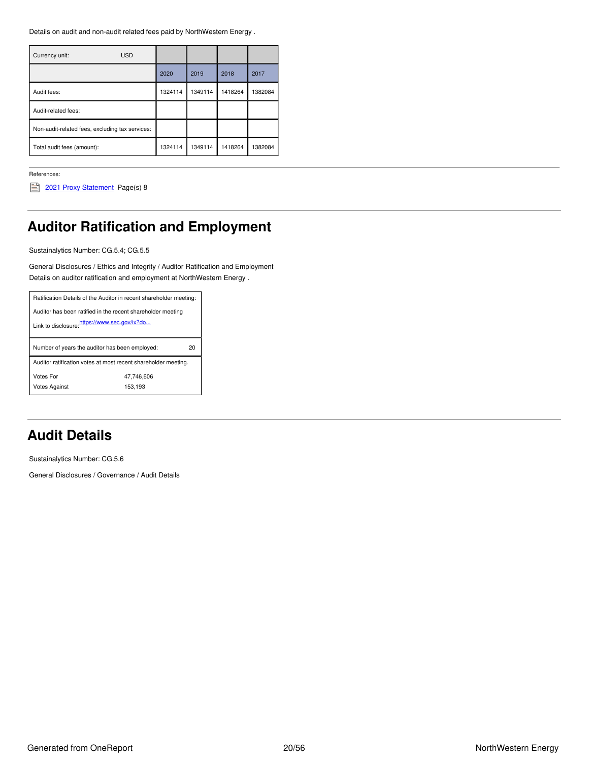Details on audit and non-audit related fees paid by NorthWestern Energy .

| Currency unit: USD | | | | |
|---|---|---|---|---|
| | 2020 | 2019 | 2018 | 2017 |
| Audit fees: | 1324114 | 1349114 | 1418264 | 1382084 |
| Audit-related fees: | | | | |
| Non-audit-related fees, excluding tax services: | | | | |
| Total audit fees (amount): | 1324114 | 1349114 | 1418264 | 1382084 |

References:

2021 Proxy Statement Page(s) 8

## Auditor Ratification and Employment

Sustainalytics Number: CG.5.4; CG.5.5

General Disclosures / Ethics and Integrity / Auditor Ratification and Employment

Details on auditor ratification and employment at NorthWestern Energy .

Ratification Details of the Auditor in recent shareholder meeting:

Auditor has been ratified in the recent shareholder meeting

Link to disclosure: https://www.sec.gov/ix?do...

| | |
|---|---|
| Number of years the auditor has been employed: | 20 |

Auditor ratification votes at most recent shareholder meeting.

| | |
|---|---|
| Votes For | 47,746,606 |
| Votes Against | 153,193 |

## Audit Details

Sustainalytics Number: CG.5.6

General Disclosures / Governance / Audit Details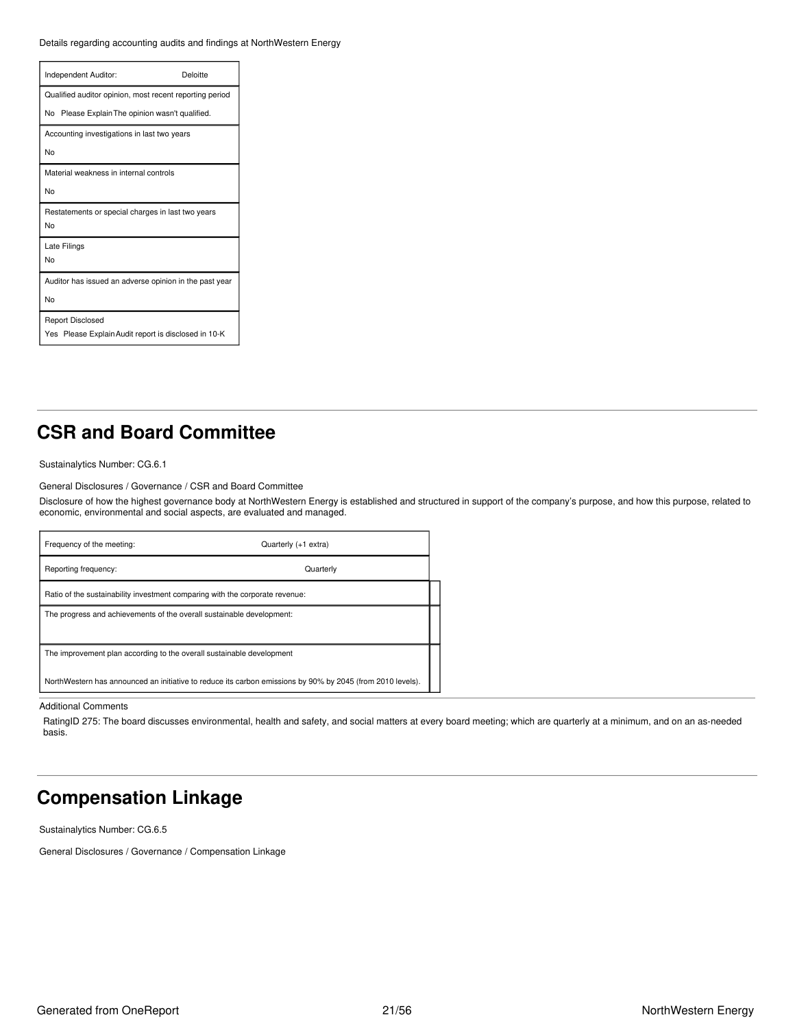Details regarding accounting audits and findings at NorthWestern Energy

| | |
|---|---|
| Independent Auditor: | Deloitte |
| Qualified auditor opinion, most recent reporting period | |
| No Please Explain | The opinion wasn't qualified. |
| Accounting investigations in last two years | |
| No | |
| Material weakness in internal controls | |
| No | |
| Restatements or special charges in last two years | |
| No | |
| Late Filings | |
| No | |
| Auditor has issued an adverse opinion in the past year | |
| No | |
| Report Disclosed | |
| Yes Please Explain | Audit report is disclosed in 10-K |

## CSR and Board Committee

Sustainalytics Number: CG.6.1

General Disclosures / Governance / CSR and Board Committee

Disclosure of how the highest governance body at NorthWestern Energy is established and structured in support of the company's purpose, and how this purpose, related to economic, environmental and social aspects, are evaluated and managed.

| | |
|---|---|
| Frequency of the meeting: | Quarterly (+1 extra) |
| Reporting frequency: | Quarterly |
| Ratio of the sustainability investment comparing with the corporate revenue: | |
| The progress and achievements of the overall sustainable development: | |
| The improvement plan according to the overall sustainable development | |
| NorthWestern has announced an initiative to reduce its carbon emissions by 90% by 2045 (from 2010 levels). | |

Additional Comments

RatingID 275: The board discusses environmental, health and safety, and social matters at every board meeting; which are quarterly at a minimum, and on an as-needed basis.

## Compensation Linkage

Sustainalytics Number: CG.6.5

General Disclosures / Governance / Compensation Linkage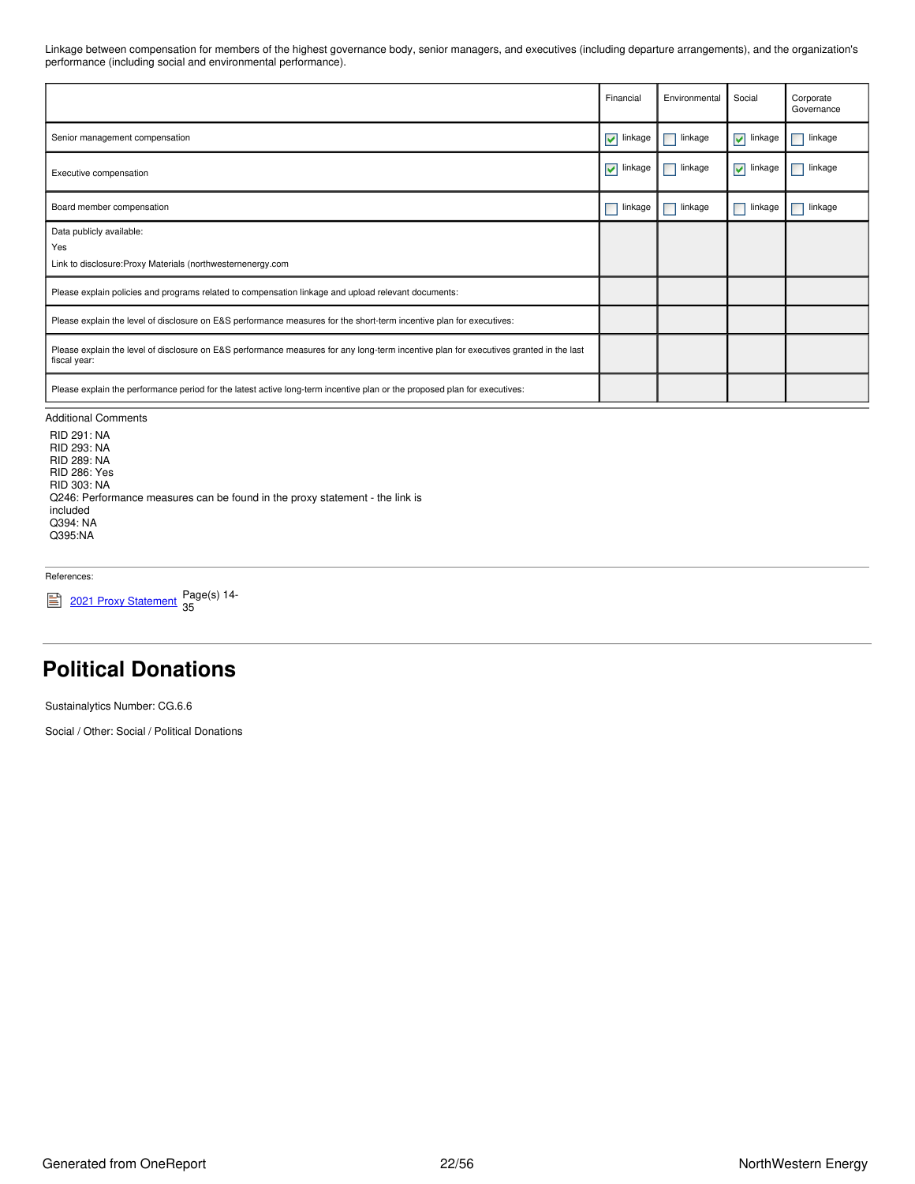Linkage between compensation for members of the highest governance body, senior managers, and executives (including departure arrangements), and the organization's performance (including social and environmental performance).

| | Financial | Environmental | Social | Corporate Governance |
|---|---|---|---|---|
| Senior management compensation | ☑ linkage | ☐ linkage | ☑ linkage | ☐ linkage |
| Executive compensation | ☑ linkage | ☐ linkage | ☑ linkage | ☐ linkage |
| Board member compensation | ☐ linkage | ☐ linkage | ☐ linkage | ☐ linkage |
| Data publicly available: Yes Link to disclosure:Proxy Materials (northwesternenergy.com | | | | |
| Please explain policies and programs related to compensation linkage and upload relevant documents: | | | | |
| Please explain the level of disclosure on E&S performance measures for the short-term incentive plan for executives: | | | | |
| Please explain the level of disclosure on E&S performance measures for any long-term incentive plan for executives granted in the last fiscal year: | | | | |
| Please explain the performance period for the latest active long-term incentive plan or the proposed plan for executives: | | | | |

Additional Comments

RID 291: NA
RID 293: NA
RID 289: NA
RID 286: Yes
RID 303: NA
Q246: Performance measures can be found in the proxy statement - the link is included
Q394: NA
Q395:NA

References:

2021 Proxy Statement Page(s) 14-35

## Political Donations

Sustainalytics Number: CG.6.6

Social / Other: Social / Political Donations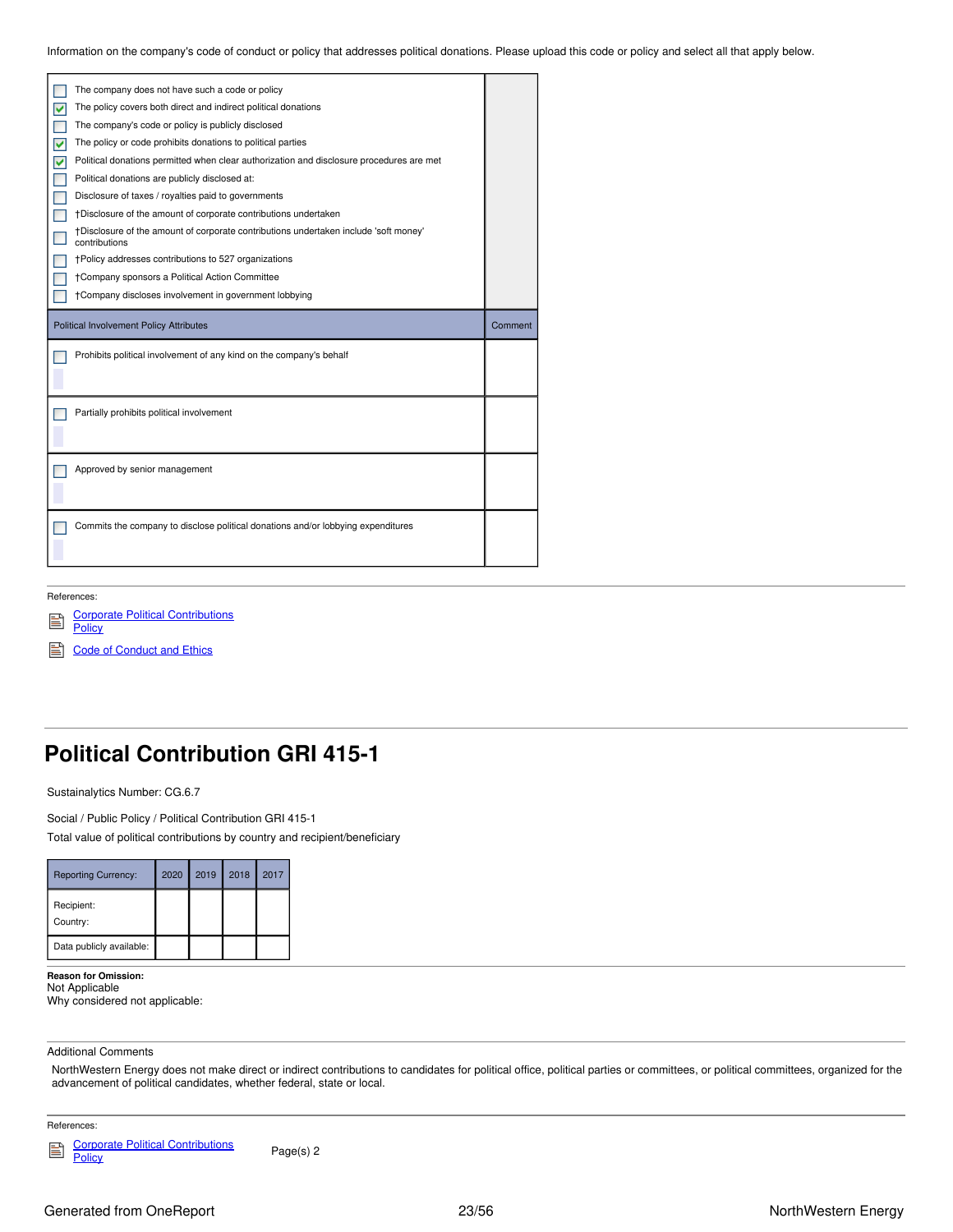Information on the company's code of conduct or policy that addresses political donations. Please upload this code or policy and select all that apply below.

- [ ] The company does not have such a code or policy
- [x] The policy covers both direct and indirect political donations
- [ ] The company's code or policy is publicly disclosed
- [x] The policy or code prohibits donations to political parties
- [x] Political donations permitted when clear authorization and disclosure procedures are met
- [ ] Political donations are publicly disclosed at:
- [ ] Disclosure of taxes / royalties paid to governments
- [ ] †Disclosure of the amount of corporate contributions undertaken
- [ ] †Disclosure of the amount of corporate contributions undertaken include 'soft money' contributions
- [ ] †Policy addresses contributions to 527 organizations
- [ ] †Company sponsors a Political Action Committee
- [ ] †Company discloses involvement in government lobbying

| Political Involvement Policy Attributes | Comment |
|---|---|
| ☐ Prohibits political involvement of any kind on the company's behalf | |
| ☐ Partially prohibits political involvement | |
| ☐ Approved by senior management | |
| ☐ Commits the company to disclose political donations and/or lobbying expenditures | |

References:

Corporate Political Contributions Policy

Code of Conduct and Ethics

# Political Contribution GRI 415-1

Sustainalytics Number: CG.6.7

Social / Public Policy / Political Contribution GRI 415-1

Total value of political contributions by country and recipient/beneficiary

| Reporting Currency: | 2020 | 2019 | 2018 | 2017 |
|---|---|---|---|---|
| Recipient:<br>Country: | | | | |
| Data publicly available: | | | | |

**Reason for Omission:**
Not Applicable
Why considered not applicable:

Additional Comments

NorthWestern Energy does not make direct or indirect contributions to candidates for political office, political parties or committees, or political committees, organized for the advancement of political candidates, whether federal, state or local.

References:

Corporate Political Contributions Policy — Page(s) 2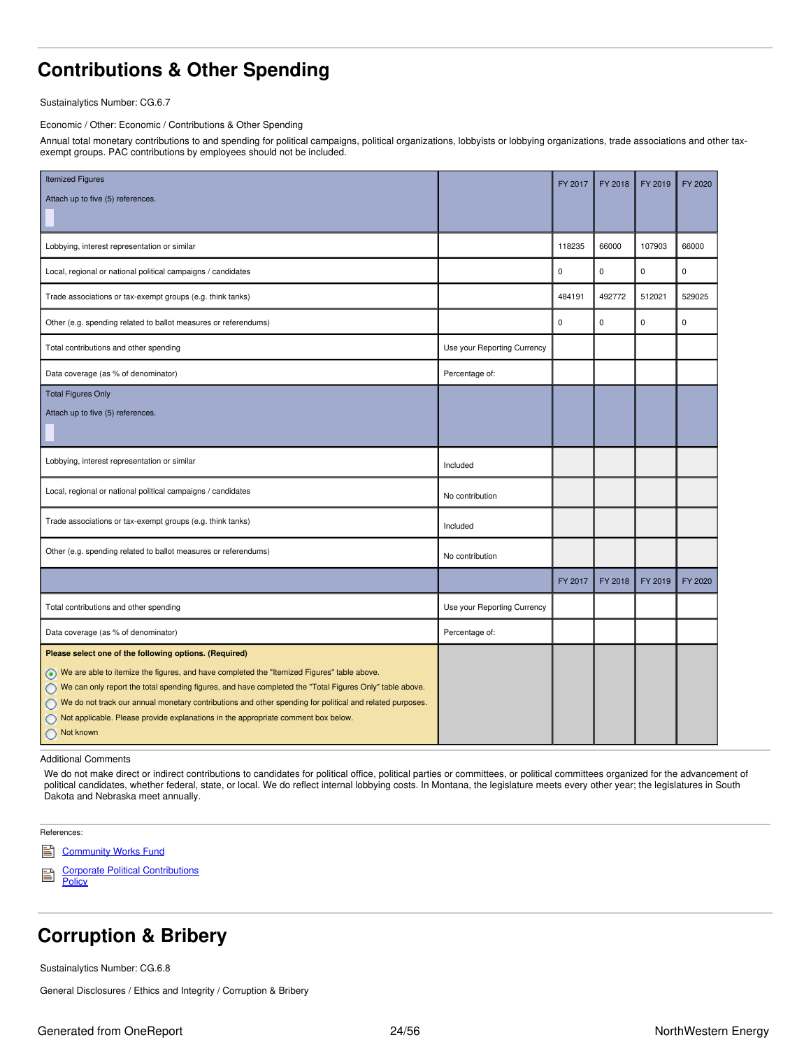## Contributions & Other Spending

Sustainalytics Number: CG.6.7

Economic / Other: Economic / Contributions & Other Spending

Annual total monetary contributions to and spending for political campaigns, political organizations, lobbyists or lobbying organizations, trade associations and other tax-exempt groups. PAC contributions by employees should not be included.

| Itemized Figures<br>Attach up to five (5) references. | | FY 2017 | FY 2018 | FY 2019 | FY 2020 |
|---|---|---|---|---|---|
| Lobbying, interest representation or similar | | 118235 | 66000 | 107903 | 66000 |
| Local, regional or national political campaigns / candidates | | 0 | 0 | 0 | 0 |
| Trade associations or tax-exempt groups (e.g. think tanks) | | 484191 | 492772 | 512021 | 529025 |
| Other (e.g. spending related to ballot measures or referendums) | | 0 | 0 | 0 | 0 |
| Total contributions and other spending | Use your Reporting Currency | | | | |
| Data coverage (as % of denominator) | Percentage of: | | | | |
| **Total Figures Only**<br>Attach up to five (5) references. | | | | | |
| Lobbying, interest representation or similar | Included | | | | |
| Local, regional or national political campaigns / candidates | No contribution | | | | |
| Trade associations or tax-exempt groups (e.g. think tanks) | Included | | | | |
| Other (e.g. spending related to ballot measures or referendums) | No contribution | | | | |
| | | FY 2017 | FY 2018 | FY 2019 | FY 2020 |
| Total contributions and other spending | Use your Reporting Currency | | | | |
| Data coverage (as % of denominator) | Percentage of: | | | | |

**Please select one of the following options. (Required)**

- (selected) We are able to itemize the figures, and have completed the "Itemized Figures" table above.
- We can only report the total spending figures, and have completed the "Total Figures Only" table above.
- We do not track our annual monetary contributions and other spending for political and related purposes.
- Not applicable. Please provide explanations in the appropriate comment box below.
- Not known

Additional Comments

We do not make direct or indirect contributions to candidates for political office, political parties or committees, or political committees organized for the advancement of political candidates, whether federal, state, or local. We do reflect internal lobbying costs. In Montana, the legislature meets every other year; the legislatures in South Dakota and Nebraska meet annually.

References:

- Community Works Fund
- Corporate Political Contributions Policy

## Corruption & Bribery

Sustainalytics Number: CG.6.8

General Disclosures / Ethics and Integrity / Corruption & Bribery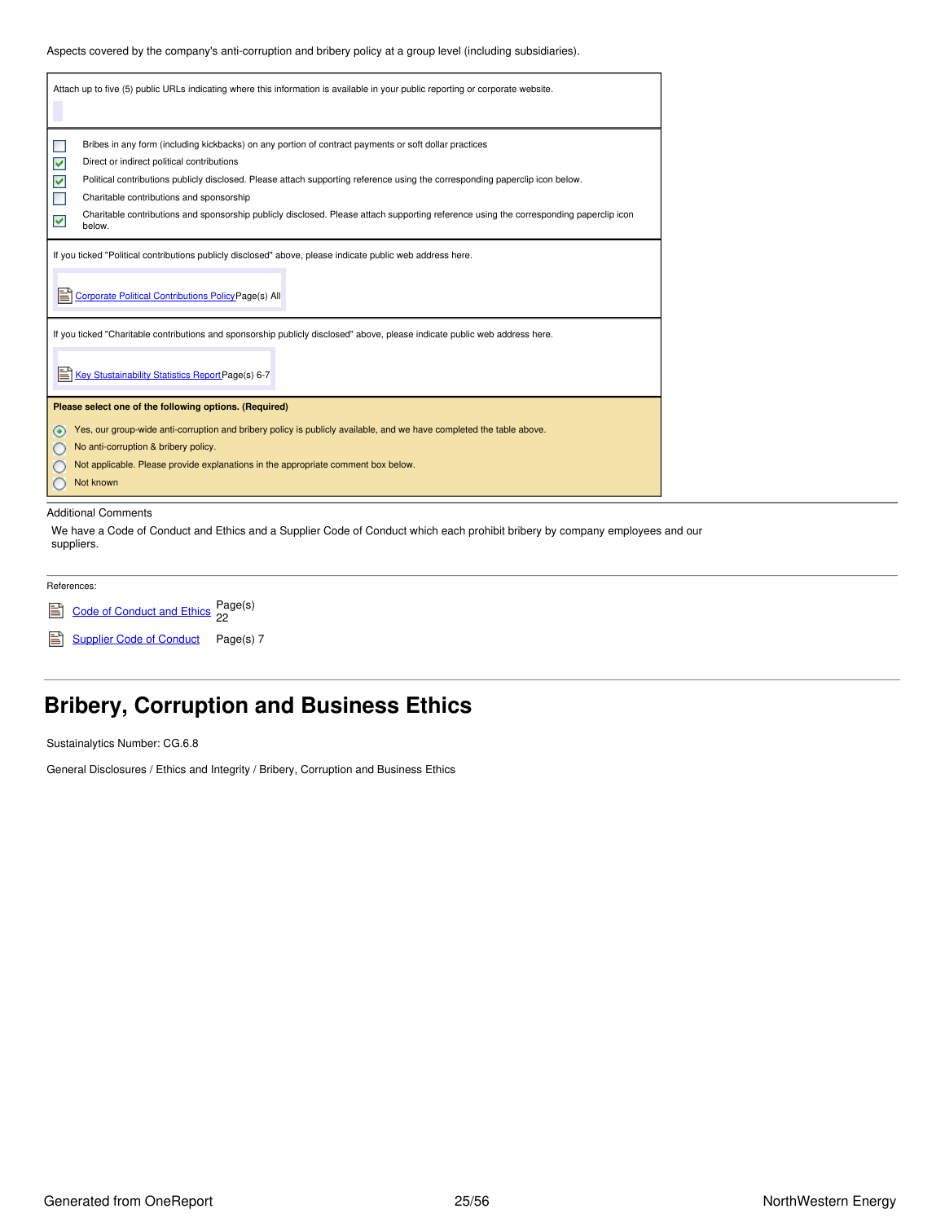Aspects covered by the company's anti-corruption and bribery policy at a group level (including subsidiaries).

Attach up to five (5) public URLs indicating where this information is available in your public reporting or corporate website.

- [ ] Bribes in any form (including kickbacks) on any portion of contract payments or soft dollar practices
- [x] Direct or indirect political contributions
- [x] Political contributions publicly disclosed. Please attach supporting reference using the corresponding paperclip icon below.
- [ ] Charitable contributions and sponsorship
- [x] Charitable contributions and sponsorship publicly disclosed. Please attach supporting reference using the corresponding paperclip icon below.

If you ticked "Political contributions publicly disclosed" above, please indicate public web address here.

Corporate Political Contributions Policy Page(s) All

If you ticked "Charitable contributions and sponsorship publicly disclosed" above, please indicate public web address here.

Key Stustainability Statistics Report Page(s) 6-7

**Please select one of the following options. (Required)**

- (●) Yes, our group-wide anti-corruption and bribery policy is publicly available, and we have completed the table above.
- ( ) No anti-corruption & bribery policy.
- ( ) Not applicable. Please provide explanations in the appropriate comment box below.
- ( ) Not known

Additional Comments

We have a Code of Conduct and Ethics and a Supplier Code of Conduct which each prohibit bribery by company employees and our suppliers.

References:

Code of Conduct and Ethics Page(s) 22

Supplier Code of Conduct Page(s) 7

# Bribery, Corruption and Business Ethics

Sustainalytics Number: CG.6.8

General Disclosures / Ethics and Integrity / Bribery, Corruption and Business Ethics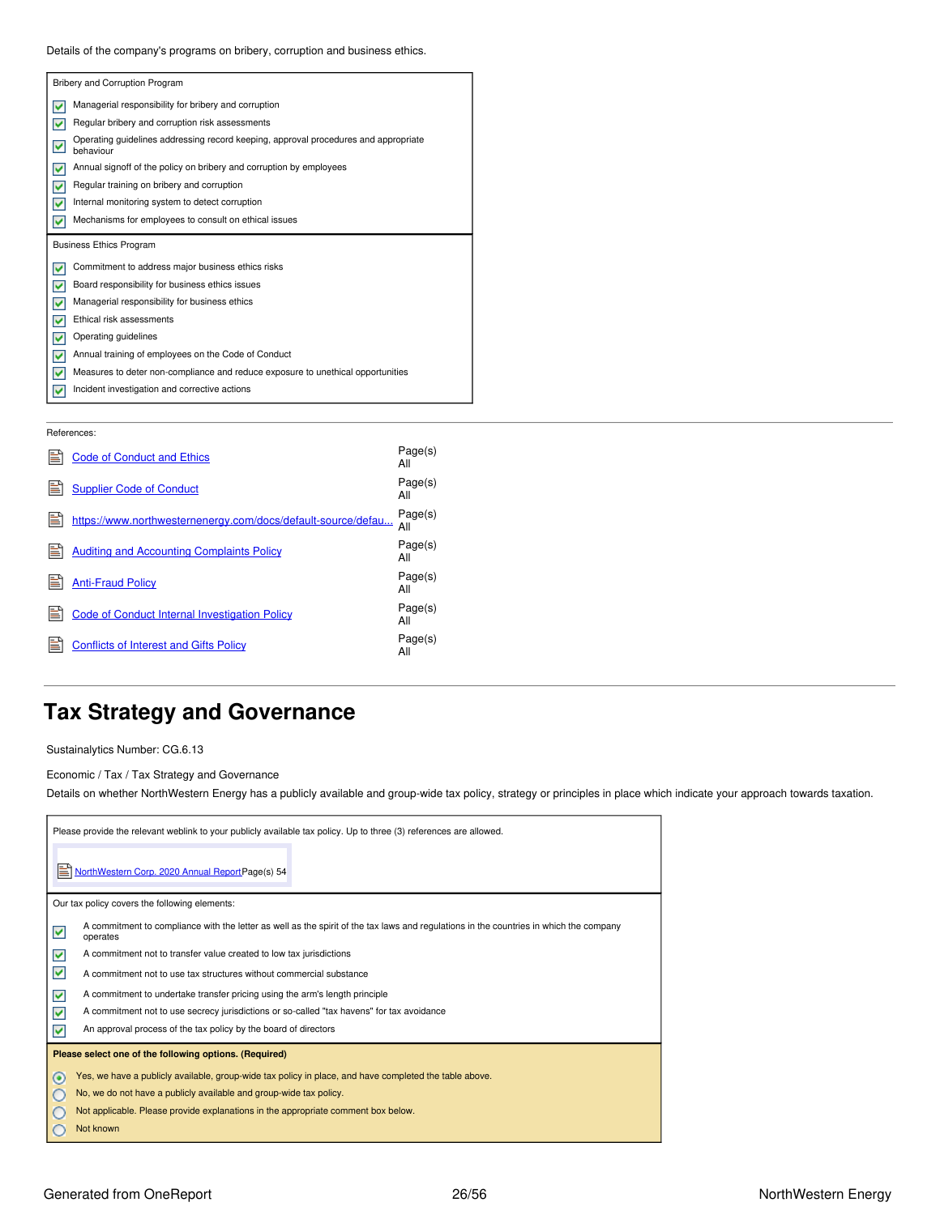Details of the company's programs on bribery, corruption and business ethics.

**Bribery and Corruption Program**

- [x] Managerial responsibility for bribery and corruption
- [x] Regular bribery and corruption risk assessments
- [x] Operating guidelines addressing record keeping, approval procedures and appropriate behaviour
- [x] Annual signoff of the policy on bribery and corruption by employees
- [x] Regular training on bribery and corruption
- [x] Internal monitoring system to detect corruption
- [x] Mechanisms for employees to consult on ethical issues

**Business Ethics Program**

- [x] Commitment to address major business ethics risks
- [x] Board responsibility for business ethics issues
- [x] Managerial responsibility for business ethics
- [x] Ethical risk assessments
- [x] Operating guidelines
- [x] Annual training of employees on the Code of Conduct
- [x] Measures to deter non-compliance and reduce exposure to unethical opportunities
- [x] Incident investigation and corrective actions

References:

| Reference | Page(s) |
| --- | --- |
| Code of Conduct and Ethics | All |
| Supplier Code of Conduct | All |
| https://www.northwesternenergy.com/docs/default-source/defau... | All |
| Auditing and Accounting Complaints Policy | All |
| Anti-Fraud Policy | All |
| Code of Conduct Internal Investigation Policy | All |
| Conflicts of Interest and Gifts Policy | All |

# Tax Strategy and Governance

Sustainalytics Number: CG.6.13

Economic / Tax / Tax Strategy and Governance

Details on whether NorthWestern Energy has a publicly available and group-wide tax policy, strategy or principles in place which indicate your approach towards taxation.

Please provide the relevant weblink to your publicly available tax policy. Up to three (3) references are allowed.

NorthWestern Corp. 2020 Annual Report Page(s) 54

Our tax policy covers the following elements:

- [x] A commitment to compliance with the letter as well as the spirit of the tax laws and regulations in the countries in which the company operates
- [x] A commitment not to transfer value created to low tax jurisdictions
- [x] A commitment not to use tax structures without commercial substance
- [x] A commitment to undertake transfer pricing using the arm's length principle
- [x] A commitment not to use secrecy jurisdictions or so-called "tax havens" for tax avoidance
- [x] An approval process of the tax policy by the board of directors

**Please select one of the following options. (Required)**

- (●) Yes, we have a publicly available, group-wide tax policy in place, and have completed the table above.
- ( ) No, we do not have a publicly available and group-wide tax policy.
- ( ) Not applicable. Please provide explanations in the appropriate comment box below.
- ( ) Not known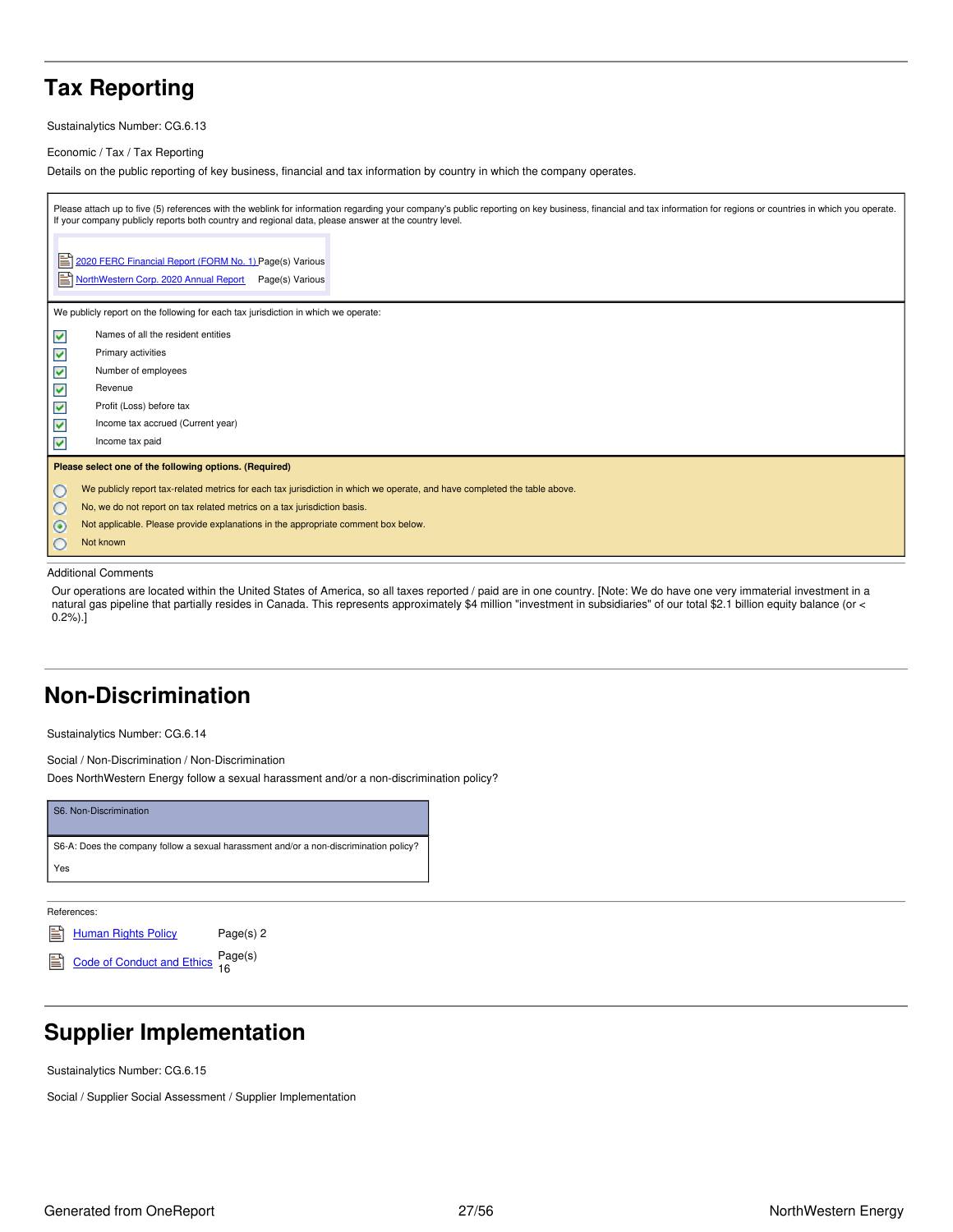# Tax Reporting

Sustainalytics Number: CG.6.13

Economic / Tax / Tax Reporting

Details on the public reporting of key business, financial and tax information by country in which the company operates.

Please attach up to five (5) references with the weblink for information regarding your company's public reporting on key business, financial and tax information for regions or countries in which you operate. If your company publicly reports both country and regional data, please answer at the country level.

| | |
|---|---|
| 2020 FERC Financial Report (FORM No. 1) | Page(s) Various |
| NorthWestern Corp. 2020 Annual Report | Page(s) Various |

We publicly report on the following for each tax jurisdiction in which we operate:

- [x] Names of all the resident entities
- [x] Primary activities
- [x] Number of employees
- [x] Revenue
- [x] Profit (Loss) before tax
- [x] Income tax accrued (Current year)
- [x] Income tax paid

**Please select one of the following options. (Required)**

- ( ) We publicly report tax-related metrics for each tax jurisdiction in which we operate, and have completed the table above.
- ( ) No, we do not report on tax related metrics on a tax jurisdiction basis.
- (•) Not applicable. Please provide explanations in the appropriate comment box below.
- ( ) Not known

Additional Comments

Our operations are located within the United States of America, so all taxes reported / paid are in one country. [Note: We do have one very immaterial investment in a natural gas pipeline that partially resides in Canada. This represents approximately $4 million "investment in subsidiaries" of our total $2.1 billion equity balance (or < 0.2%).]

# Non-Discrimination

Sustainalytics Number: CG.6.14

Social / Non-Discrimination / Non-Discrimination

Does NorthWestern Energy follow a sexual harassment and/or a non-discrimination policy?

| S6. Non-Discrimination |
|---|
| S6-A: Does the company follow a sexual harassment and/or a non-discrimination policy? |
| Yes |

References:

| | |
|---|---|
| Human Rights Policy | Page(s) 2 |
| Code of Conduct and Ethics | Page(s) 16 |

# Supplier Implementation

Sustainalytics Number: CG.6.15

Social / Supplier Social Assessment / Supplier Implementation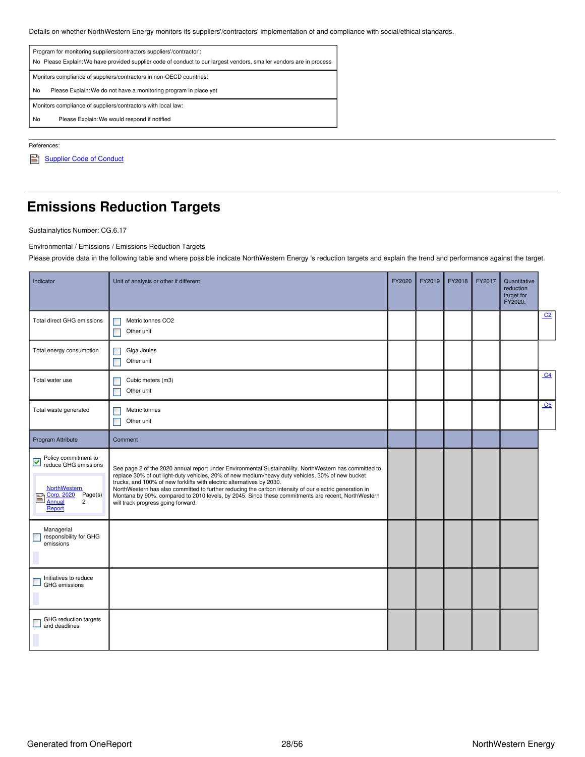Details on whether NorthWestern Energy monitors its suppliers'/contractors' implementation of and compliance with social/ethical standards.

| |
|---|
| Program for monitoring suppliers/contractors suppliers'/contractor': No Please Explain: We have provided supplier code of conduct to our largest vendors, smaller vendors are in process |
| Monitors compliance of suppliers/contractors in non-OECD countries: No Please Explain: We do not have a monitoring program in place yet |
| Monitors compliance of suppliers/contractors with local law: No Please Explain: We would respond if notified |

References:

Supplier Code of Conduct

# Emissions Reduction Targets

Sustainalytics Number: CG.6.17

Environmental / Emissions / Emissions Reduction Targets

Please provide data in the following table and where possible indicate NorthWestern Energy 's reduction targets and explain the trend and performance against the target.

| Indicator | Unit of analysis or other if different | FY2020 | FY2019 | FY2018 | FY2017 | Quantitative reduction target for FY2020: | |
|---|---|---|---|---|---|---|---|
| Total direct GHG emissions | ☐ Metric tonnes CO2 ☐ Other unit | | | | | | C2 |
| Total energy consumption | ☐ Giga Joules ☐ Other unit | | | | | | |
| Total water use | ☐ Cubic meters (m3) ☐ Other unit | | | | | | C4 |
| Total waste generated | ☐ Metric tonnes ☐ Other unit | | | | | | C5 |
| Program Attribute | Comment | | | | | | |
| ☑ Policy commitment to reduce GHG emissions (NorthWestern Corp. 2020 Annual Report, Page(s) 2) | See page 2 of the 2020 annual report under Environmental Sustainability. NorthWestern has committed to replace 30% of out light-duty vehicles, 20% of new medium/heavy duty vehicles, 30% of new bucket trucks, and 100% of new forklifts with electric alternatives by 2030. NorthWestern has also committed to further reducing the carbon intensity of our electric generation in Montana by 90%, compared to 2010 levels, by 2045. Since these commitments are recent, NorthWestern will track progress going forward. | | | | | | |
| ☐ Managerial responsibility for GHG emissions | | | | | | | |
| ☐ Initiatives to reduce GHG emissions | | | | | | | |
| ☐ GHG reduction targets and deadlines | | | | | | | |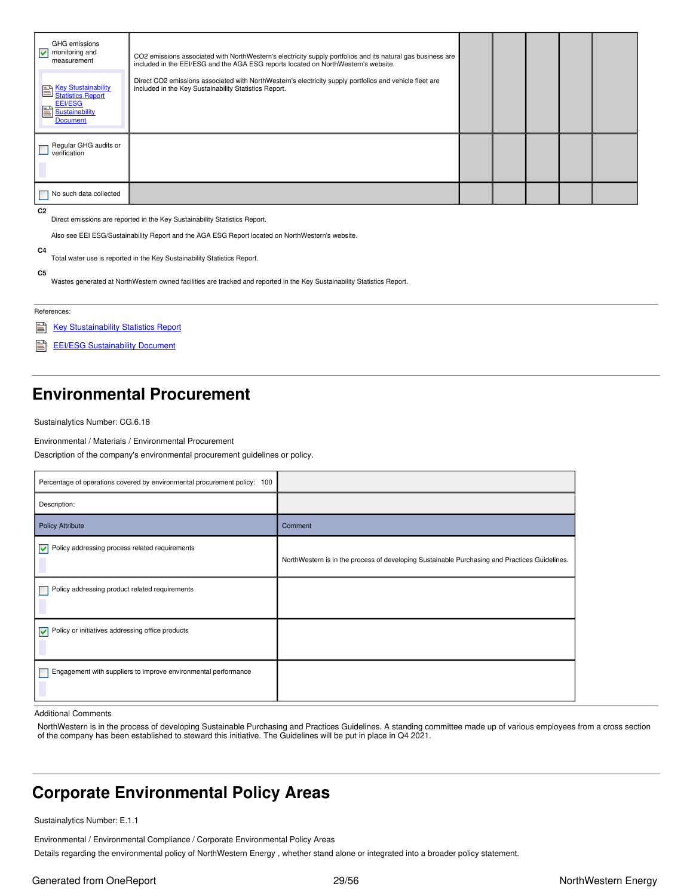| | | | | | | |
|---|---|---|---|---|---|---|
| ☑ GHG emissions monitoring and measurement<br>Key Sustainability Statistics Report<br>EEI/ESG Sustainability Document | CO2 emissions associated with NorthWestern's electricity supply portfolios and its natural gas business are included in the EEI/ESG and the AGA ESG reports located on NorthWestern's website.<br><br>Direct CO2 emissions associated with NorthWestern's electricity supply portfolios and vehicle fleet are included in the Key Sustainability Statistics Report. | | | | | |
| ☐ Regular GHG audits or verification | | | | | | |
| ☐ No such data collected | | | | | | |

**C2**

Direct emissions are reported in the Key Sustainability Statistics Report.

Also see EEI ESG/Sustainability Report and the AGA ESG Report located on NorthWestern's website.

**C4**

Total water use is reported in the Key Sustainability Statistics Report.

**C5**

Wastes generated at NorthWestern owned facilities are tracked and reported in the Key Sustainability Statistics Report.

References:

Key Stustainability Statistics Report

EEI/ESG Sustainability Document

## Environmental Procurement

Sustainalytics Number: CG.6.18

Environmental / Materials / Environmental Procurement

Description of the company's environmental procurement guidelines or policy.

| | |
|---|---|
| Percentage of operations covered by environmental procurement policy: 100 | |
| Description: | |
| **Policy Attribute** | **Comment** |
| ☑ Policy addressing process related requirements | NorthWestern is in the process of developing Sustainable Purchasing and Practices Guidelines. |
| ☐ Policy addressing product related requirements | |
| ☑ Policy or initiatives addressing office products | |
| ☐ Engagement with suppliers to improve environmental performance | |

Additional Comments

NorthWestern is in the process of developing Sustainable Purchasing and Practices Guidelines. A standing committee made up of various employees from a cross section of the company has been established to steward this initiative. The Guidelines will be put in place in Q4 2021.

## Corporate Environmental Policy Areas

Sustainalytics Number: E.1.1

Environmental / Environmental Compliance / Corporate Environmental Policy Areas

Details regarding the environmental policy of NorthWestern Energy , whether stand alone or integrated into a broader policy statement.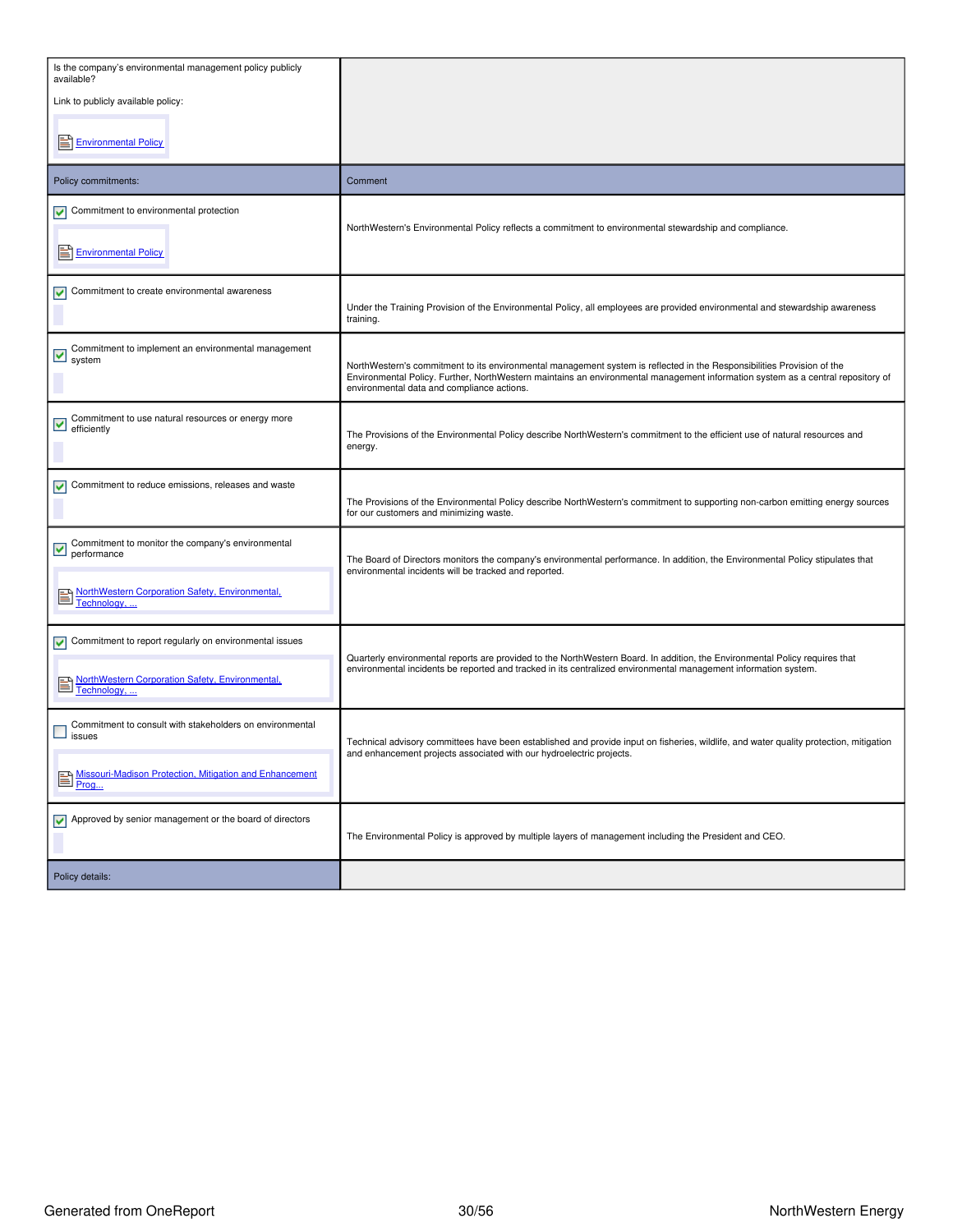| | |
|---|---|
| Is the company's environmental management policy publicly available?<br><br>Link to publicly available policy:<br><br>Environmental Policy | |
| Policy commitments: | Comment |
| ☑ Commitment to environmental protection<br><br>Environmental Policy | NorthWestern's Environmental Policy reflects a commitment to environmental stewardship and compliance. |
| ☑ Commitment to create environmental awareness | Under the Training Provision of the Environmental Policy, all employees are provided environmental and stewardship awareness training. |
| ☑ Commitment to implement an environmental management system | NorthWestern's commitment to its environmental management system is reflected in the Responsibilities Provision of the Environmental Policy. Further, NorthWestern maintains an environmental management information system as a central repository of environmental data and compliance actions. |
| ☑ Commitment to use natural resources or energy more efficiently | The Provisions of the Environmental Policy describe NorthWestern's commitment to the efficient use of natural resources and energy. |
| ☑ Commitment to reduce emissions, releases and waste | The Provisions of the Environmental Policy describe NorthWestern's commitment to supporting non-carbon emitting energy sources for our customers and minimizing waste. |
| ☑ Commitment to monitor the company's environmental performance<br><br>NorthWestern Corporation Safety, Environmental, Technology, ... | The Board of Directors monitors the company's environmental performance. In addition, the Environmental Policy stipulates that environmental incidents will be tracked and reported. |
| ☑ Commitment to report regularly on environmental issues<br><br>NorthWestern Corporation Safety, Environmental, Technology, ... | Quarterly environmental reports are provided to the NorthWestern Board. In addition, the Environmental Policy requires that environmental incidents be reported and tracked in its centralized environmental management information system. |
| ☐ Commitment to consult with stakeholders on environmental issues<br><br>Missouri-Madison Protection, Mitigation and Enhancement Prog... | Technical advisory committees have been established and provide input on fisheries, wildlife, and water quality protection, mitigation and enhancement projects associated with our hydroelectric projects. |
| ☑ Approved by senior management or the board of directors | The Environmental Policy is approved by multiple layers of management including the President and CEO. |
| Policy details: | |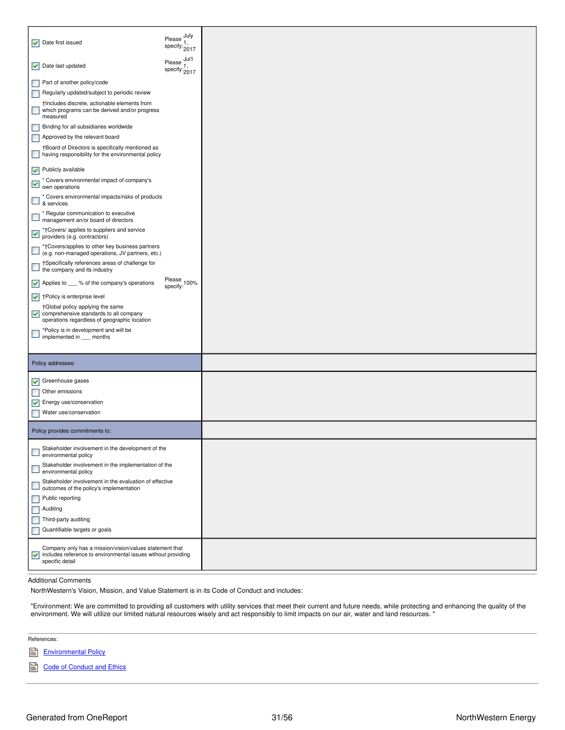| | |
|---|---|
| ☑ Date first issued — Please specify: July 1, 2017 | |
| ☑ Date last updated — Please specify: Jul1 1, 2017 | |
| ☐ Part of another policy/code | |
| ☐ Regularly updated/subject to periodic review | |
| ☐ †Includes discrete, actionable elements from which programs can be derived and/or progress measured | |
| ☐ Binding for all subsidiaries worldwide | |
| ☐ Approved by the relevant board | |
| ☐ †Board of Directors is specifically mentioned as having responsibility for the environmental policy | |
| ☑ Publicly available | |
| ☑ * Covers environmental impact of company's own operations | |
| ☐ * Covers environmental impacts/risks of products & services | |
| ☐ * Regular communication to executive management an/or board of directors | |
| ☑ *†Covers/ applies to suppliers and service providers (e.g. contractors) | |
| ☐ *†Covers/applies to other key business partners (e.g. non-managed operations, JV partners, etc.) | |
| ☐ †Specifically references areas of challenge for the company and its industry | |
| ☑ Applies to ___ % of the company's operations — Please specify: 100% | |
| ☑ †Policy is enterprise level | |
| ☑ †Global policy applying the same comprehensive standards to all company operations regardless of geographic location | |
| ☐ *Policy is in development and will be implemented in ___ months | |
| **Policy addresses:** | |
| ☑ Greenhouse gases | |
| ☐ Other emissions | |
| ☑ Energy use/conservation | |
| ☐ Water use/conservation | |
| **Policy provides commitments to:** | |
| ☐ Stakeholder involvement in the development of the environmental policy | |
| ☐ Stakeholder involvement in the implementation of the environmental policy | |
| ☐ Stakeholder involvement in the evaluation of effective outcomes of the policy's implementation | |
| ☐ Public reporting | |
| ☐ Auditing | |
| ☐ Third-party auditing | |
| ☐ Quantifiable targets or goals | |
| ☑ Company only has a mission/vision/values statement that includes reference to environmental issues without providing specific detail | |

Additional Comments

NorthWestern's Vision, Mission, and Value Statement is in its Code of Conduct and includes:

"Environment: We are committed to providing all customers with utility services that meet their current and future needs, while protecting and enhancing the quality of the environment. We will utilize our limited natural resources wisely and act responsibly to limit impacts on our air, water and land resources. "

References:

- Environmental Policy
- Code of Conduct and Ethics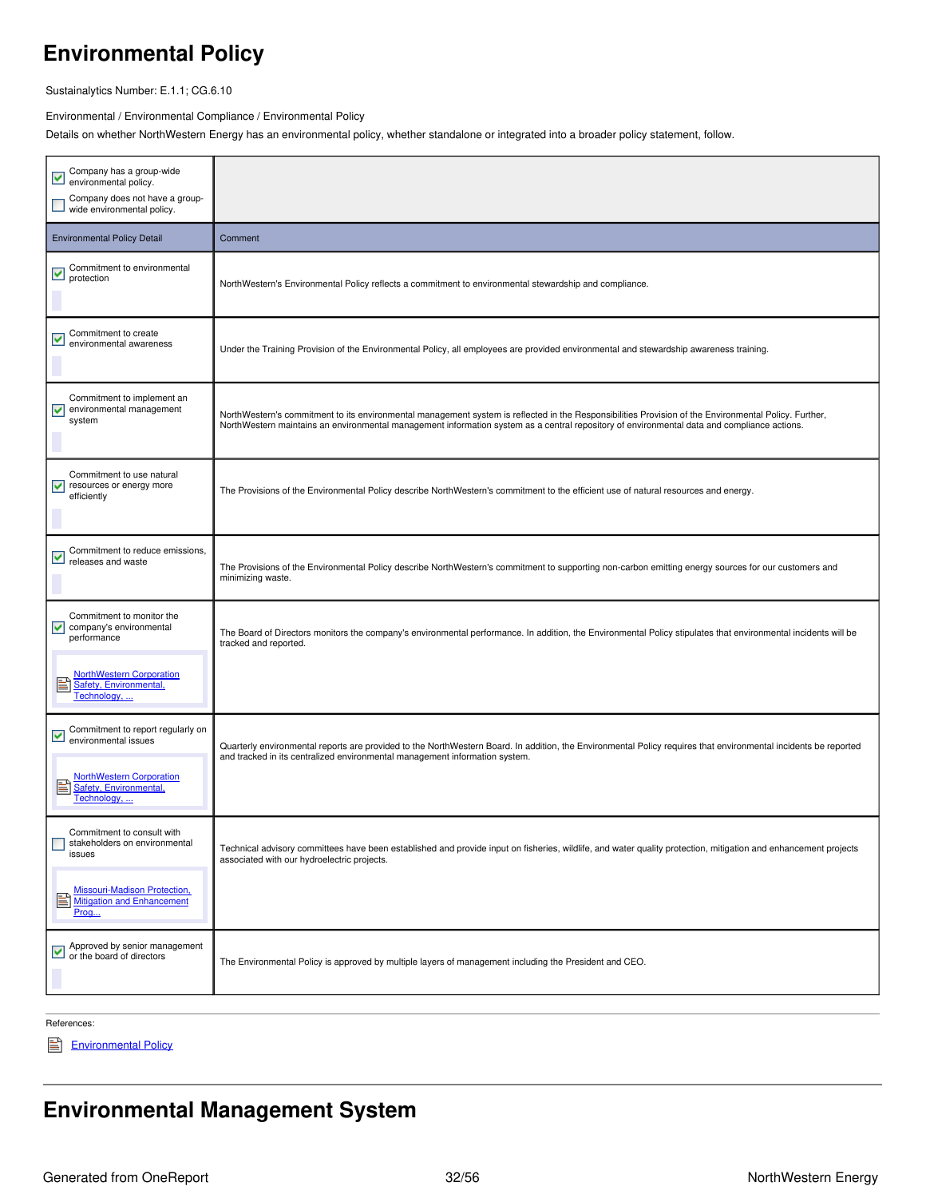# Environmental Policy

Sustainalytics Number: E.1.1; CG.6.10

Environmental / Environmental Compliance / Environmental Policy

Details on whether NorthWestern Energy has an environmental policy, whether standalone or integrated into a broader policy statement, follow.

| | |
|---|---|
| ☑ Company has a group-wide environmental policy. ☐ Company does not have a group-wide environmental policy. | |
| **Environmental Policy Detail** | **Comment** |
| ☑ Commitment to environmental protection | NorthWestern's Environmental Policy reflects a commitment to environmental stewardship and compliance. |
| ☑ Commitment to create environmental awareness | Under the Training Provision of the Environmental Policy, all employees are provided environmental and stewardship awareness training. |
| ☑ Commitment to implement an environmental management system | NorthWestern's commitment to its environmental management system is reflected in the Responsibilities Provision of the Environmental Policy. Further, NorthWestern maintains an environmental management information system as a central repository of environmental data and compliance actions. |
| ☑ Commitment to use natural resources or energy more efficiently | The Provisions of the Environmental Policy describe NorthWestern's commitment to the efficient use of natural resources and energy. |
| ☑ Commitment to reduce emissions, releases and waste | The Provisions of the Environmental Policy describe NorthWestern's commitment to supporting non-carbon emitting energy sources for our customers and minimizing waste. |
| ☑ Commitment to monitor the company's environmental performance<br>NorthWestern Corporation Safety, Environmental, Technology, ... | The Board of Directors monitors the company's environmental performance. In addition, the Environmental Policy stipulates that environmental incidents will be tracked and reported. |
| ☑ Commitment to report regularly on environmental issues<br>NorthWestern Corporation Safety, Environmental, Technology, ... | Quarterly environmental reports are provided to the NorthWestern Board. In addition, the Environmental Policy requires that environmental incidents be reported and tracked in its centralized environmental management information system. |
| ☐ Commitment to consult with stakeholders on environmental issues<br>Missouri-Madison Protection, Mitigation and Enhancement Prog... | Technical advisory committees have been established and provide input on fisheries, wildlife, and water quality protection, mitigation and enhancement projects associated with our hydroelectric projects. |
| ☑ Approved by senior management or the board of directors | The Environmental Policy is approved by multiple layers of management including the President and CEO. |

References:

Environmental Policy

# Environmental Management System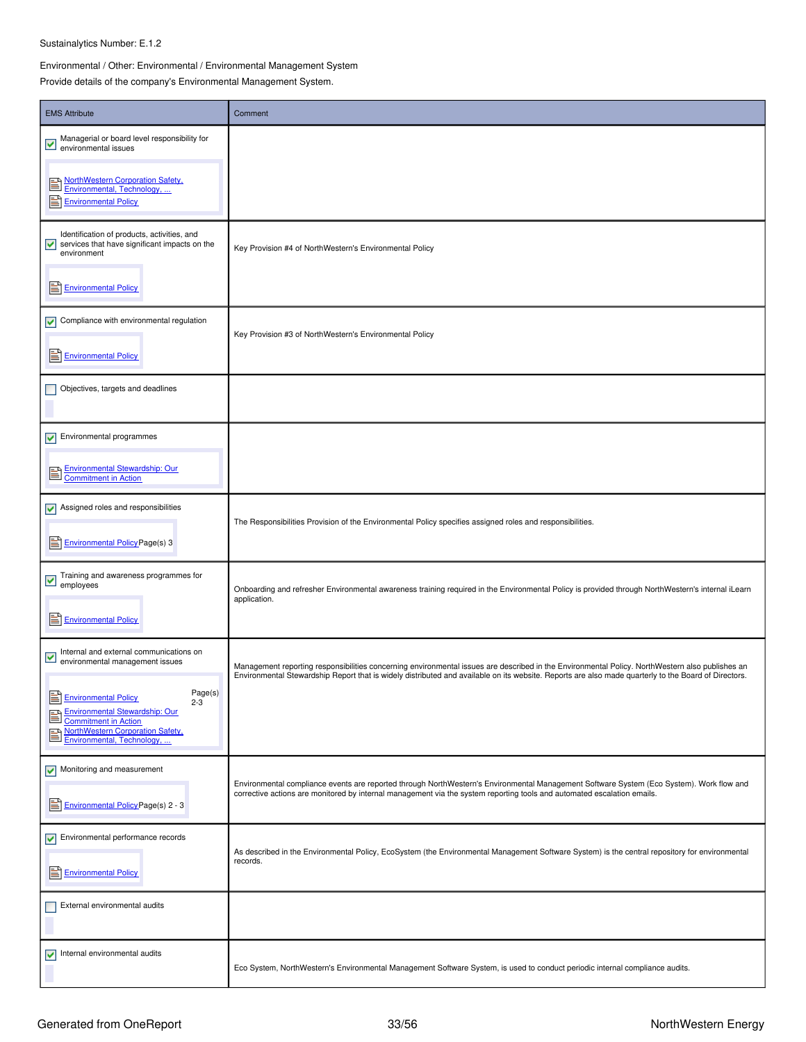Sustainalytics Number: E.1.2

Environmental / Other: Environmental / Environmental Management System

Provide details of the company's Environmental Management System.

| EMS Attribute | Comment |
| --- | --- |
| ☑ Managerial or board level responsibility for environmental issues<br>NorthWestern Corporation Safety, Environmental, Technology, ...<br>Environmental Policy | |
| ☑ Identification of products, activities, and services that have significant impacts on the environment<br>Environmental Policy | Key Provision #4 of NorthWestern's Environmental Policy |
| ☑ Compliance with environmental regulation<br>Environmental Policy | Key Provision #3 of NorthWestern's Environmental Policy |
| ☐ Objectives, targets and deadlines | |
| ☑ Environmental programmes<br>Environmental Stewardship: Our Commitment in Action | |
| ☑ Assigned roles and responsibilities<br>Environmental Policy Page(s) 3 | The Responsibilities Provision of the Environmental Policy specifies assigned roles and responsibilities. |
| ☑ Training and awareness programmes for employees<br>Environmental Policy | Onboarding and refresher Environmental awareness training required in the Environmental Policy is provided through NorthWestern's internal iLearn application. |
| ☑ Internal and external communications on environmental management issues<br>Environmental Policy Page(s) 2-3<br>Environmental Stewardship: Our Commitment in Action<br>NorthWestern Corporation Safety, Environmental, Technology, ... | Management reporting responsibilities concerning environmental issues are described in the Environmental Policy. NorthWestern also publishes an Environmental Stewardship Report that is widely distributed and available on its website. Reports are also made quarterly to the Board of Directors. |
| ☑ Monitoring and measurement<br>Environmental Policy Page(s) 2 - 3 | Environmental compliance events are reported through NorthWestern's Environmental Management Software System (Eco System). Work flow and corrective actions are monitored by internal management via the system reporting tools and automated escalation emails. |
| ☑ Environmental performance records<br>Environmental Policy | As described in the Environmental Policy, EcoSystem (the Environmental Management Software System) is the central repository for environmental records. |
| ☐ External environmental audits | |
| ☑ Internal environmental audits | Eco System, NorthWestern's Environmental Management Software System, is used to conduct periodic internal compliance audits. |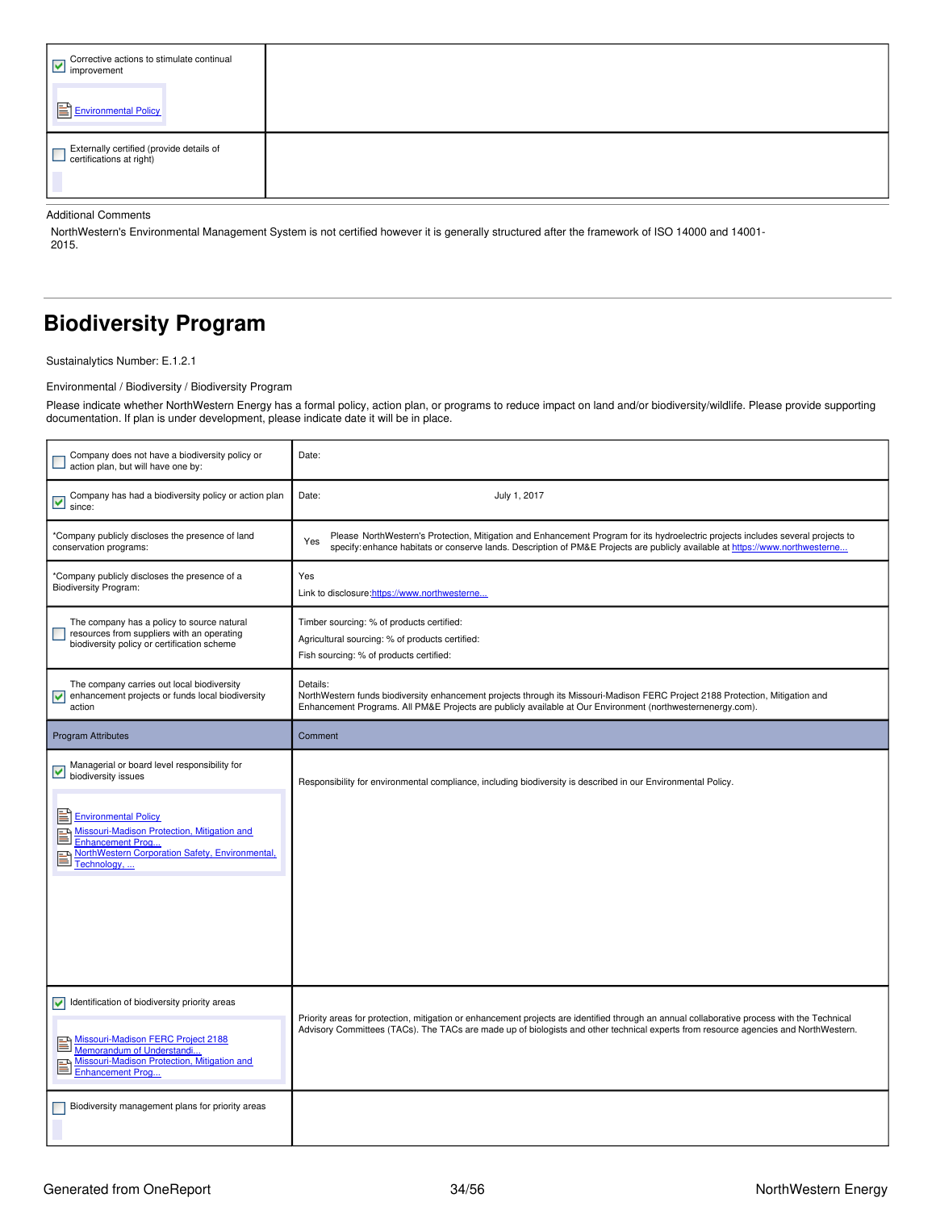| | |
|---|---|
| ☑ Corrective actions to stimulate continual improvement<br><br>Environmental Policy | |
| ☐ Externally certified (provide details of certifications at right) | |

Additional Comments

NorthWestern's Environmental Management System is not certified however it is generally structured after the framework of ISO 14000 and 14001-2015.

# Biodiversity Program

Sustainalytics Number: E.1.2.1

Environmental / Biodiversity / Biodiversity Program

Please indicate whether NorthWestern Energy has a formal policy, action plan, or programs to reduce impact on land and/or biodiversity/wildlife. Please provide supporting documentation. If plan is under development, please indicate date it will be in place.

| | |
|---|---|
| ☐ Company does not have a biodiversity policy or action plan, but will have one by: | Date: |
| ☑ Company has had a biodiversity policy or action plan since: | Date: July 1, 2017 |
| *Company publicly discloses the presence of land conservation programs: | Yes Please specify: NorthWestern's Protection, Mitigation and Enhancement Program for its hydroelectric projects includes several projects to enhance habitats or conserve lands. Description of PM&E Projects are publicly available at https://www.northwesterne... |
| *Company publicly discloses the presence of a Biodiversity Program: | Yes<br>Link to disclosure: https://www.northwesterne... |
| ☐ The company has a policy to source natural resources from suppliers with an operating biodiversity policy or certification scheme | Timber sourcing: % of products certified:<br>Agricultural sourcing: % of products certified:<br>Fish sourcing: % of products certified: |
| ☑ The company carries out local biodiversity enhancement projects or funds local biodiversity action | Details:<br>NorthWestern funds biodiversity enhancement projects through its Missouri-Madison FERC Project 2188 Protection, Mitigation and Enhancement Programs. All PM&E Projects are publicly available at Our Environment (northwesternenergy.com). |
| **Program Attributes** | **Comment** |
| ☑ Managerial or board level responsibility for biodiversity issues<br><br>Environmental Policy<br>Missouri-Madison Protection, Mitigation and Enhancement Prog...<br>NorthWestern Corporation Safety, Environmental, Technology, ... | Responsibility for environmental compliance, including biodiversity is described in our Environmental Policy. |
| ☑ Identification of biodiversity priority areas<br><br>Missouri-Madison FERC Project 2188 Memorandum of Understandi...<br>Missouri-Madison Protection, Mitigation and Enhancement Prog... | Priority areas for protection, mitigation or enhancement projects are identified through an annual collaborative process with the Technical Advisory Committees (TACs). The TACs are made up of biologists and other technical experts from resource agencies and NorthWestern. |
| ☐ Biodiversity management plans for priority areas | |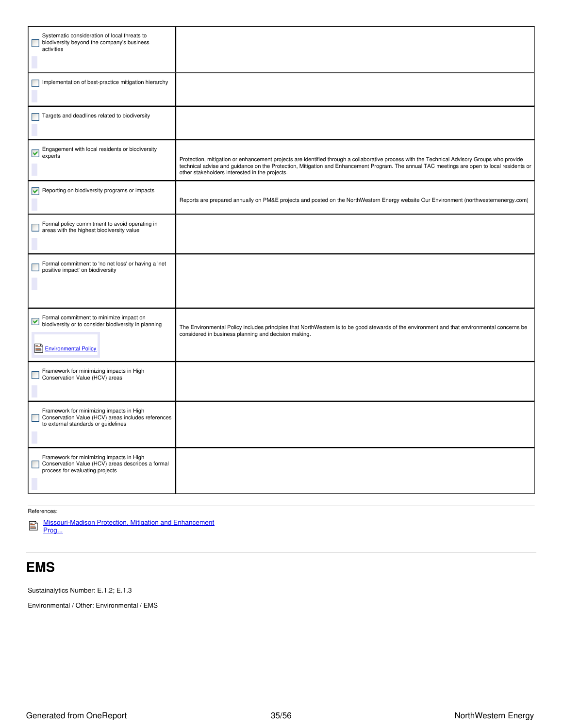| | |
|---|---|
| ☐ Systematic consideration of local threats to biodiversity beyond the company's business activities | |
| ☐ Implementation of best-practice mitigation hierarchy | |
| ☐ Targets and deadlines related to biodiversity | |
| ☑ Engagement with local residents or biodiversity experts | Protection, mitigation or enhancement projects are identified through a collaborative process with the Technical Advisory Groups who provide technical advise and guidance on the Protection, Mitigation and Enhancement Program. The annual TAC meetings are open to local residents or other stakeholders interested in the projects. |
| ☑ Reporting on biodiversity programs or impacts | Reports are prepared annually on PM&E projects and posted on the NorthWestern Energy website Our Environment (northwesternenergy.com) |
| ☐ Formal policy commitment to avoid operating in areas with the highest biodiversity value | |
| ☐ Formal commitment to 'no net loss' or having a 'net positive impact' on biodiversity | |
| ☑ Formal commitment to minimize impact on biodiversity or to consider biodiversity in planning<br>Environmental Policy | The Environmental Policy includes principles that NorthWestern is to be good stewards of the environment and that environmental concerns be considered in business planning and decision making. |
| ☐ Framework for minimizing impacts in High Conservation Value (HCV) areas | |
| ☐ Framework for minimizing impacts in High Conservation Value (HCV) areas includes references to external standards or guidelines | |
| ☐ Framework for minimizing impacts in High Conservation Value (HCV) areas describes a formal process for evaluating projects | |

References:

Missouri-Madison Protection, Mitigation and Enhancement Prog...

# EMS

Sustainalytics Number: E.1.2; E.1.3

Environmental / Other: Environmental / EMS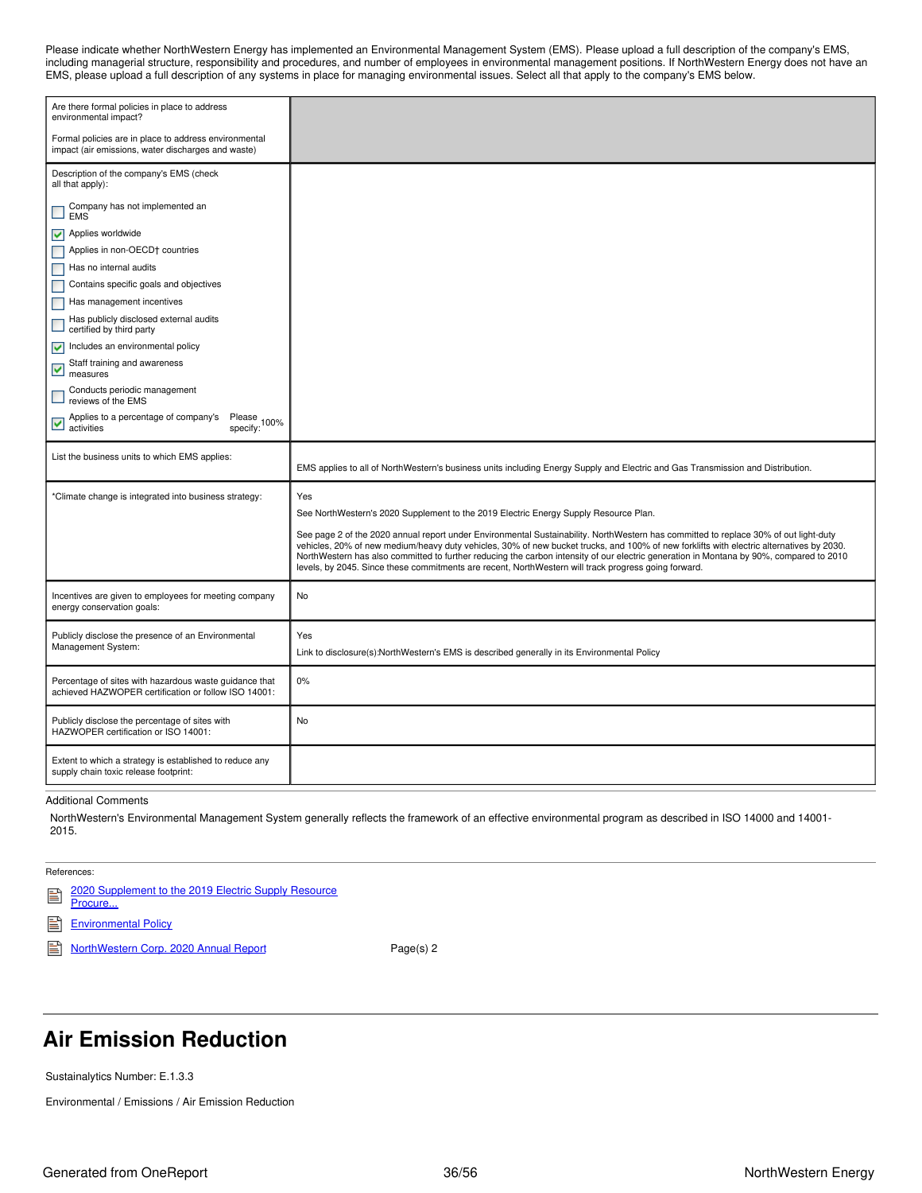Please indicate whether NorthWestern Energy has implemented an Environmental Management System (EMS). Please upload a full description of the company's EMS, including managerial structure, responsibility and procedures, and number of employees in environmental management positions. If NorthWestern Energy does not have an EMS, please upload a full description of any systems in place for managing environmental issues. Select all that apply to the company's EMS below.

| | |
|---|---|
| Are there formal policies in place to address environmental impact?<br><br>Formal policies are in place to address environmental impact (air emissions, water discharges and waste) | |
| Description of the company's EMS (check all that apply):<br><br>☐ Company has not implemented an EMS<br>☑ Applies worldwide<br>☐ Applies in non-OECD† countries<br>☐ Has no internal audits<br>☐ Contains specific goals and objectives<br>☐ Has management incentives<br>☐ Has publicly disclosed external audits certified by third party<br>☑ Includes an environmental policy<br>☑ Staff training and awareness measures<br>☐ Conducts periodic management reviews of the EMS<br>☑ Applies to a percentage of company's activities — Please specify: 100% | |
| List the business units to which EMS applies: | EMS applies to all of NorthWestern's business units including Energy Supply and Electric and Gas Transmission and Distribution. |
| *Climate change is integrated into business strategy: | Yes<br><br>See NorthWestern's 2020 Supplement to the 2019 Electric Energy Supply Resource Plan.<br><br>See page 2 of the 2020 annual report under Environmental Sustainability. NorthWestern has committed to replace 30% of out light-duty vehicles, 20% of new medium/heavy duty vehicles, 30% of new bucket trucks, and 100% of new forklifts with electric alternatives by 2030. NorthWestern has also committed to further reducing the carbon intensity of our electric generation in Montana by 90%, compared to 2010 levels, by 2045. Since these commitments are recent, NorthWestern will track progress going forward. |
| Incentives are given to employees for meeting company energy conservation goals: | No |
| Publicly disclose the presence of an Environmental Management System: | Yes<br><br>Link to disclosure(s):NorthWestern's EMS is described generally in its Environmental Policy |
| Percentage of sites with hazardous waste guidance that achieved HAZWOPER certification or follow ISO 14001: | 0% |
| Publicly disclose the percentage of sites with HAZWOPER certification or ISO 14001: | No |
| Extent to which a strategy is established to reduce any supply chain toxic release footprint: | |

Additional Comments

NorthWestern's Environmental Management System generally reflects the framework of an effective environmental program as described in ISO 14000 and 14001-2015.

References:

- 2020 Supplement to the 2019 Electric Supply Resource Procure...
- Environmental Policy
- NorthWestern Corp. 2020 Annual Report — Page(s) 2

# Air Emission Reduction

Sustainalytics Number: E.1.3.3

Environmental / Emissions / Air Emission Reduction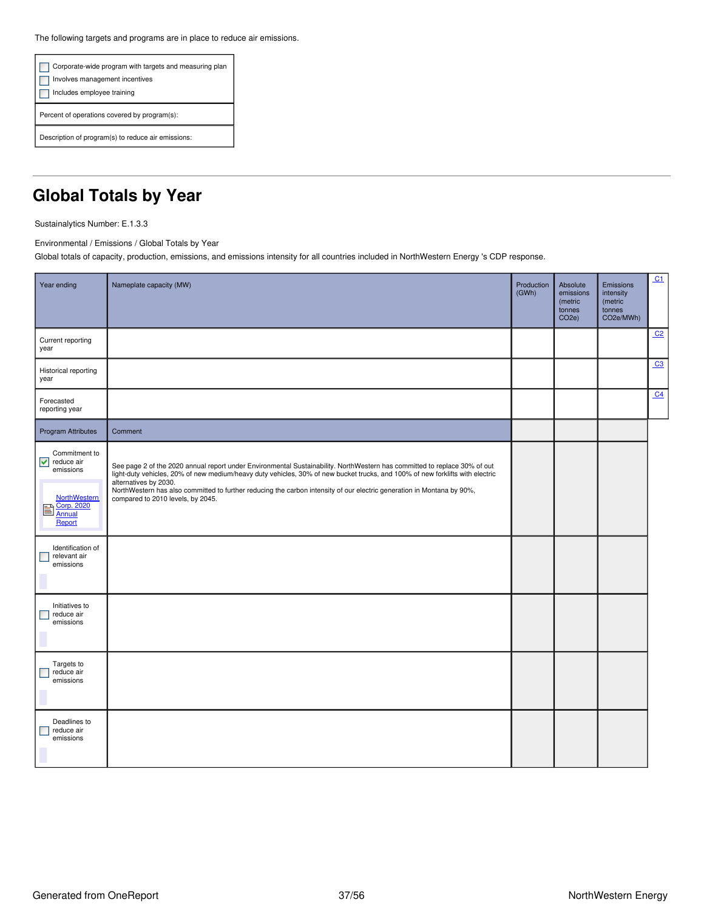The following targets and programs are in place to reduce air emissions.

| |
|---|
| ☐ Corporate-wide program with targets and measuring plan<br>☐ Involves management incentives<br>☐ Includes employee training |
| Percent of operations covered by program(s): |
| Description of program(s) to reduce air emissions: |

## Global Totals by Year

Sustainalytics Number: E.1.3.3

Environmental / Emissions / Global Totals by Year

Global totals of capacity, production, emissions, and emissions intensity for all countries included in NorthWestern Energy 's CDP response.

| Year ending | Nameplate capacity (MW) | Production (GWh) | Absolute emissions (metric tonnes CO2e) | Emissions intensity (metric tonnes CO2e/MWh) | C1 |
|---|---|---|---|---|---|
| Current reporting year | | | | | C2 |
| Historical reporting year | | | | | C3 |
| Forecasted reporting year | | | | | C4 |
| Program Attributes | Comment | | | | |
| ☑ Commitment to reduce air emissions<br>NorthWestern Corp. 2020 Annual Report | See page 2 of the 2020 annual report under Environmental Sustainability. NorthWestern has committed to replace 30% of out light-duty vehicles, 20% of new medium/heavy duty vehicles, 30% of new bucket trucks, and 100% of new forklifts with electric alternatives by 2030.<br>NorthWestern has also committed to further reducing the carbon intensity of our electric generation in Montana by 90%, compared to 2010 levels, by 2045. | | | | |
| ☐ Identification of relevant air emissions | | | | | |
| ☐ Initiatives to reduce air emissions | | | | | |
| ☐ Targets to reduce air emissions | | | | | |
| ☐ Deadlines to reduce air emissions | | | | | |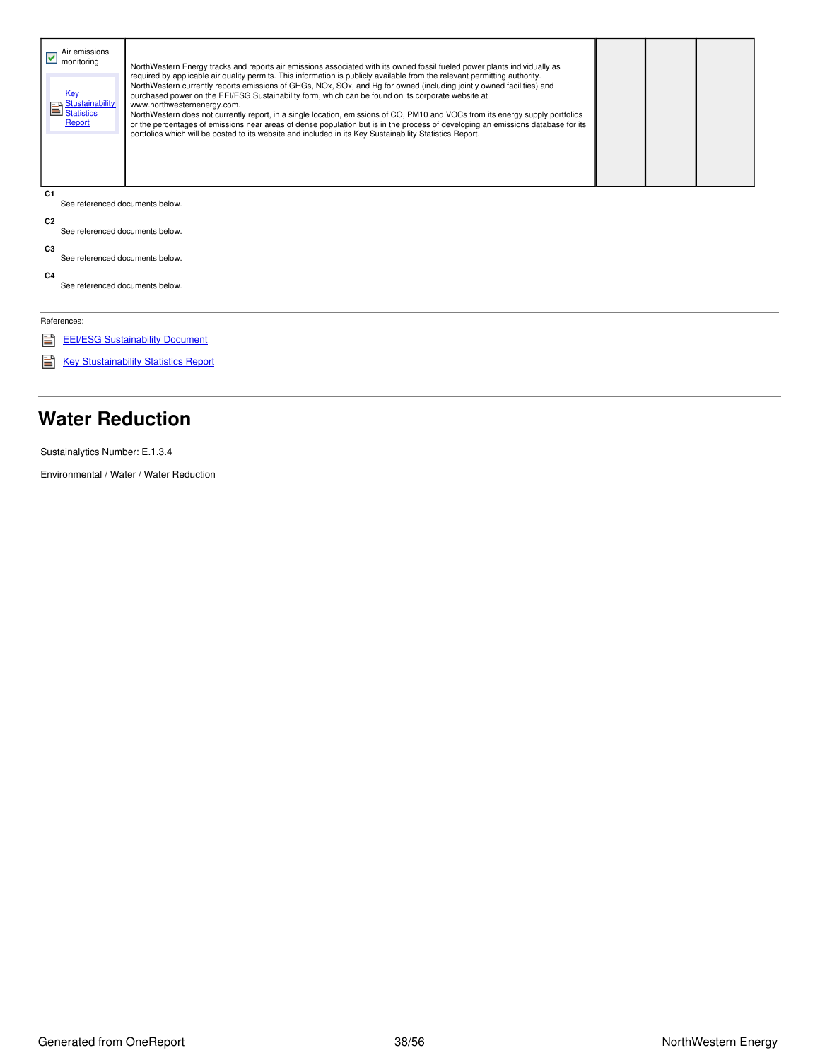| | | | | |
|---|---|---|---|---|
| ☑ Air emissions monitoring<br><br>Key Stustainability Statistics Report | NorthWestern Energy tracks and reports air emissions associated with its owned fossil fueled power plants individually as required by applicable air quality permits. This information is publicly available from the relevant permitting authority. NorthWestern currently reports emissions of GHGs, NOx, SOx, and Hg for owned (including jointly owned facilities) and purchased power on the EEI/ESG Sustainability form, which can be found on its corporate website at www.northwesternenergy.com.<br>NorthWestern does not currently report, in a single location, emissions of CO, PM10 and VOCs from its energy supply portfolios or the percentages of emissions near areas of dense population but is in the process of developing an emissions database for its portfolios which will be posted to its website and included in its Key Sustainability Statistics Report. | | | |

**C1**

See referenced documents below.

**C2**

See referenced documents below.

**C3**

See referenced documents below.

**C4**

See referenced documents below.

References:

EEI/ESG Sustainability Document

Key Stustainability Statistics Report

# Water Reduction

Sustainalytics Number: E.1.3.4

Environmental / Water / Water Reduction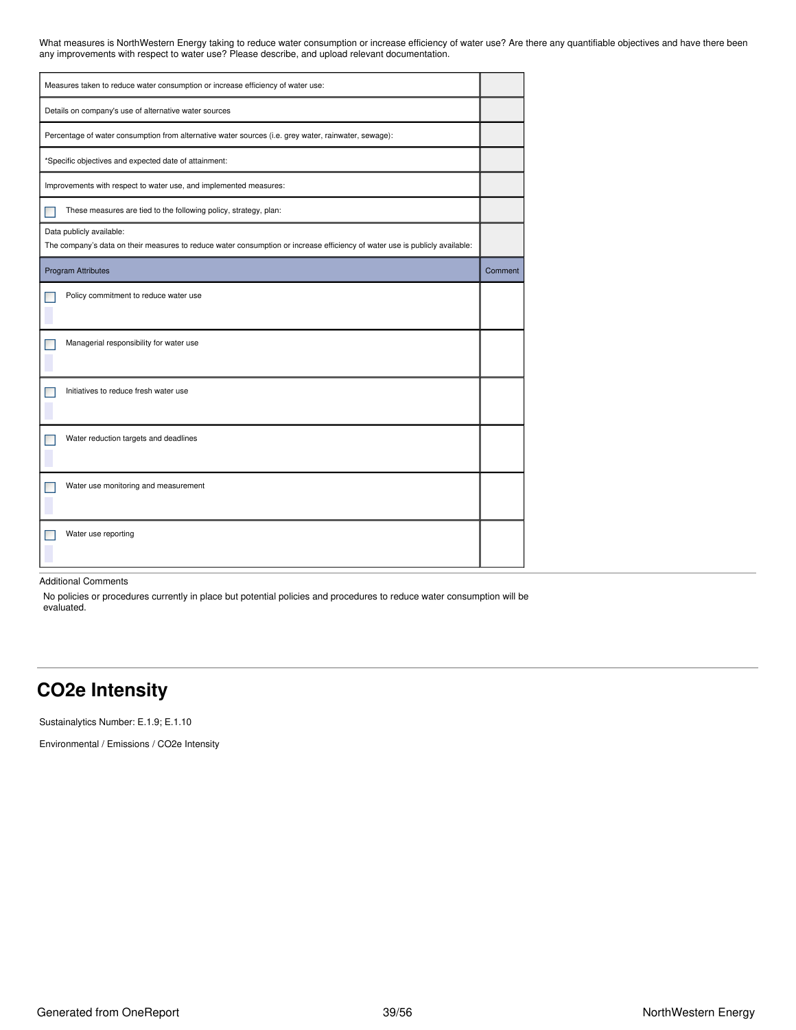What measures is NorthWestern Energy taking to reduce water consumption or increase efficiency of water use? Are there any quantifiable objectives and have there been any improvements with respect to water use? Please describe, and upload relevant documentation.

| | |
|---|---|
| Measures taken to reduce water consumption or increase efficiency of water use: | |
| Details on company's use of alternative water sources | |
| Percentage of water consumption from alternative water sources (i.e. grey water, rainwater, sewage): | |
| *Specific objectives and expected date of attainment: | |
| Improvements with respect to water use, and implemented measures: | |
| ☐ These measures are tied to the following policy, strategy, plan: | |
| Data publicly available:<br>The company's data on their measures to reduce water consumption or increase efficiency of water use is publicly available: | |
| **Program Attributes** | **Comment** |
| ☐ Policy commitment to reduce water use | |
| ☐ Managerial responsibility for water use | |
| ☐ Initiatives to reduce fresh water use | |
| ☐ Water reduction targets and deadlines | |
| ☐ Water use monitoring and measurement | |
| ☐ Water use reporting | |

Additional Comments

No policies or procedures currently in place but potential policies and procedures to reduce water consumption will be evaluated.

# CO2e Intensity

Sustainalytics Number: E.1.9; E.1.10

Environmental / Emissions / CO2e Intensity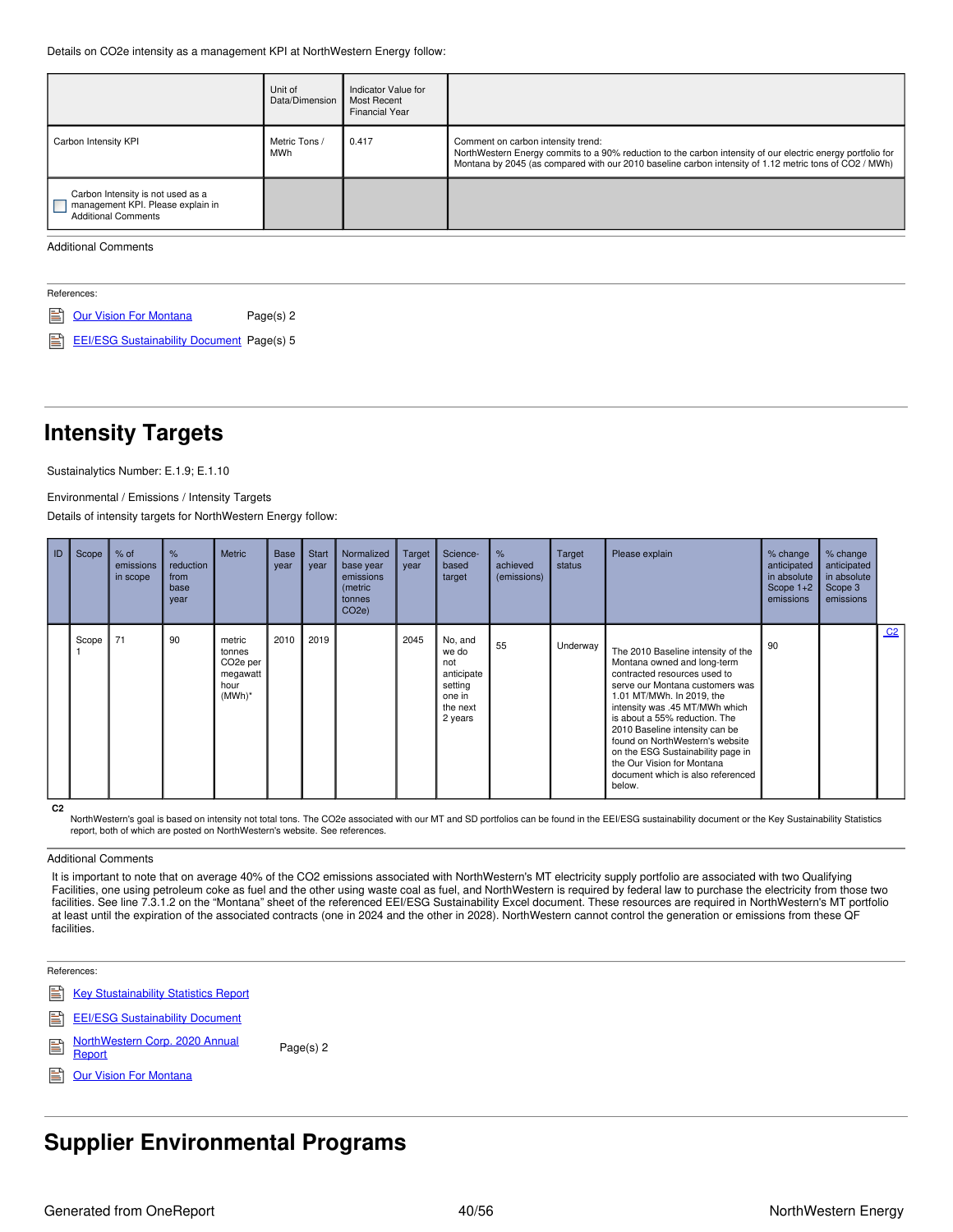Details on CO2e intensity as a management KPI at NorthWestern Energy follow:

| | Unit of Data/Dimension | Indicator Value for Most Recent Financial Year | |
|---|---|---|---|
| Carbon Intensity KPI | Metric Tons / MWh | 0.417 | Comment on carbon intensity trend: NorthWestern Energy commits to a 90% reduction to the carbon intensity of our electric energy portfolio for Montana by 2045 (as compared with our 2010 baseline carbon intensity of 1.12 metric tons of CO2 / MWh) |
| ☐ Carbon Intensity is not used as a management KPI. Please explain in Additional Comments | | | |

Additional Comments

References:

- Our Vision For Montana Page(s) 2
- EEI/ESG Sustainability Document Page(s) 5

# Intensity Targets

Sustainalytics Number: E.1.9; E.1.10

Environmental / Emissions / Intensity Targets

Details of intensity targets for NorthWestern Energy follow:

| ID | Scope | % of emissions in scope | % reduction from base year | Metric | Base year | Start year | Normalized base year emissions (metric tonnes CO2e) | Target year | Science-based target | % achieved (emissions) | Target status | Please explain | % change anticipated in absolute Scope 1+2 emissions | % change anticipated in absolute Scope 3 emissions | |
|---|---|---|---|---|---|---|---|---|---|---|---|---|---|---|---|
| | Scope 1 | 71 | 90 | metric tonnes CO2e per megawatt hour (MWh)* | 2010 | 2019 | | 2045 | No, and we do not anticipate setting one in the next 2 years | 55 | Underway | The 2010 Baseline intensity of the Montana owned and long-term contracted resources used to serve our Montana customers was 1.01 MT/MWh. In 2019, the intensity was .45 MT/MWh which is about a 55% reduction. The 2010 Baseline intensity can be found on NorthWestern's website on the ESG Sustainability page in the Our Vision for Montana document which is also referenced below. | 90 | | C2 |

**C2**
NorthWestern's goal is based on intensity not total tons. The CO2e associated with our MT and SD portfolios can be found in the EEI/ESG sustainability document or the Key Sustainability Statistics report, both of which are posted on NorthWestern's website. See references.

Additional Comments

It is important to note that on average 40% of the CO2 emissions associated with NorthWestern's MT electricity supply portfolio are associated with two Qualifying Facilities, one using petroleum coke as fuel and the other using waste coal as fuel, and NorthWestern is required by federal law to purchase the electricity from those two facilities. See line 7.3.1.2 on the "Montana" sheet of the referenced EEI/ESG Sustainability Excel document. These resources are required in NorthWestern's MT portfolio at least until the expiration of the associated contracts (one in 2024 and the other in 2028). NorthWestern cannot control the generation or emissions from these QF facilities.

References:

- Key Stustainability Statistics Report
- EEI/ESG Sustainability Document
- NorthWestern Corp. 2020 Annual Report Page(s) 2
- Our Vision For Montana

# Supplier Environmental Programs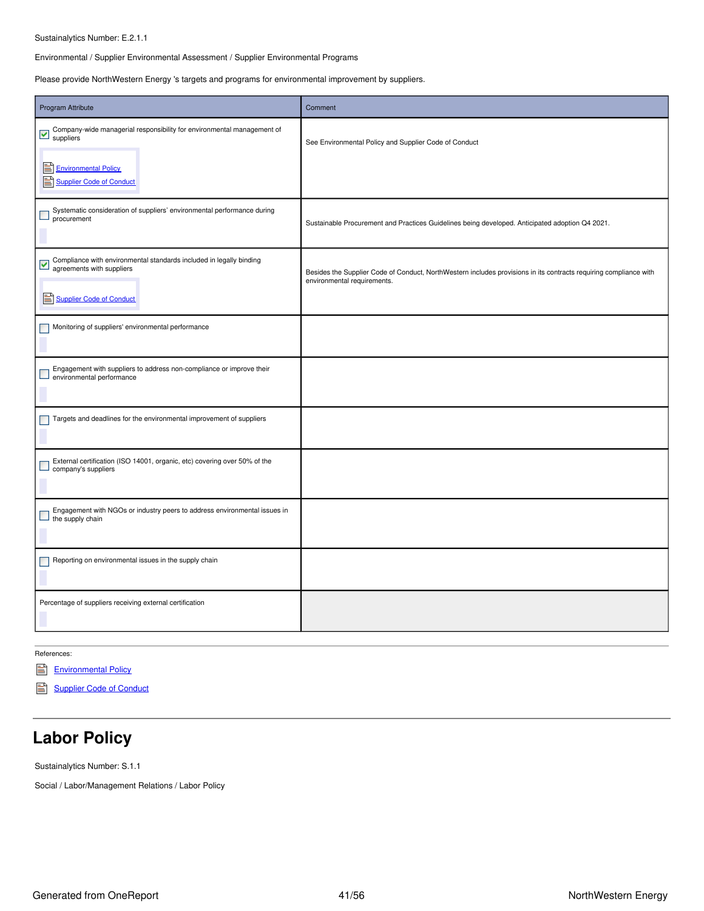Sustainalytics Number: E.2.1.1

Environmental / Supplier Environmental Assessment / Supplier Environmental Programs

Please provide NorthWestern Energy 's targets and programs for environmental improvement by suppliers.

| Program Attribute | Comment |
| --- | --- |
| ☑ Company-wide managerial responsibility for environmental management of suppliers<br>Environmental Policy<br>Supplier Code of Conduct | See Environmental Policy and Supplier Code of Conduct |
| ☐ Systematic consideration of suppliers' environmental performance during procurement | Sustainable Procurement and Practices Guidelines being developed. Anticipated adoption Q4 2021. |
| ☑ Compliance with environmental standards included in legally binding agreements with suppliers<br>Supplier Code of Conduct | Besides the Supplier Code of Conduct, NorthWestern includes provisions in its contracts requiring compliance with environmental requirements. |
| ☐ Monitoring of suppliers' environmental performance | |
| ☐ Engagement with suppliers to address non-compliance or improve their environmental performance | |
| ☐ Targets and deadlines for the environmental improvement of suppliers | |
| ☐ External certification (ISO 14001, organic, etc) covering over 50% of the company's suppliers | |
| ☐ Engagement with NGOs or industry peers to address environmental issues in the supply chain | |
| ☐ Reporting on environmental issues in the supply chain | |
| Percentage of suppliers receiving external certification | |

References:

Environmental Policy

Supplier Code of Conduct

# Labor Policy

Sustainalytics Number: S.1.1

Social / Labor/Management Relations / Labor Policy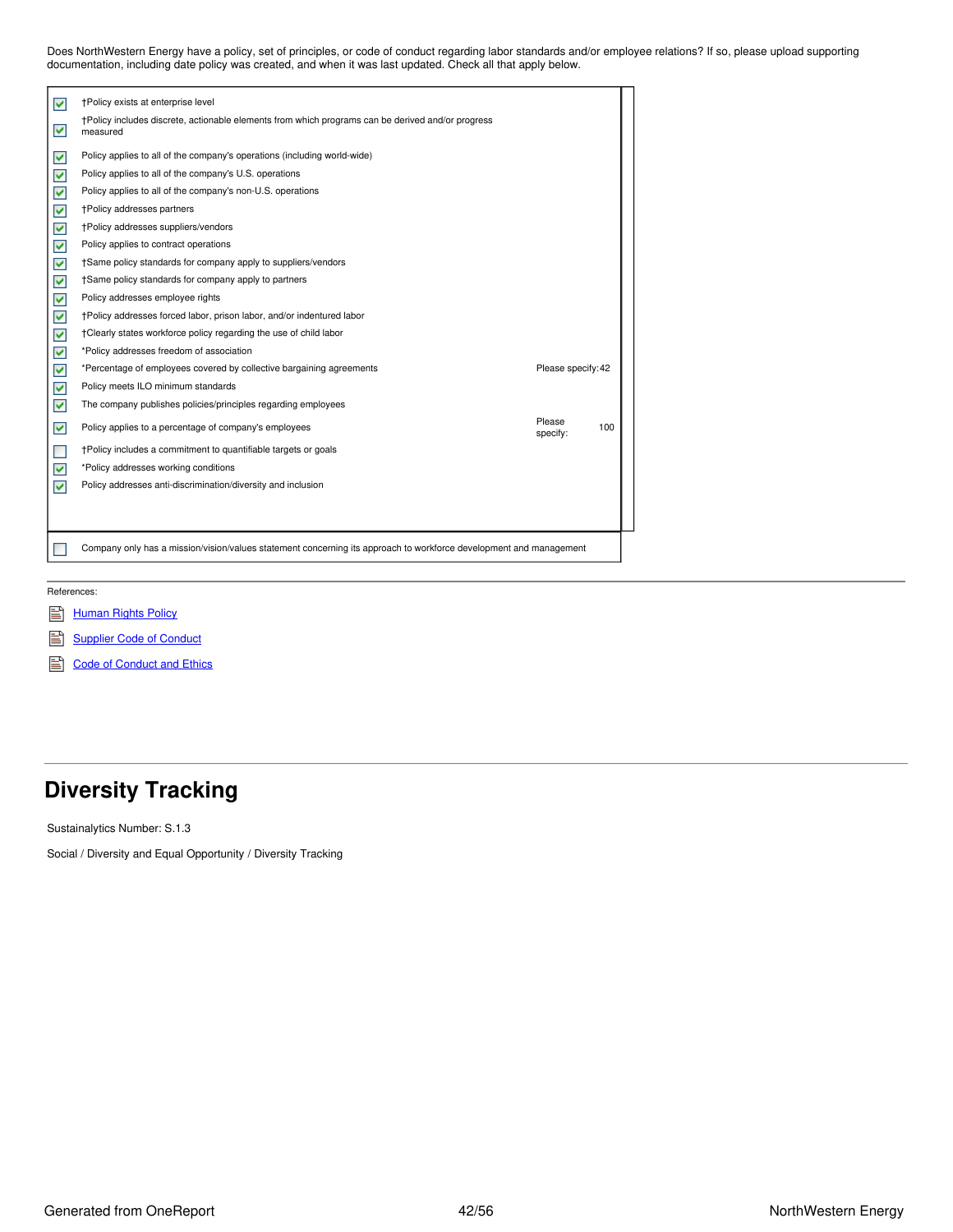Does NorthWestern Energy have a policy, set of principles, or code of conduct regarding labor standards and/or employee relations? If so, please upload supporting documentation, including date policy was created, and when it was last updated. Check all that apply below.

- [x] †Policy exists at enterprise level
- [x] †Policy includes discrete, actionable elements from which programs can be derived and/or progress measured
- [x] Policy applies to all of the company's operations (including world-wide)
- [x] Policy applies to all of the company's U.S. operations
- [x] Policy applies to all of the company's non-U.S. operations
- [x] †Policy addresses partners
- [x] †Policy addresses suppliers/vendors
- [x] Policy applies to contract operations
- [x] †Same policy standards for company apply to suppliers/vendors
- [x] †Same policy standards for company apply to partners
- [x] Policy addresses employee rights
- [x] †Policy addresses forced labor, prison labor, and/or indentured labor
- [x] †Clearly states workforce policy regarding the use of child labor
- [x] *Policy addresses freedom of association
- [x] *Percentage of employees covered by collective bargaining agreements — Please specify: 42
- [x] Policy meets ILO minimum standards
- [x] The company publishes policies/principles regarding employees
- [x] Policy applies to a percentage of company's employees — Please specify: 100
- [ ] †Policy includes a commitment to quantifiable targets or goals
- [x] *Policy addresses working conditions
- [x] Policy addresses anti-discrimination/diversity and inclusion

- [ ] Company only has a mission/vision/values statement concerning its approach to workforce development and management

References:

- Human Rights Policy
- Supplier Code of Conduct
- Code of Conduct and Ethics

# Diversity Tracking

Sustainalytics Number: S.1.3

Social / Diversity and Equal Opportunity / Diversity Tracking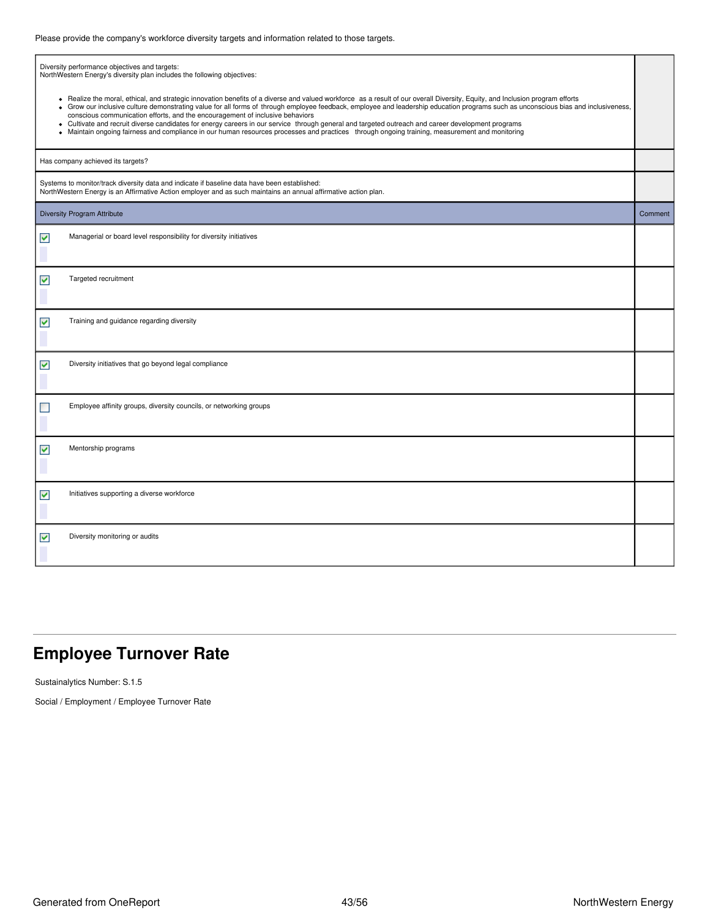Please provide the company's workforce diversity targets and information related to those targets.

| | |
|---|---|
| Diversity performance objectives and targets:<br>NorthWestern Energy's diversity plan includes the following objectives:<br><br>• Realize the moral, ethical, and strategic innovation benefits of a diverse and valued workforce as a result of our overall Diversity, Equity, and Inclusion program efforts<br>• Grow our inclusive culture demonstrating value for all forms of through employee feedback, employee and leadership education programs such as unconscious bias and inclusiveness, conscious communication efforts, and the encouragement of inclusive behaviors<br>• Cultivate and recruit diverse candidates for energy careers in our service through general and targeted outreach and career development programs<br>• Maintain ongoing fairness and compliance in our human resources processes and practices through ongoing training, measurement and monitoring | |
| Has company achieved its targets? | |
| Systems to monitor/track diversity data and indicate if baseline data have been established:<br>NorthWestern Energy is an Affirmative Action employer and as such maintains an annual affirmative action plan. | |

| Diversity Program Attribute | Comment |
|---|---|
| ☑ Managerial or board level responsibility for diversity initiatives | |
| ☑ Targeted recruitment | |
| ☑ Training and guidance regarding diversity | |
| ☑ Diversity initiatives that go beyond legal compliance | |
| ☐ Employee affinity groups, diversity councils, or networking groups | |
| ☑ Mentorship programs | |
| ☑ Initiatives supporting a diverse workforce | |
| ☑ Diversity monitoring or audits | |

## Employee Turnover Rate

Sustainalytics Number: S.1.5

Social / Employment / Employee Turnover Rate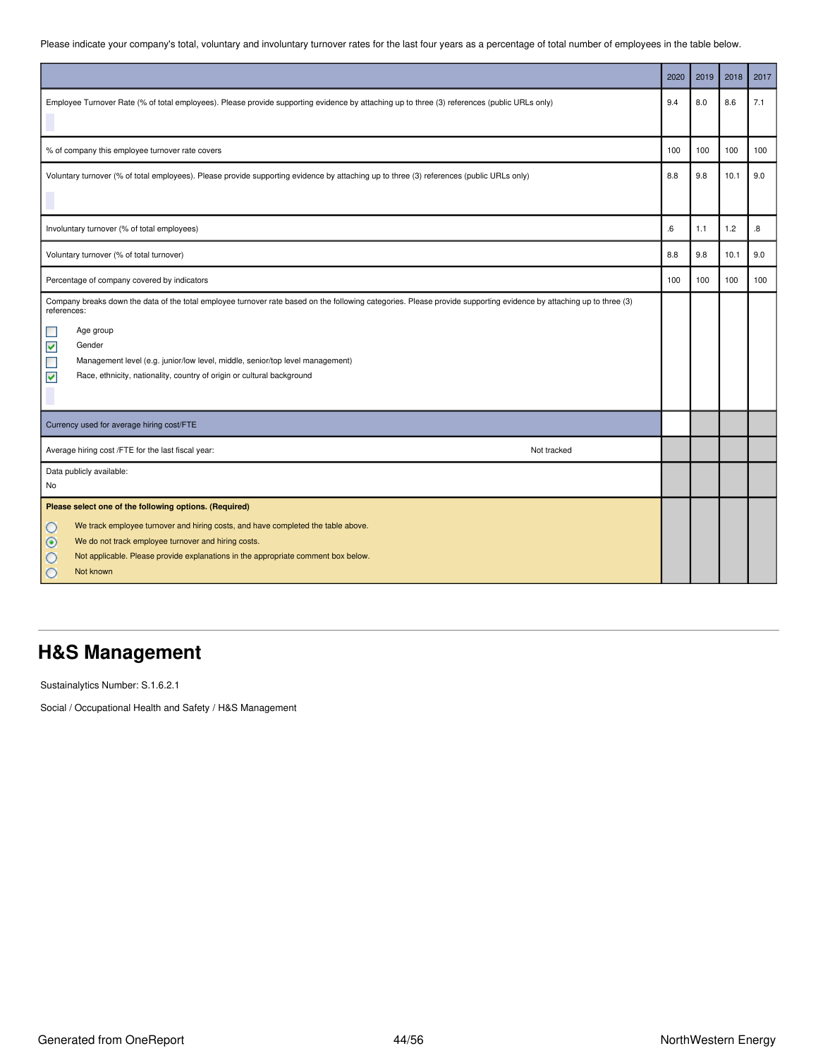Please indicate your company's total, voluntary and involuntary turnover rates for the last four years as a percentage of total number of employees in the table below.

| | 2020 | 2019 | 2018 | 2017 |
|---|---|---|---|---|
| Employee Turnover Rate (% of total employees). Please provide supporting evidence by attaching up to three (3) references (public URLs only) | 9.4 | 8.0 | 8.6 | 7.1 |
| % of company this employee turnover rate covers | 100 | 100 | 100 | 100 |
| Voluntary turnover (% of total employees). Please provide supporting evidence by attaching up to three (3) references (public URLs only) | 8.8 | 9.8 | 10.1 | 9.0 |
| Involuntary turnover (% of total employees) | .6 | 1.1 | 1.2 | .8 |
| Voluntary turnover (% of total turnover) | 8.8 | 9.8 | 10.1 | 9.0 |
| Percentage of company covered by indicators | 100 | 100 | 100 | 100 |
| Company breaks down the data of the total employee turnover rate based on the following categories. Please provide supporting evidence by attaching up to three (3) references:<br>☐ Age group<br>☑ Gender<br>☐ Management level (e.g. junior/low level, middle, senior/top level management)<br>☑ Race, ethnicity, nationality, country of origin or cultural background | | | | |
| Currency used for average hiring cost/FTE | | | | |
| Average hiring cost /FTE for the last fiscal year: Not tracked | | | | |
| Data publicly available: No | | | | |
| **Please select one of the following options. (Required)**<br>○ We track employee turnover and hiring costs, and have completed the table above.<br>◉ We do not track employee turnover and hiring costs.<br>○ Not applicable. Please provide explanations in the appropriate comment box below.<br>○ Not known | | | | |

## H&S Management

Sustainalytics Number: S.1.6.2.1

Social / Occupational Health and Safety / H&S Management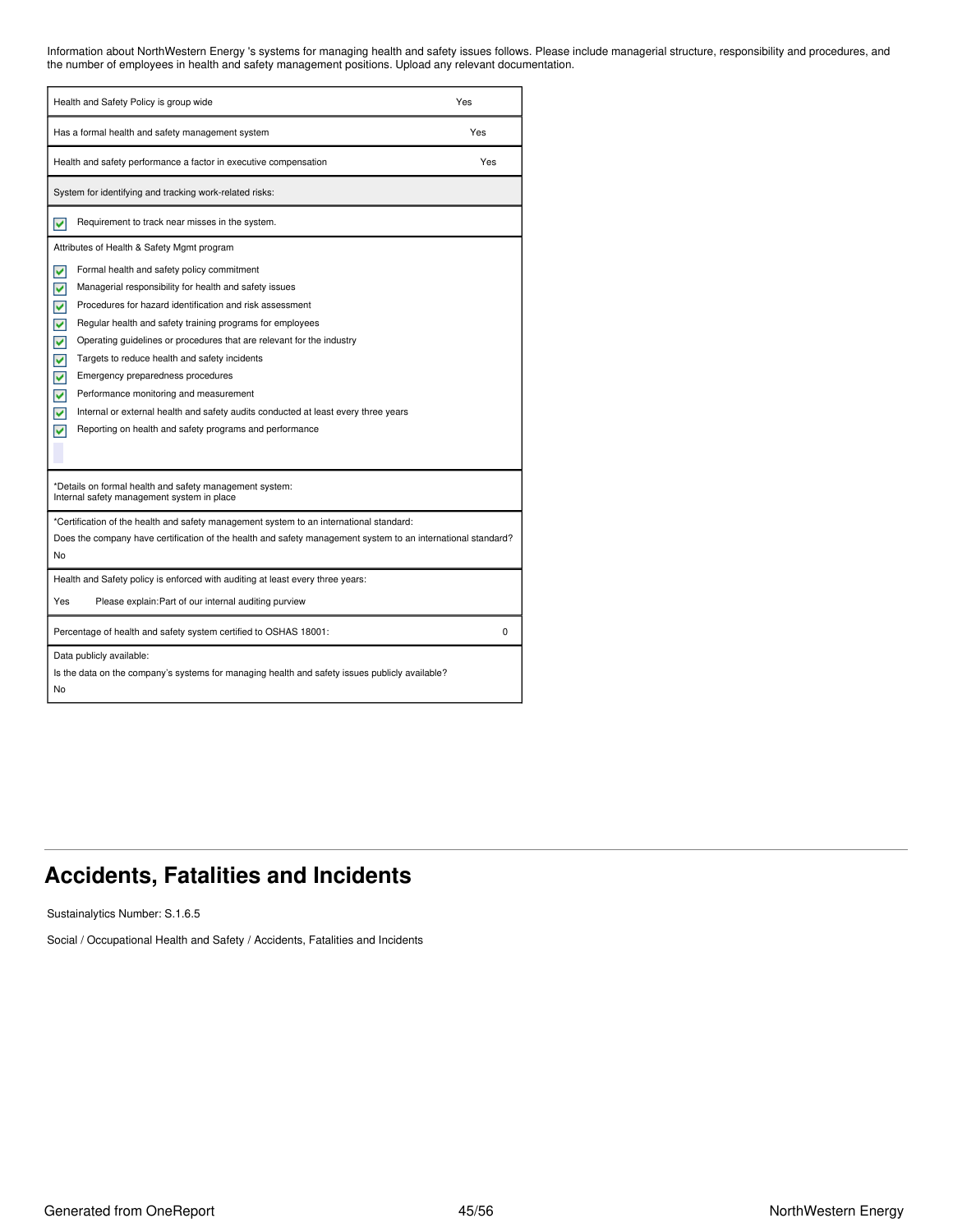Information about NorthWestern Energy 's systems for managing health and safety issues follows. Please include managerial structure, responsibility and procedures, and the number of employees in health and safety management positions. Upload any relevant documentation.

| | |
|---|---|
| Health and Safety Policy is group wide | Yes |
| Has a formal health and safety management system | Yes |
| Health and safety performance a factor in executive compensation | Yes |

System for identifying and tracking work-related risks:

- [x] Requirement to track near misses in the system.

Attributes of Health & Safety Mgmt program

- [x] Formal health and safety policy commitment
- [x] Managerial responsibility for health and safety issues
- [x] Procedures for hazard identification and risk assessment
- [x] Regular health and safety training programs for employees
- [x] Operating guidelines or procedures that are relevant for the industry
- [x] Targets to reduce health and safety incidents
- [x] Emergency preparedness procedures
- [x] Performance monitoring and measurement
- [x] Internal or external health and safety audits conducted at least every three years
- [x] Reporting on health and safety programs and performance

*Details on formal health and safety management system:
Internal safety management system in place

*Certification of the health and safety management system to an international standard:

Does the company have certification of the health and safety management system to an international standard?

No

Health and Safety policy is enforced with auditing at least every three years:

Yes Please explain:Part of our internal auditing purview

Percentage of health and safety system certified to OSHAS 18001: 0

Data publicly available:

Is the data on the company's systems for managing health and safety issues publicly available?

No

## Accidents, Fatalities and Incidents

Sustainalytics Number: S.1.6.5

Social / Occupational Health and Safety / Accidents, Fatalities and Incidents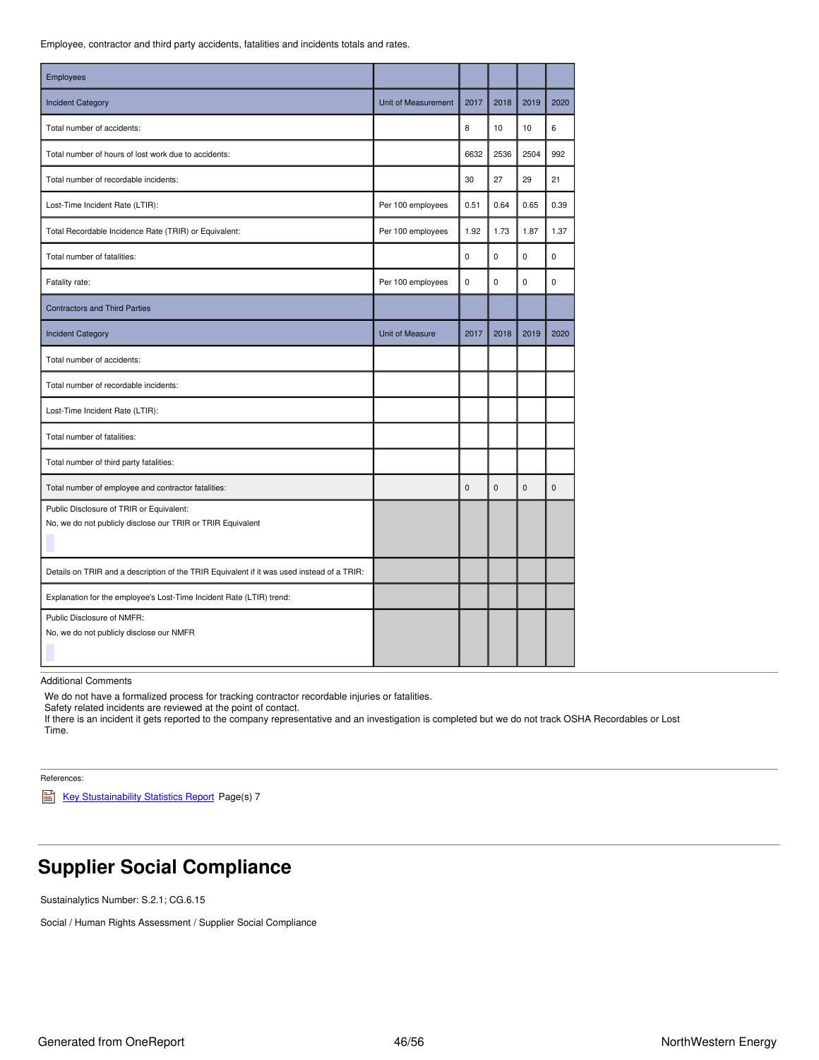Employee, contractor and third party accidents, fatalities and incidents totals and rates.

| Employees | | | | | |
|---|---|---|---|---|---|
| Incident Category | Unit of Measurement | 2017 | 2018 | 2019 | 2020 |
| Total number of accidents: | | 8 | 10 | 10 | 6 |
| Total number of hours of lost work due to accidents: | | 6632 | 2536 | 2504 | 992 |
| Total number of recordable incidents: | | 30 | 27 | 29 | 21 |
| Lost-Time Incident Rate (LTIR): | Per 100 employees | 0.51 | 0.64 | 0.65 | 0.39 |
| Total Recordable Incidence Rate (TRIR) or Equivalent: | Per 100 employees | 1.92 | 1.73 | 1.87 | 1.37 |
| Total number of fatalities: | | 0 | 0 | 0 | 0 |
| Fatality rate: | Per 100 employees | 0 | 0 | 0 | 0 |
| Contractors and Third Parties | | | | | |
| Incident Category | Unit of Measure | 2017 | 2018 | 2019 | 2020 |
| Total number of accidents: | | | | | |
| Total number of recordable incidents: | | | | | |
| Lost-Time Incident Rate (LTIR): | | | | | |
| Total number of fatalities: | | | | | |
| Total number of third party fatalities: | | | | | |
| Total number of employee and contractor fatalities: | | 0 | 0 | 0 | 0 |
| Public Disclosure of TRIR or Equivalent: No, we do not publicly disclose our TRIR or TRIR Equivalent | | | | | |
| Details on TRIR and a description of the TRIR Equivalent if it was used instead of a TRIR: | | | | | |
| Explanation for the employee's Lost-Time Incident Rate (LTIR) trend: | | | | | |
| Public Disclosure of NMFR: No, we do not publicly disclose our NMFR | | | | | |

Additional Comments

We do not have a formalized process for tracking contractor recordable injuries or fatalities.
Safety related incidents are reviewed at the point of contact.
If there is an incident it gets reported to the company representative and an investigation is completed but we do not track OSHA Recordables or Lost Time.

References:

Key Stustainability Statistics Report Page(s) 7

## Supplier Social Compliance

Sustainalytics Number: S.2.1; CG.6.15

Social / Human Rights Assessment / Supplier Social Compliance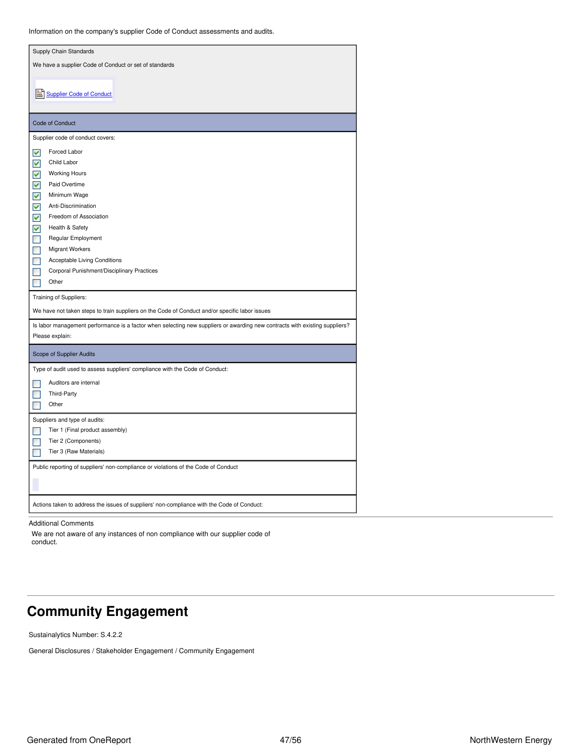Information on the company's supplier Code of Conduct assessments and audits.

**Supply Chain Standards**

We have a supplier Code of Conduct or set of standards

Supplier Code of Conduct

**Code of Conduct**

Supplier code of conduct covers:

- [x] Forced Labor
- [x] Child Labor
- [x] Working Hours
- [x] Paid Overtime
- [x] Minimum Wage
- [x] Anti-Discrimination
- [x] Freedom of Association
- [x] Health & Safety
- [ ] Regular Employment
- [ ] Migrant Workers
- [ ] Acceptable Living Conditions
- [ ] Corporal Punishment/Disciplinary Practices
- [ ] Other

Training of Suppliers:

We have not taken steps to train suppliers on the Code of Conduct and/or specific labor issues

Is labor management performance is a factor when selecting new suppliers or awarding new contracts with existing suppliers? Please explain:

**Scope of Supplier Audits**

Type of audit used to assess suppliers' compliance with the Code of Conduct:

- [ ] Auditors are internal
- [ ] Third-Party
- [ ] Other

Suppliers and type of audits:

- [ ] Tier 1 (Final product assembly)
- [ ] Tier 2 (Components)
- [ ] Tier 3 (Raw Materials)

Public reporting of suppliers' non-compliance or violations of the Code of Conduct

Actions taken to address the issues of suppliers' non-compliance with the Code of Conduct:

Additional Comments

We are not aware of any instances of non compliance with our supplier code of conduct.

# Community Engagement

Sustainalytics Number: S.4.2.2

General Disclosures / Stakeholder Engagement / Community Engagement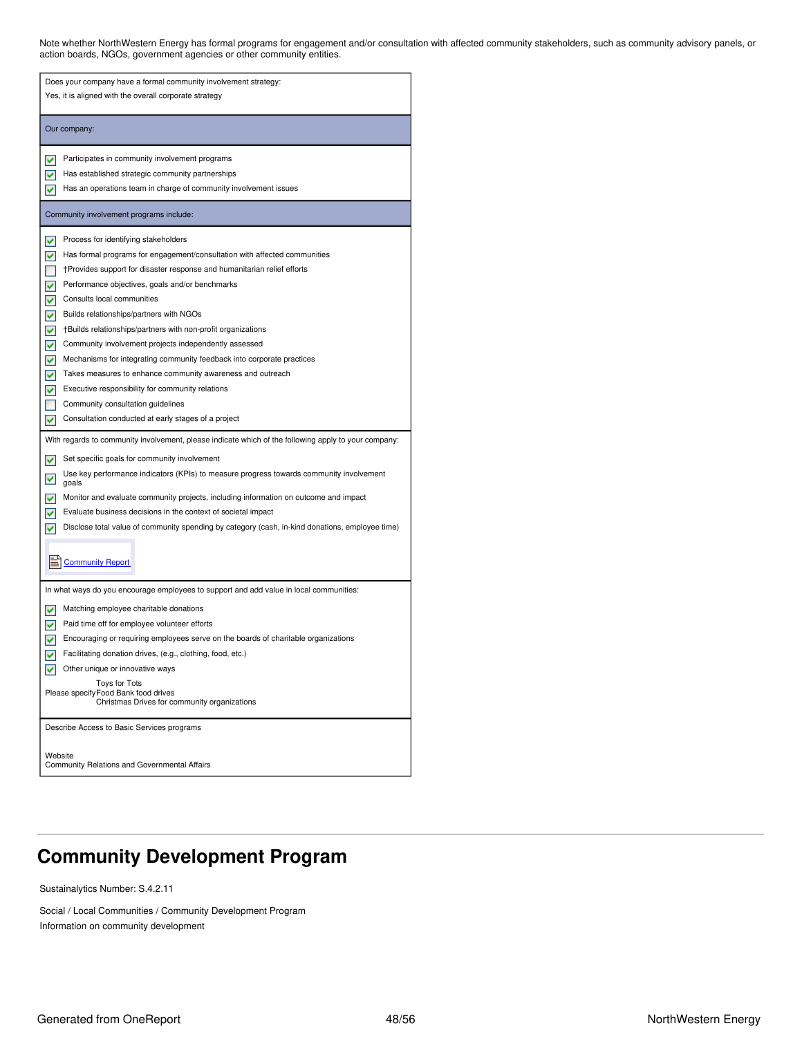Note whether NorthWestern Energy has formal programs for engagement and/or consultation with affected community stakeholders, such as community advisory panels, or action boards, NGOs, government agencies or other community entities.

Does your company have a formal community involvement strategy:
Yes, it is aligned with the overall corporate strategy

**Our company:**

- [x] Participates in community involvement programs
- [x] Has established strategic community partnerships
- [x] Has an operations team in charge of community involvement issues

**Community involvement programs include:**

- [x] Process for identifying stakeholders
- [x] Has formal programs for engagement/consultation with affected communities
- [ ] †Provides support for disaster response and humanitarian relief efforts
- [x] Performance objectives, goals and/or benchmarks
- [x] Consults local communities
- [x] Builds relationships/partners with NGOs
- [x] †Builds relationships/partners with non-profit organizations
- [x] Community involvement projects independently assessed
- [x] Mechanisms for integrating community feedback into corporate practices
- [x] Takes measures to enhance community awareness and outreach
- [x] Executive responsibility for community relations
- [ ] Community consultation guidelines
- [x] Consultation conducted at early stages of a project

With regards to community involvement, please indicate which of the following apply to your company:

- [x] Set specific goals for community involvement
- [x] Use key performance indicators (KPIs) to measure progress towards community involvement goals
- [x] Monitor and evaluate community projects, including information on outcome and impact
- [x] Evaluate business decisions in the context of societal impact
- [x] Disclose total value of community spending by category (cash, in-kind donations, employee time)

Community Report

In what ways do you encourage employees to support and add value in local communities:

- [x] Matching employee charitable donations
- [x] Paid time off for employee volunteer efforts
- [x] Encouraging or requiring employees serve on the boards of charitable organizations
- [x] Facilitating donation drives, (e.g., clothing, food, etc.)
- [x] Other unique or innovative ways

Please specify
Toys for Tots
Food Bank food drives
Christmas Drives for community organizations

Describe Access to Basic Services programs

Website
Community Relations and Governmental Affairs

# Community Development Program

Sustainalytics Number: S.4.2.11

Social / Local Communities / Community Development Program
Information on community development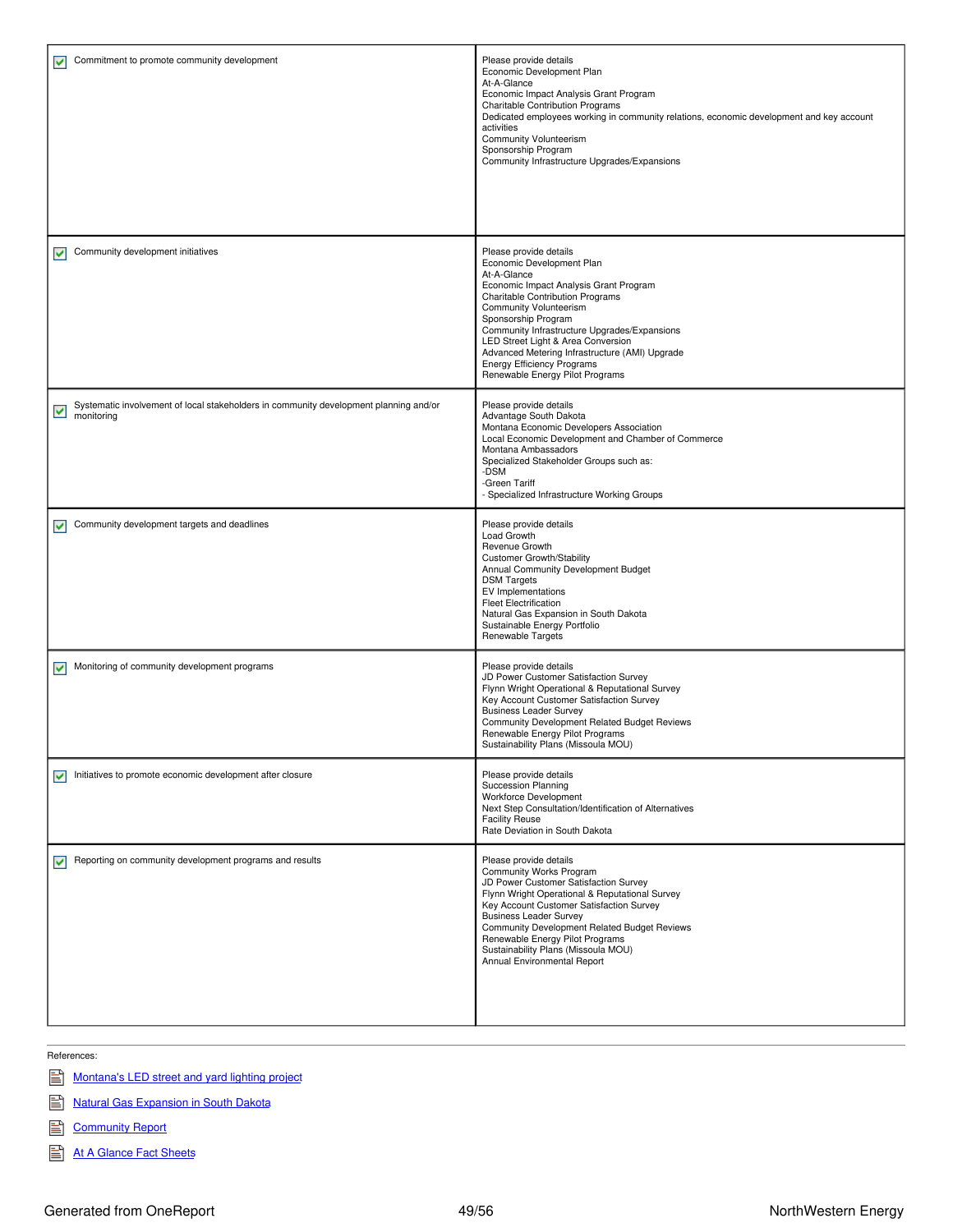| | |
|---|---|
| ☑ Commitment to promote community development | Please provide details<br>Economic Development Plan<br>At-A-Glance<br>Economic Impact Analysis Grant Program<br>Charitable Contribution Programs<br>Dedicated employees working in community relations, economic development and key account activities<br>Community Volunteerism<br>Sponsorship Program<br>Community Infrastructure Upgrades/Expansions |
| ☑ Community development initiatives | Please provide details<br>Economic Development Plan<br>At-A-Glance<br>Economic Impact Analysis Grant Program<br>Charitable Contribution Programs<br>Community Volunteerism<br>Sponsorship Program<br>Community Infrastructure Upgrades/Expansions<br>LED Street Light & Area Conversion<br>Advanced Metering Infrastructure (AMI) Upgrade<br>Energy Efficiency Programs<br>Renewable Energy Pilot Programs |
| ☑ Systematic involvement of local stakeholders in community development planning and/or monitoring | Please provide details<br>Advantage South Dakota<br>Montana Economic Developers Association<br>Local Economic Development and Chamber of Commerce<br>Montana Ambassadors<br>Specialized Stakeholder Groups such as:<br>-DSM<br>-Green Tariff<br>- Specialized Infrastructure Working Groups |
| ☑ Community development targets and deadlines | Please provide details<br>Load Growth<br>Revenue Growth<br>Customer Growth/Stability<br>Annual Community Development Budget<br>DSM Targets<br>EV Implementations<br>Fleet Electrification<br>Natural Gas Expansion in South Dakota<br>Sustainable Energy Portfolio<br>Renewable Targets |
| ☑ Monitoring of community development programs | Please provide details<br>JD Power Customer Satisfaction Survey<br>Flynn Wright Operational & Reputational Survey<br>Key Account Customer Satisfaction Survey<br>Business Leader Survey<br>Community Development Related Budget Reviews<br>Renewable Energy Pilot Programs<br>Sustainability Plans (Missoula MOU) |
| ☑ Initiatives to promote economic development after closure | Please provide details<br>Succession Planning<br>Workforce Development<br>Next Step Consultation/Identification of Alternatives<br>Facility Reuse<br>Rate Deviation in South Dakota |
| ☑ Reporting on community development programs and results | Please provide details<br>Community Works Program<br>JD Power Customer Satisfaction Survey<br>Flynn Wright Operational & Reputational Survey<br>Key Account Customer Satisfaction Survey<br>Business Leader Survey<br>Community Development Related Budget Reviews<br>Renewable Energy Pilot Programs<br>Sustainability Plans (Missoula MOU)<br>Annual Environmental Report |

References:

- Montana's LED street and yard lighting project
- Natural Gas Expansion in South Dakota
- Community Report
- At A Glance Fact Sheets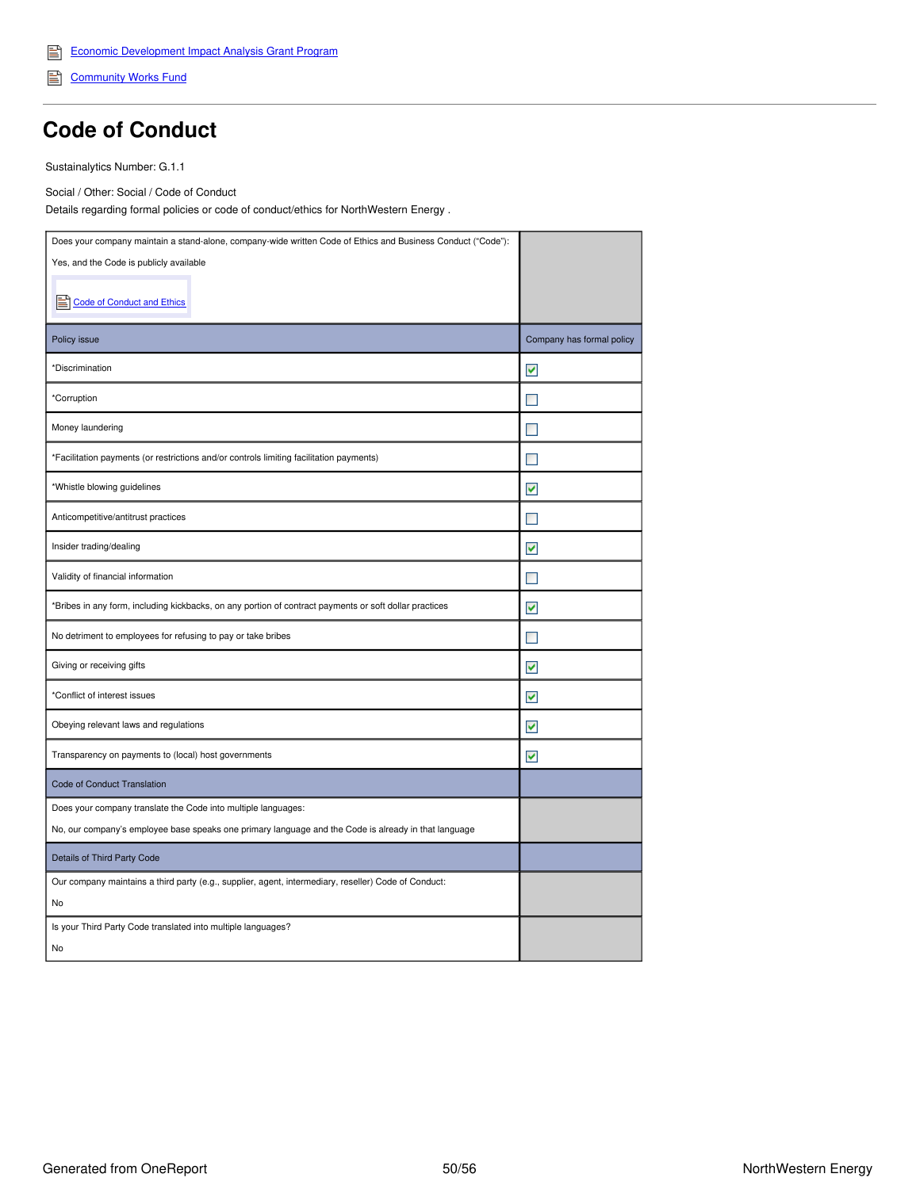[Economic Development Impact Analysis Grant Program](#)

[Community Works Fund](#)

---

## Code of Conduct

Sustainalytics Number: G.1.1

Social / Other: Social / Code of Conduct
Details regarding formal policies or code of conduct/ethics for NorthWestern Energy .

Does your company maintain a stand-alone, company-wide written Code of Ethics and Business Conduct ("Code"):

Yes, and the Code is publicly available

[Code of Conduct and Ethics](#)

| Policy issue | Company has formal policy |
|---|---|
| *Discrimination | ☑ |
| *Corruption | ☐ |
| Money laundering | ☐ |
| *Facilitation payments (or restrictions and/or controls limiting facilitation payments) | ☐ |
| *Whistle blowing guidelines | ☑ |
| Anticompetitive/antitrust practices | ☐ |
| Insider trading/dealing | ☑ |
| Validity of financial information | ☐ |
| *Bribes in any form, including kickbacks, on any portion of contract payments or soft dollar practices | ☑ |
| No detriment to employees for refusing to pay or take bribes | ☐ |
| Giving or receiving gifts | ☑ |
| *Conflict of interest issues | ☑ |
| Obeying relevant laws and regulations | ☑ |
| Transparency on payments to (local) host governments | ☑ |

**Code of Conduct Translation**

Does your company translate the Code into multiple languages:

No, our company's employee base speaks one primary language and the Code is already in that language

**Details of Third Party Code**

Our company maintains a third party (e.g., supplier, agent, intermediary, reseller) Code of Conduct:

No

Is your Third Party Code translated into multiple languages?

No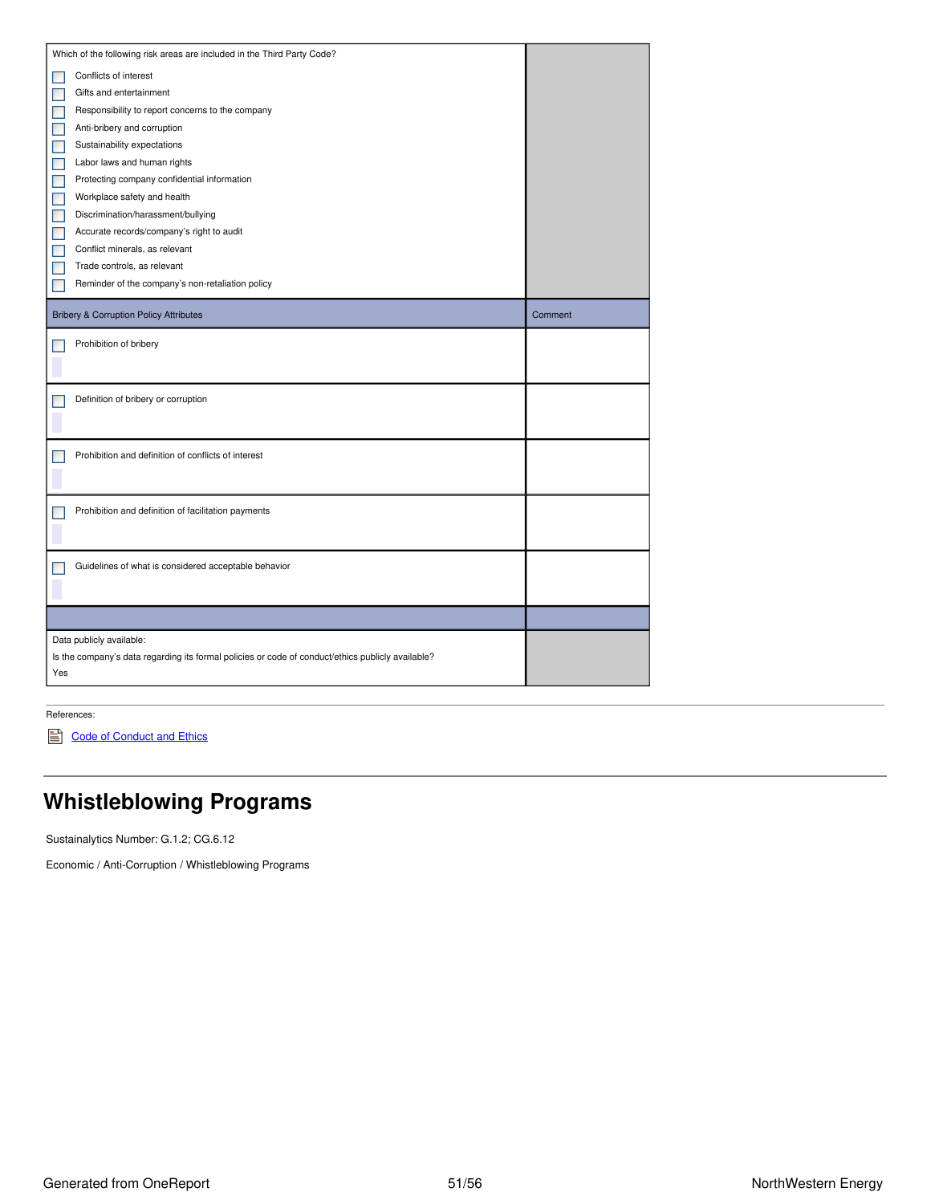| Which of the following risk areas are included in the Third Party Code? | |
|---|---|
| ☐ Conflicts of interest<br>☐ Gifts and entertainment<br>☐ Responsibility to report concerns to the company<br>☐ Anti-bribery and corruption<br>☐ Sustainability expectations<br>☐ Labor laws and human rights<br>☐ Protecting company confidential information<br>☐ Workplace safety and health<br>☐ Discrimination/harassment/bullying<br>☐ Accurate records/company's right to audit<br>☐ Conflict minerals, as relevant<br>☐ Trade controls, as relevant<br>☐ Reminder of the company's non-retaliation policy | |

| Bribery & Corruption Policy Attributes | Comment |
|---|---|
| ☐ Prohibition of bribery | |
| ☐ Definition of bribery or corruption | |
| ☐ Prohibition and definition of conflicts of interest | |
| ☐ Prohibition and definition of facilitation payments | |
| ☐ Guidelines of what is considered acceptable behavior | |
| | |
| Data publicly available:<br>Is the company's data regarding its formal policies or code of conduct/ethics publicly available?<br>Yes | |

References:

Code of Conduct and Ethics

# Whistleblowing Programs

Sustainalytics Number: G.1.2; CG.6.12

Economic / Anti-Corruption / Whistleblowing Programs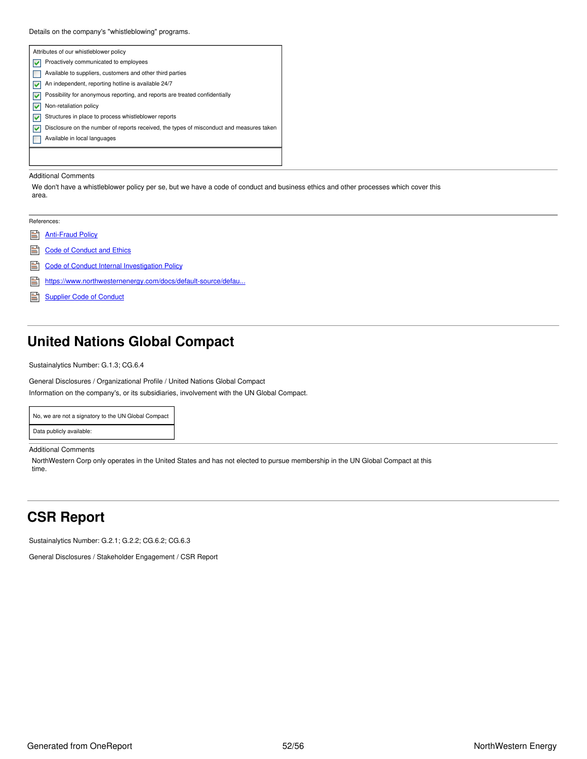Details on the company's "whistleblowing" programs.

Attributes of our whistleblower policy

- [x] Proactively communicated to employees
- [ ] Available to suppliers, customers and other third parties
- [x] An independent, reporting hotline is available 24/7
- [x] Possibility for anonymous reporting, and reports are treated confidentially
- [x] Non-retaliation policy
- [x] Structures in place to process whistleblower reports
- [x] Disclosure on the number of reports received, the types of misconduct and measures taken
- [ ] Available in local languages

Additional Comments

We don't have a whistleblower policy per se, but we have a code of conduct and business ethics and other processes which cover this area.

References:

- Anti-Fraud Policy
- Code of Conduct and Ethics
- Code of Conduct Internal Investigation Policy
- https://www.northwesternenergy.com/docs/default-source/defau...
- Supplier Code of Conduct

## United Nations Global Compact

Sustainalytics Number: G.1.3; CG.6.4

General Disclosures / Organizational Profile / United Nations Global Compact

Information on the company's, or its subsidiaries, involvement with the UN Global Compact.

No, we are not a signatory to the UN Global Compact

Data publicly available:

Additional Comments

NorthWestern Corp only operates in the United States and has not elected to pursue membership in the UN Global Compact at this time.

## CSR Report

Sustainalytics Number: G.2.1; G.2.2; CG.6.2; CG.6.3

General Disclosures / Stakeholder Engagement / CSR Report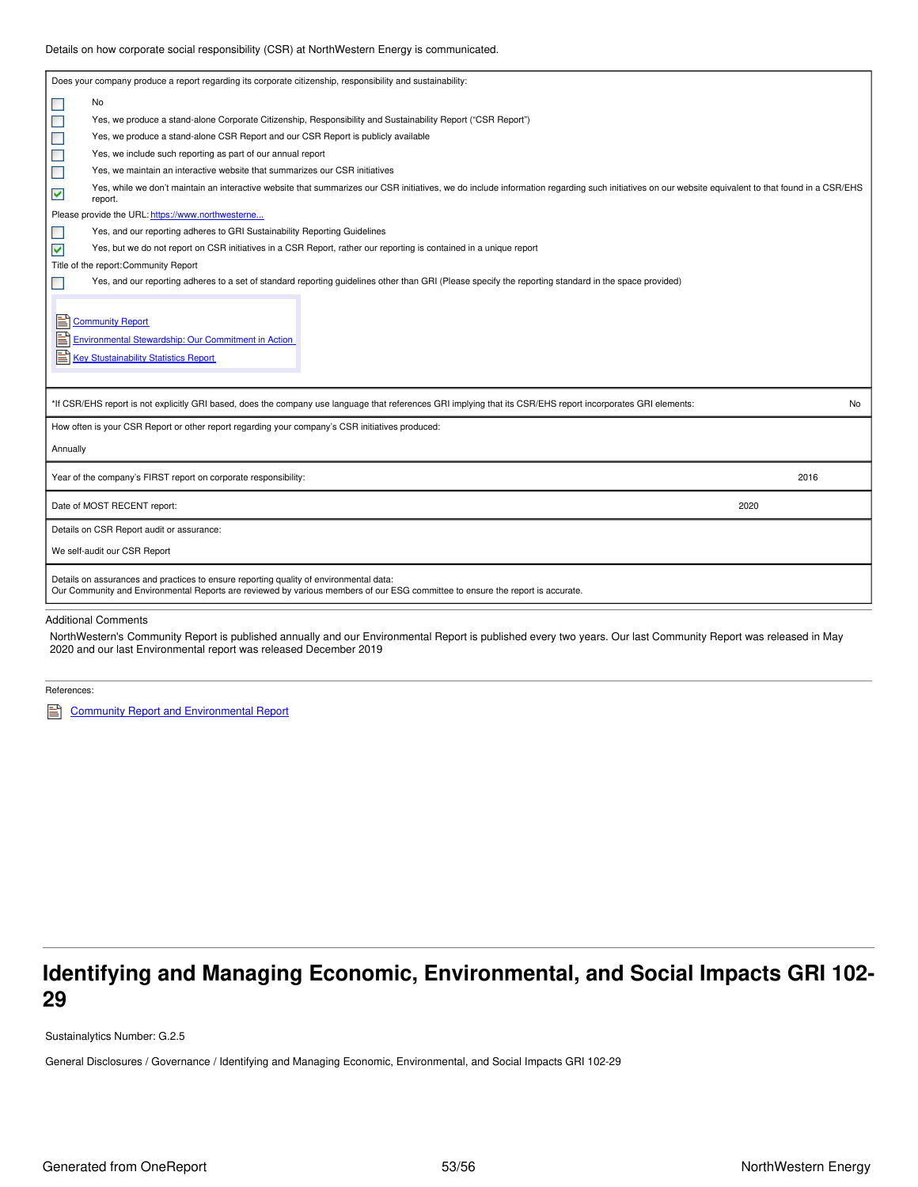Details on how corporate social responsibility (CSR) at NorthWestern Energy is communicated.

Does your company produce a report regarding its corporate citizenship, responsibility and sustainability:

- [ ] No
- [ ] Yes, we produce a stand-alone Corporate Citizenship, Responsibility and Sustainability Report ("CSR Report")
- [ ] Yes, we produce a stand-alone CSR Report and our CSR Report is publicly available
- [ ] Yes, we include such reporting as part of our annual report
- [ ] Yes, we maintain an interactive website that summarizes our CSR initiatives
- [x] Yes, while we don't maintain an interactive website that summarizes our CSR initiatives, we do include information regarding such initiatives on our website equivalent to that found in a CSR/EHS report.

Please provide the URL: https://www.northwesterne...

- [ ] Yes, and our reporting adheres to GRI Sustainability Reporting Guidelines
- [x] Yes, but we do not report on CSR initiatives in a CSR Report, rather our reporting is contained in a unique report

Title of the report: Community Report

- [ ] Yes, and our reporting adheres to a set of standard reporting guidelines other than GRI (Please specify the reporting standard in the space provided)

Community Report
Environmental Stewardship: Our Commitment in Action
Key Sustainability Statistics Report

| | |
|---|---|
| *If CSR/EHS report is not explicitly GRI based, does the company use language that references GRI implying that its CSR/EHS report incorporates GRI elements: | No |
| How often is your CSR Report or other report regarding your company's CSR initiatives produced: | Annually |
| Year of the company's FIRST report on corporate responsibility: | 2016 |
| Date of MOST RECENT report: | 2020 |
| Details on CSR Report audit or assurance: | We self-audit our CSR Report |
| Details on assurances and practices to ensure reporting quality of environmental data: | Our Community and Environmental Reports are reviewed by various members of our ESG committee to ensure the report is accurate. |

Additional Comments

NorthWestern's Community Report is published annually and our Environmental Report is published every two years. Our last Community Report was released in May 2020 and our last Environmental report was released December 2019

References:

Community Report and Environmental Report

# Identifying and Managing Economic, Environmental, and Social Impacts GRI 102-29

Sustainalytics Number: G.2.5

General Disclosures / Governance / Identifying and Managing Economic, Environmental, and Social Impacts GRI 102-29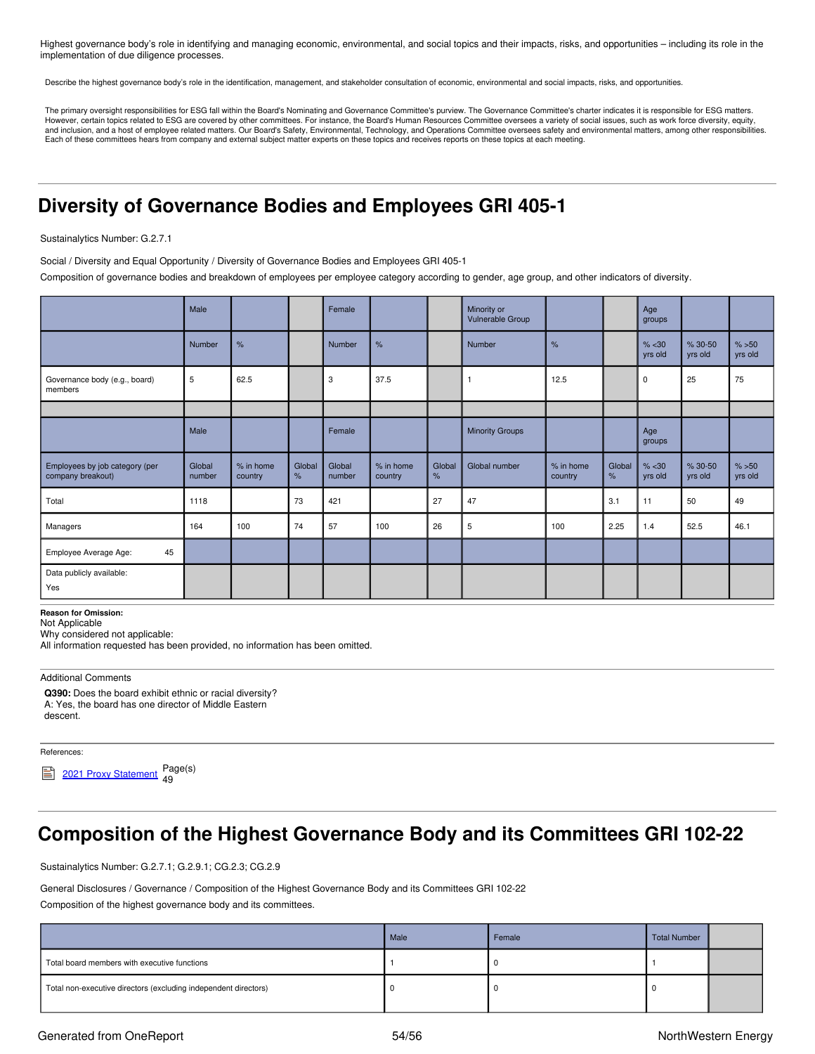Highest governance body's role in identifying and managing economic, environmental, and social topics and their impacts, risks, and opportunities – including its role in the implementation of due diligence processes.

Describe the highest governance body's role in the identification, management, and stakeholder consultation of economic, environmental and social impacts, risks, and opportunities.

The primary oversight responsibilities for ESG fall within the Board's Nominating and Governance Committee's purview. The Governance Committee's charter indicates it is responsible for ESG matters. However, certain topics related to ESG are covered by other committees. For instance, the Board's Human Resources Committee oversees a variety of social issues, such as work force diversity, equity, and inclusion, and a host of employee related matters. Our Board's Safety, Environmental, Technology, and Operations Committee oversees safety and environmental matters, among other responsibilities. Each of these committees hears from company and external subject matter experts on these topics and receives reports on these topics at each meeting.

## Diversity of Governance Bodies and Employees GRI 405-1

Sustainalytics Number: G.2.7.1

Social / Diversity and Equal Opportunity / Diversity of Governance Bodies and Employees GRI 405-1

Composition of governance bodies and breakdown of employees per employee category according to gender, age group, and other indicators of diversity.

| | Male | | | Female | | | Minority or Vulnerable Group | | | Age groups | | |
|---|---|---|---|---|---|---|---|---|---|---|---|---|
| | Number | % | | Number | % | | Number | % | | % <30 yrs old | % 30-50 yrs old | % >50 yrs old |
| Governance body (e.g., board) members | 5 | 62.5 | | 3 | 37.5 | | 1 | 12.5 | | 0 | 25 | 75 |
| | | | | | | | | | | | | |
| | Male | | | Female | | | Minority Groups | | | Age groups | | |
| Employees by job category (per company breakout) | Global number | % in home country | Global % | Global number | % in home country | Global % | Global number | % in home country | Global % | % <30 yrs old | % 30-50 yrs old | % >50 yrs old |
| Total | 1118 | | 73 | 421 | | 27 | 47 | | 3.1 | 11 | 50 | 49 |
| Managers | 164 | 100 | 74 | 57 | 100 | 26 | 5 | 100 | 2.25 | 1.4 | 52.5 | 46.1 |
| Employee Average Age: 45 | | | | | | | | | | | | |
| Data publicly available: Yes | | | | | | | | | | | | |

**Reason for Omission:**
Not Applicable
Why considered not applicable:
All information requested has been provided, no information has been omitted.

Additional Comments

**Q390:** Does the board exhibit ethnic or racial diversity?
A: Yes, the board has one director of Middle Eastern descent.

References:

2021 Proxy Statement Page(s) 49

## Composition of the Highest Governance Body and its Committees GRI 102-22

Sustainalytics Number: G.2.7.1; G.2.9.1; CG.2.3; CG.2.9

General Disclosures / Governance / Composition of the Highest Governance Body and its Committees GRI 102-22

Composition of the highest governance body and its committees.

| | Male | Female | Total Number | |
|---|---|---|---|---|
| Total board members with executive functions | 1 | 0 | 1 | |
| Total non-executive directors (excluding independent directors) | 0 | 0 | 0 | |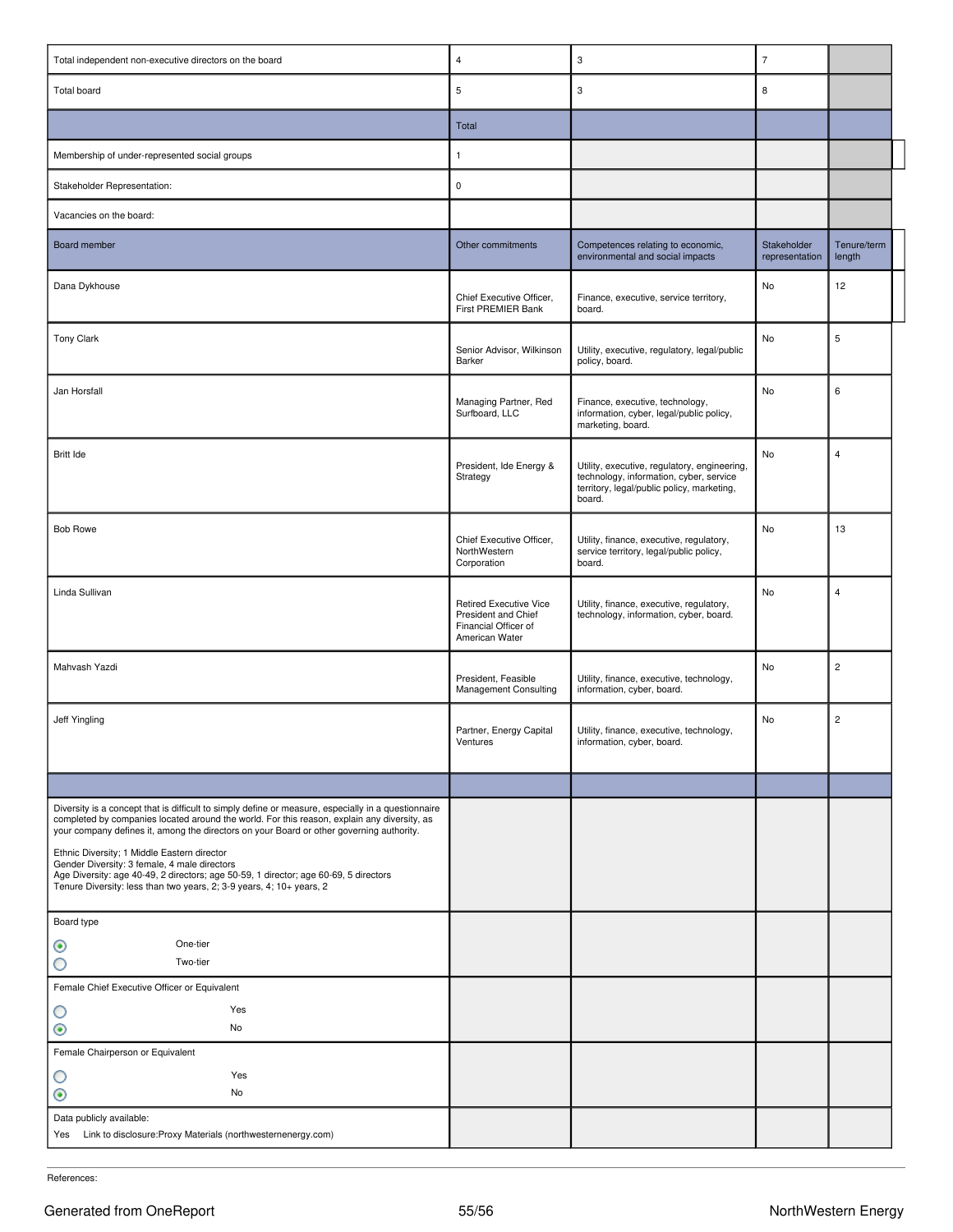| | | | | |
|---|---|---|---|---|
| Total independent non-executive directors on the board | 4 | 3 | 7 | |
| Total board | 5 | 3 | 8 | |
| | Total | | | |
| Membership of under-represented social groups | 1 | | | |
| Stakeholder Representation: | 0 | | | |
| Vacancies on the board: | | | | |
| Board member | Other commitments | Competences relating to economic, environmental and social impacts | Stakeholder representation | Tenure/term length |
| Dana Dykhouse | Chief Executive Officer, First PREMIER Bank | Finance, executive, service territory, board. | No | 12 |
| Tony Clark | Senior Advisor, Wilkinson Barker | Utility, executive, regulatory, legal/public policy, board. | No | 5 |
| Jan Horsfall | Managing Partner, Red Surfboard, LLC | Finance, executive, technology, information, cyber, legal/public policy, marketing, board. | No | 6 |
| Britt Ide | President, Ide Energy & Strategy | Utility, executive, regulatory, engineering, technology, information, cyber, service territory, legal/public policy, marketing, board. | No | 4 |
| Bob Rowe | Chief Executive Officer, NorthWestern Corporation | Utility, finance, executive, regulatory, service territory, legal/public policy, board. | No | 13 |
| Linda Sullivan | Retired Executive Vice President and Chief Financial Officer of American Water | Utility, finance, executive, regulatory, technology, information, cyber, board. | No | 4 |
| Mahvash Yazdi | President, Feasible Management Consulting | Utility, finance, executive, technology, information, cyber, board. | No | 2 |
| Jeff Yingling | Partner, Energy Capital Ventures | Utility, finance, executive, technology, information, cyber, board. | No | 2 |
| | | | | |
| Diversity is a concept that is difficult to simply define or measure, especially in a questionnaire completed by companies located around the world. For this reason, explain any diversity, as your company defines it, among the directors on your Board or other governing authority.<br><br>Ethnic Diversity; 1 Middle Eastern director<br>Gender Diversity: 3 female, 4 male directors<br>Age Diversity: age 40-49, 2 directors; age 50-59, 1 director; age 60-69, 5 directors<br>Tenure Diversity: less than two years, 2; 3-9 years, 4; 10+ years, 2 | | | | |
| Board type<br>(●) One-tier<br>( ) Two-tier | | | | |
| Female Chief Executive Officer or Equivalent<br>( ) Yes<br>(●) No | | | | |
| Female Chairperson or Equivalent<br>( ) Yes<br>(●) No | | | | |
| Data publicly available:<br>Yes Link to disclosure:Proxy Materials (northwesternenergy.com) | | | | |

References: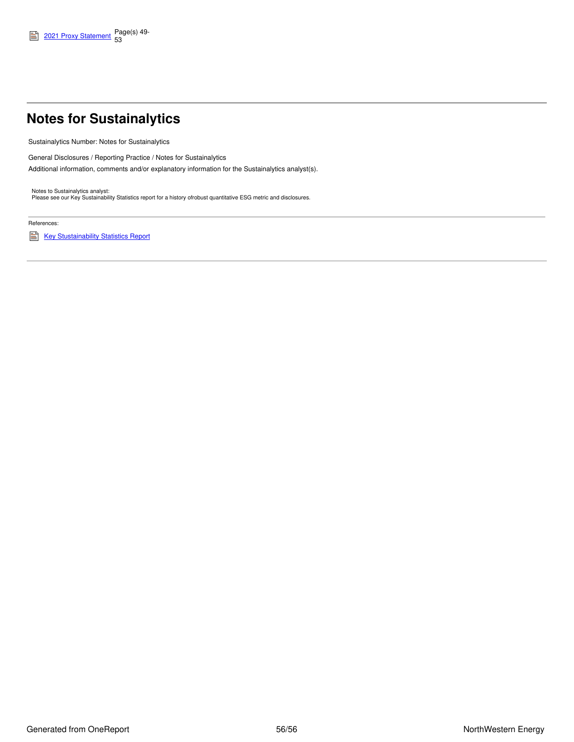[2021 Proxy Statement](#) Page(s) 49-53

---

## Notes for Sustainalytics

Sustainalytics Number: Notes for Sustainalytics

General Disclosures / Reporting Practice / Notes for Sustainalytics

Additional information, comments and/or explanatory information for the Sustainalytics analyst(s).

Notes to Sustainalytics analyst:
Please see our Key Sustainability Statistics report for a history ofrobust quantitative ESG metric and disclosures.

---

References:

[Key Stustainability Statistics Report](#)

---